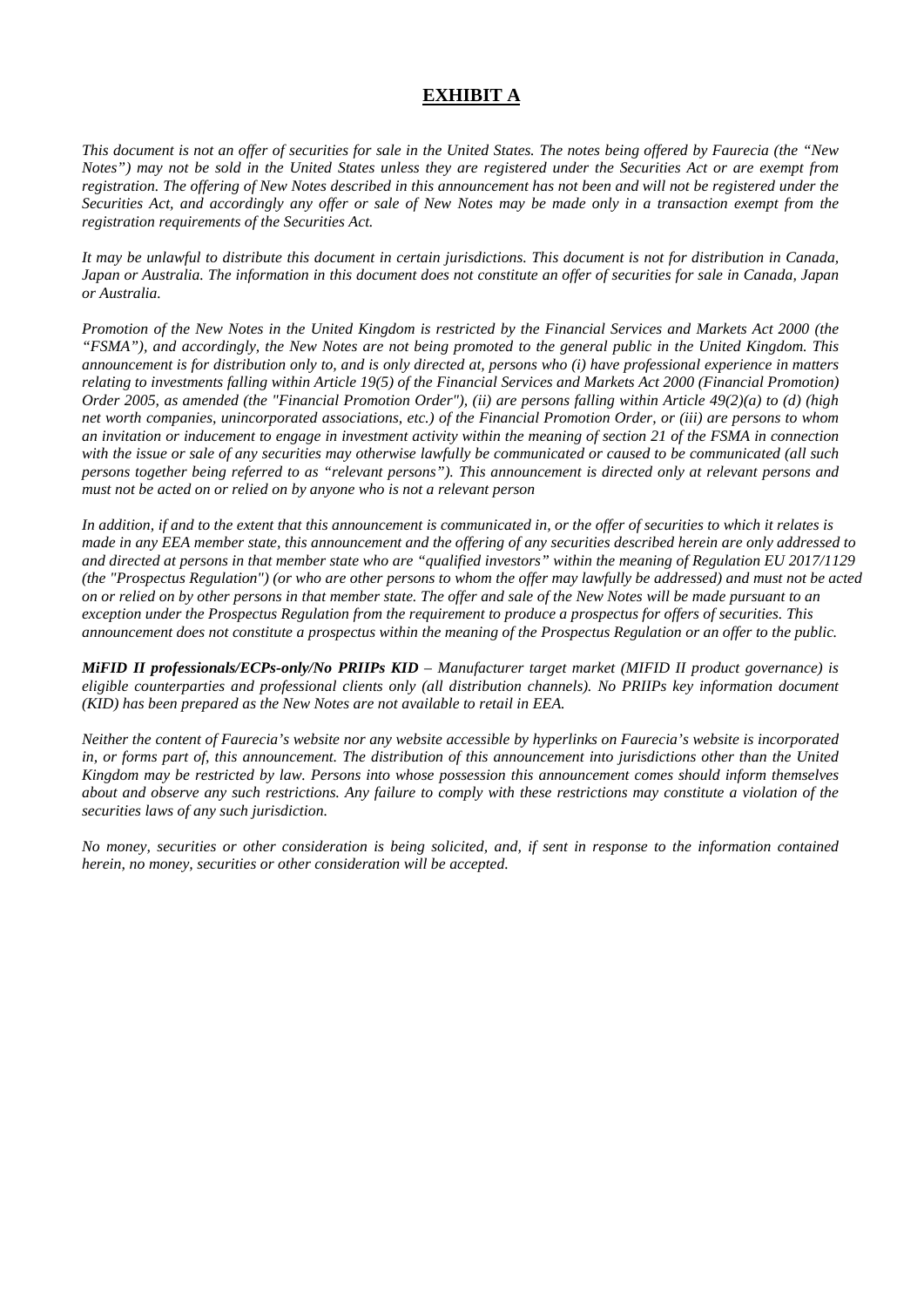# EXHIBIT A

*This document is not an offer of securities for sale in the United States. The notes being offered by Faurecia (the "New Notes") may not be sold in the United States unless they are registered under the Securities Act or are exempt from registration. The offering of New Notes described in this announcement has not been and will not be registered under the Securities Act, and accordingly any offer or sale of New Notes may be made only in a transaction exempt from the registration requirements of the Securities Act.*

*It may be unlawful to distribute this document in certain jurisdictions. This document is not for distribution in Canada, Japan or Australia. The information in this document does not constitute an offer of securities for sale in Canada, Japan or Australia.*

*Promotion of the New Notes in the United Kingdom is restricted by the Financial Services and Markets Act 2000 (the "FSMA"), and accordingly, the New Notes are not being promoted to the general public in the United Kingdom. This announcement is for distribution only to, and is only directed at, persons who (i) have professional experience in matters relating to investments falling within Article 19(5) of the Financial Services and Markets Act 2000 (Financial Promotion) Order 2005, as amended (the "Financial Promotion Order"), (ii) are persons falling within Article 49(2)(a) to (d) (high net worth companies, unincorporated associations, etc.) of the Financial Promotion Order, or (iii) are persons to whom an invitation or inducement to engage in investment activity within the meaning of section 21 of the FSMA in connection with the issue or sale of any securities may otherwise lawfully be communicated or caused to be communicated (all such persons together being referred to as "relevant persons"). This announcement is directed only at relevant persons and must not be acted on or relied on by anyone who is not a relevant person*

*In addition, if and to the extent that this announcement is communicated in, or the offer of securities to which it relates is made in any EEA member state, this announcement and the offering of any securities described herein are only addressed to and directed at persons in that member state who are "qualified investors" within the meaning of Regulation EU 2017/1129 (the "Prospectus Regulation") (or who are other persons to whom the offer may lawfully be addressed) and must not be acted on or relied on by other persons in that member state. The offer and sale of the New Notes will be made pursuant to an exception under the Prospectus Regulation from the requirement to produce a prospectus for offers of securities. This announcement does not constitute a prospectus within the meaning of the Prospectus Regulation or an offer to the public.*

***MiFID II professionals/ECPs-only/No PRIIPs KID*** *– Manufacturer target market (MIFID II product governance) is eligible counterparties and professional clients only (all distribution channels). No PRIIPs key information document (KID) has been prepared as the New Notes are not available to retail in EEA.*

*Neither the content of Faurecia's website nor any website accessible by hyperlinks on Faurecia's website is incorporated in, or forms part of, this announcement. The distribution of this announcement into jurisdictions other than the United Kingdom may be restricted by law. Persons into whose possession this announcement comes should inform themselves about and observe any such restrictions. Any failure to comply with these restrictions may constitute a violation of the securities laws of any such jurisdiction.*

*No money, securities or other consideration is being solicited, and, if sent in response to the information contained herein, no money, securities or other consideration will be accepted.*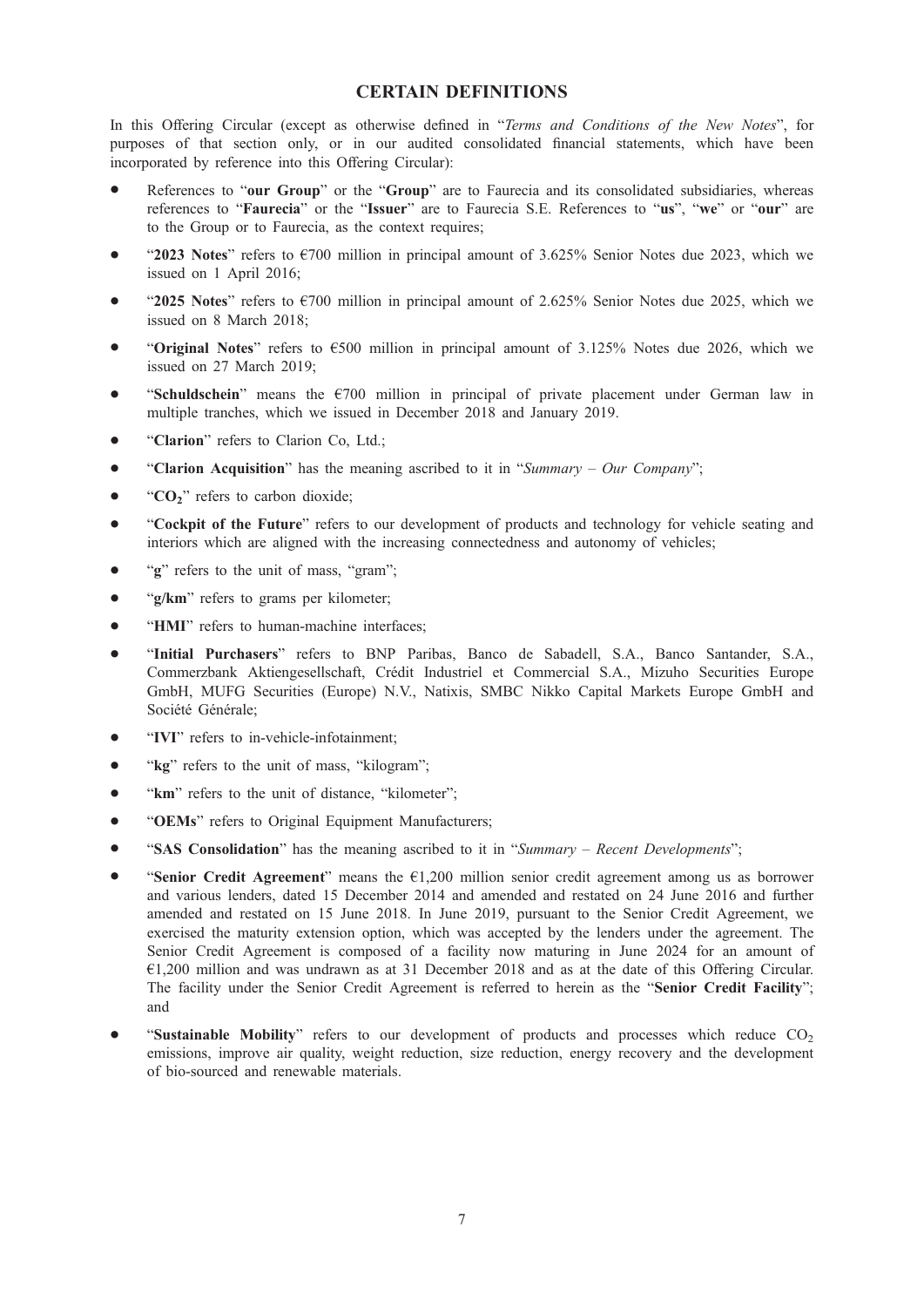## CERTAIN DEFINITIONS

In this Offering Circular (except as otherwise defined in "*Terms and Conditions of the New Notes*", for purposes of that section only, or in our audited consolidated financial statements, which have been incorporated by reference into this Offering Circular):

- References to "**our Group**" or the "**Group**" are to Faurecia and its consolidated subsidiaries, whereas references to "**Faurecia**" or the "**Issuer**" are to Faurecia S.E. References to "**us**", "**we**" or "**our**" are to the Group or to Faurecia, as the context requires;
- "**2023 Notes**" refers to €700 million in principal amount of 3.625% Senior Notes due 2023, which we issued on 1 April 2016;
- "**2025 Notes**" refers to €700 million in principal amount of 2.625% Senior Notes due 2025, which we issued on 8 March 2018;
- "**Original Notes**" refers to €500 million in principal amount of 3.125% Notes due 2026, which we issued on 27 March 2019;
- "**Schuldschein**" means the €700 million in principal of private placement under German law in multiple tranches, which we issued in December 2018 and January 2019.
- "**Clarion**" refers to Clarion Co, Ltd.;
- "**Clarion Acquisition**" has the meaning ascribed to it in "*Summary – Our Company*";
- "**$CO_2$**" refers to carbon dioxide;
- "**Cockpit of the Future**" refers to our development of products and technology for vehicle seating and interiors which are aligned with the increasing connectedness and autonomy of vehicles;
- "**g**" refers to the unit of mass, "gram";
- "**g/km**" refers to grams per kilometer;
- "**HMI**" refers to human-machine interfaces;
- "**Initial Purchasers**" refers to BNP Paribas, Banco de Sabadell, S.A., Banco Santander, S.A., Commerzbank Aktiengesellschaft, Crédit Industriel et Commercial S.A., Mizuho Securities Europe GmbH, MUFG Securities (Europe) N.V., Natixis, SMBC Nikko Capital Markets Europe GmbH and Société Générale;
- "**IVI**" refers to in-vehicle-infotainment;
- "**kg**" refers to the unit of mass, "kilogram";
- "**km**" refers to the unit of distance, "kilometer";
- "**OEMs**" refers to Original Equipment Manufacturers;
- "**SAS Consolidation**" has the meaning ascribed to it in "*Summary – Recent Developments*";
- "**Senior Credit Agreement**" means the €1,200 million senior credit agreement among us as borrower and various lenders, dated 15 December 2014 and amended and restated on 24 June 2016 and further amended and restated on 15 June 2018. In June 2019, pursuant to the Senior Credit Agreement, we exercised the maturity extension option, which was accepted by the lenders under the agreement. The Senior Credit Agreement is composed of a facility now maturing in June 2024 for an amount of €1,200 million and was undrawn as at 31 December 2018 and as at the date of this Offering Circular. The facility under the Senior Credit Agreement is referred to herein as the "**Senior Credit Facility**"; and
- "**Sustainable Mobility**" refers to our development of products and processes which reduce $CO_2$ emissions, improve air quality, weight reduction, size reduction, energy recovery and the development of bio-sourced and renewable materials.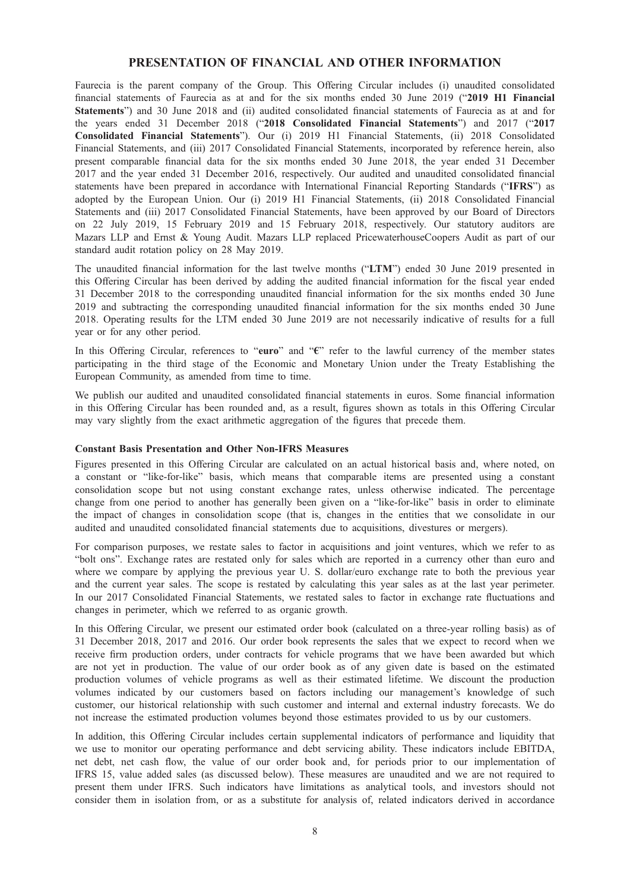# PRESENTATION OF FINANCIAL AND OTHER INFORMATION

Faurecia is the parent company of the Group. This Offering Circular includes (i) unaudited consolidated financial statements of Faurecia as at and for the six months ended 30 June 2019 ("**2019 H1 Financial Statements**") and 30 June 2018 and (ii) audited consolidated financial statements of Faurecia as at and for the years ended 31 December 2018 ("**2018 Consolidated Financial Statements**") and 2017 ("**2017 Consolidated Financial Statements**"). Our (i) 2019 H1 Financial Statements, (ii) 2018 Consolidated Financial Statements, and (iii) 2017 Consolidated Financial Statements, incorporated by reference herein, also present comparable financial data for the six months ended 30 June 2018, the year ended 31 December 2017 and the year ended 31 December 2016, respectively. Our audited and unaudited consolidated financial statements have been prepared in accordance with International Financial Reporting Standards ("**IFRS**") as adopted by the European Union. Our (i) 2019 H1 Financial Statements, (ii) 2018 Consolidated Financial Statements and (iii) 2017 Consolidated Financial Statements, have been approved by our Board of Directors on 22 July 2019, 15 February 2019 and 15 February 2018, respectively. Our statutory auditors are Mazars LLP and Ernst & Young Audit. Mazars LLP replaced PricewaterhouseCoopers Audit as part of our standard audit rotation policy on 28 May 2019.

The unaudited financial information for the last twelve months ("**LTM**") ended 30 June 2019 presented in this Offering Circular has been derived by adding the audited financial information for the fiscal year ended 31 December 2018 to the corresponding unaudited financial information for the six months ended 30 June 2019 and subtracting the corresponding unaudited financial information for the six months ended 30 June 2018. Operating results for the LTM ended 30 June 2019 are not necessarily indicative of results for a full year or for any other period.

In this Offering Circular, references to "**euro**" and "**€**" refer to the lawful currency of the member states participating in the third stage of the Economic and Monetary Union under the Treaty Establishing the European Community, as amended from time to time.

We publish our audited and unaudited consolidated financial statements in euros. Some financial information in this Offering Circular has been rounded and, as a result, figures shown as totals in this Offering Circular may vary slightly from the exact arithmetic aggregation of the figures that precede them.

### Constant Basis Presentation and Other Non-IFRS Measures

Figures presented in this Offering Circular are calculated on an actual historical basis and, where noted, on a constant or "like-for-like" basis, which means that comparable items are presented using a constant consolidation scope but not using constant exchange rates, unless otherwise indicated. The percentage change from one period to another has generally been given on a "like-for-like" basis in order to eliminate the impact of changes in consolidation scope (that is, changes in the entities that we consolidate in our audited and unaudited consolidated financial statements due to acquisitions, divestures or mergers).

For comparison purposes, we restate sales to factor in acquisitions and joint ventures, which we refer to as "bolt ons". Exchange rates are restated only for sales which are reported in a currency other than euro and where we compare by applying the previous year U. S. dollar/euro exchange rate to both the previous year and the current year sales. The scope is restated by calculating this year sales as at the last year perimeter. In our 2017 Consolidated Financial Statements, we restated sales to factor in exchange rate fluctuations and changes in perimeter, which we referred to as organic growth.

In this Offering Circular, we present our estimated order book (calculated on a three-year rolling basis) as of 31 December 2018, 2017 and 2016. Our order book represents the sales that we expect to record when we receive firm production orders, under contracts for vehicle programs that we have been awarded but which are not yet in production. The value of our order book as of any given date is based on the estimated production volumes of vehicle programs as well as their estimated lifetime. We discount the production volumes indicated by our customers based on factors including our management's knowledge of such customer, our historical relationship with such customer and internal and external industry forecasts. We do not increase the estimated production volumes beyond those estimates provided to us by our customers.

In addition, this Offering Circular includes certain supplemental indicators of performance and liquidity that we use to monitor our operating performance and debt servicing ability. These indicators include EBITDA, net debt, net cash flow, the value of our order book and, for periods prior to our implementation of IFRS 15, value added sales (as discussed below). These measures are unaudited and we are not required to present them under IFRS. Such indicators have limitations as analytical tools, and investors should not consider them in isolation from, or as a substitute for analysis of, related indicators derived in accordance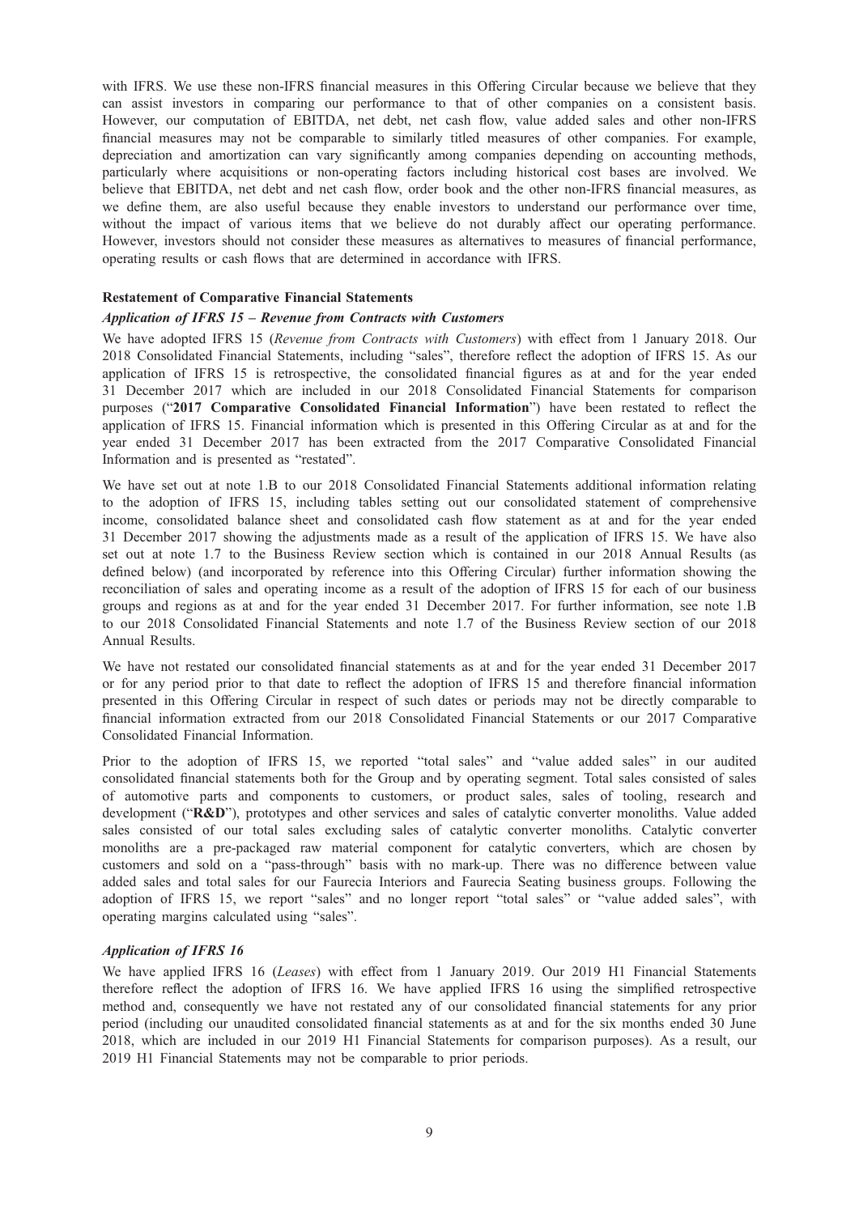with IFRS. We use these non-IFRS financial measures in this Offering Circular because we believe that they can assist investors in comparing our performance to that of other companies on a consistent basis. However, our computation of EBITDA, net debt, net cash flow, value added sales and other non-IFRS financial measures may not be comparable to similarly titled measures of other companies. For example, depreciation and amortization can vary significantly among companies depending on accounting methods, particularly where acquisitions or non-operating factors including historical cost bases are involved. We believe that EBITDA, net debt and net cash flow, order book and the other non-IFRS financial measures, as we define them, are also useful because they enable investors to understand our performance over time, without the impact of various items that we believe do not durably affect our operating performance. However, investors should not consider these measures as alternatives to measures of financial performance, operating results or cash flows that are determined in accordance with IFRS.

**Restatement of Comparative Financial Statements**

***Application of IFRS 15 – Revenue from Contracts with Customers***

We have adopted IFRS 15 (*Revenue from Contracts with Customers*) with effect from 1 January 2018. Our 2018 Consolidated Financial Statements, including "sales", therefore reflect the adoption of IFRS 15. As our application of IFRS 15 is retrospective, the consolidated financial figures as at and for the year ended 31 December 2017 which are included in our 2018 Consolidated Financial Statements for comparison purposes ("**2017 Comparative Consolidated Financial Information**") have been restated to reflect the application of IFRS 15. Financial information which is presented in this Offering Circular as at and for the year ended 31 December 2017 has been extracted from the 2017 Comparative Consolidated Financial Information and is presented as "restated".

We have set out at note 1.B to our 2018 Consolidated Financial Statements additional information relating to the adoption of IFRS 15, including tables setting out our consolidated statement of comprehensive income, consolidated balance sheet and consolidated cash flow statement as at and for the year ended 31 December 2017 showing the adjustments made as a result of the application of IFRS 15. We have also set out at note 1.7 to the Business Review section which is contained in our 2018 Annual Results (as defined below) (and incorporated by reference into this Offering Circular) further information showing the reconciliation of sales and operating income as a result of the adoption of IFRS 15 for each of our business groups and regions as at and for the year ended 31 December 2017. For further information, see note 1.B to our 2018 Consolidated Financial Statements and note 1.7 of the Business Review section of our 2018 Annual Results.

We have not restated our consolidated financial statements as at and for the year ended 31 December 2017 or for any period prior to that date to reflect the adoption of IFRS 15 and therefore financial information presented in this Offering Circular in respect of such dates or periods may not be directly comparable to financial information extracted from our 2018 Consolidated Financial Statements or our 2017 Comparative Consolidated Financial Information.

Prior to the adoption of IFRS 15, we reported "total sales" and "value added sales" in our audited consolidated financial statements both for the Group and by operating segment. Total sales consisted of sales of automotive parts and components to customers, or product sales, sales of tooling, research and development ("**R&D**"), prototypes and other services and sales of catalytic converter monoliths. Value added sales consisted of our total sales excluding sales of catalytic converter monoliths. Catalytic converter monoliths are a pre-packaged raw material component for catalytic converters, which are chosen by customers and sold on a "pass-through" basis with no mark-up. There was no difference between value added sales and total sales for our Faurecia Interiors and Faurecia Seating business groups. Following the adoption of IFRS 15, we report "sales" and no longer report "total sales" or "value added sales", with operating margins calculated using "sales".

***Application of IFRS 16***

We have applied IFRS 16 (*Leases*) with effect from 1 January 2019. Our 2019 H1 Financial Statements therefore reflect the adoption of IFRS 16. We have applied IFRS 16 using the simplified retrospective method and, consequently we have not restated any of our consolidated financial statements for any prior period (including our unaudited consolidated financial statements as at and for the six months ended 30 June 2018, which are included in our 2019 H1 Financial Statements for comparison purposes). As a result, our 2019 H1 Financial Statements may not be comparable to prior periods.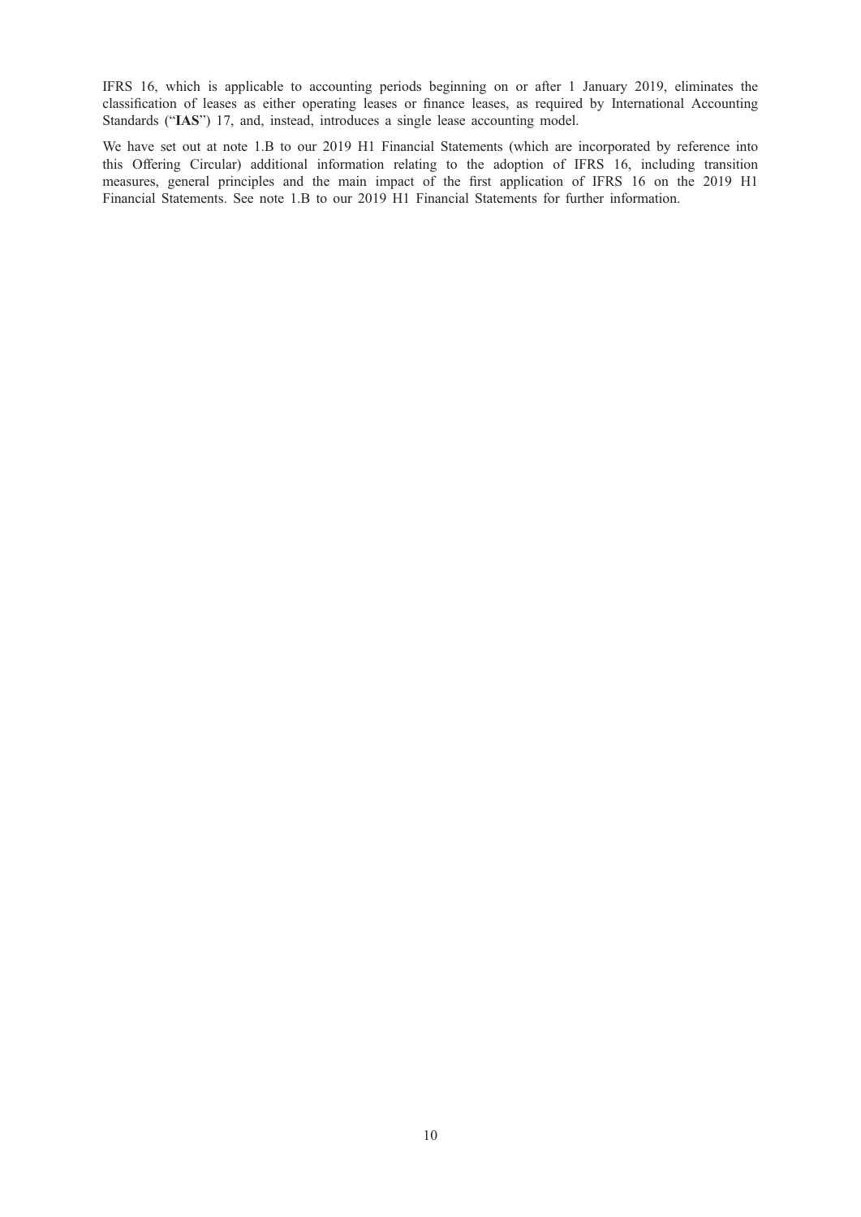IFRS 16, which is applicable to accounting periods beginning on or after 1 January 2019, eliminates the classification of leases as either operating leases or finance leases, as required by International Accounting Standards ("**IAS**") 17, and, instead, introduces a single lease accounting model.

We have set out at note 1.B to our 2019 H1 Financial Statements (which are incorporated by reference into this Offering Circular) additional information relating to the adoption of IFRS 16, including transition measures, general principles and the main impact of the first application of IFRS 16 on the 2019 H1 Financial Statements. See note 1.B to our 2019 H1 Financial Statements for further information.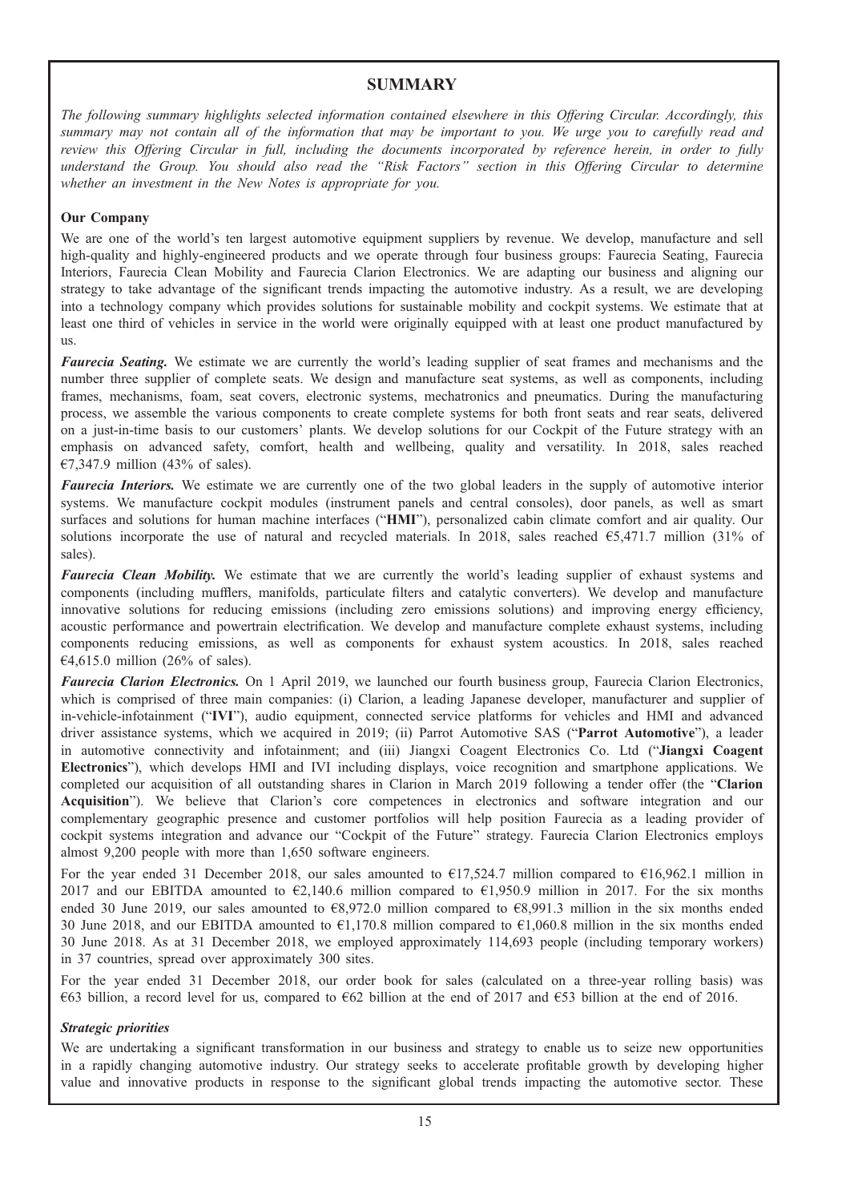# SUMMARY

*The following summary highlights selected information contained elsewhere in this Offering Circular. Accordingly, this summary may not contain all of the information that may be important to you. We urge you to carefully read and review this Offering Circular in full, including the documents incorporated by reference herein, in order to fully understand the Group. You should also read the "Risk Factors" section in this Offering Circular to determine whether an investment in the New Notes is appropriate for you.*

**Our Company**

We are one of the world's ten largest automotive equipment suppliers by revenue. We develop, manufacture and sell high-quality and highly-engineered products and we operate through four business groups: Faurecia Seating, Faurecia Interiors, Faurecia Clean Mobility and Faurecia Clarion Electronics. We are adapting our business and aligning our strategy to take advantage of the significant trends impacting the automotive industry. As a result, we are developing into a technology company which provides solutions for sustainable mobility and cockpit systems. We estimate that at least one third of vehicles in service in the world were originally equipped with at least one product manufactured by us.

***Faurecia Seating.*** We estimate we are currently the world's leading supplier of seat frames and mechanisms and the number three supplier of complete seats. We design and manufacture seat systems, as well as components, including frames, mechanisms, foam, seat covers, electronic systems, mechatronics and pneumatics. During the manufacturing process, we assemble the various components to create complete systems for both front seats and rear seats, delivered on a just-in-time basis to our customers' plants. We develop solutions for our Cockpit of the Future strategy with an emphasis on advanced safety, comfort, health and wellbeing, quality and versatility. In 2018, sales reached €7,347.9 million (43% of sales).

***Faurecia Interiors.*** We estimate we are currently one of the two global leaders in the supply of automotive interior systems. We manufacture cockpit modules (instrument panels and central consoles), door panels, as well as smart surfaces and solutions for human machine interfaces ("**HMI**"), personalized cabin climate comfort and air quality. Our solutions incorporate the use of natural and recycled materials. In 2018, sales reached €5,471.7 million (31% of sales).

***Faurecia Clean Mobility.*** We estimate that we are currently the world's leading supplier of exhaust systems and components (including mufflers, manifolds, particulate filters and catalytic converters). We develop and manufacture innovative solutions for reducing emissions (including zero emissions solutions) and improving energy efficiency, acoustic performance and powertrain electrification. We develop and manufacture complete exhaust systems, including components reducing emissions, as well as components for exhaust system acoustics. In 2018, sales reached €4,615.0 million (26% of sales).

***Faurecia Clarion Electronics.*** On 1 April 2019, we launched our fourth business group, Faurecia Clarion Electronics, which is comprised of three main companies: (i) Clarion, a leading Japanese developer, manufacturer and supplier of in-vehicle-infotainment ("**IVI**"), audio equipment, connected service platforms for vehicles and HMI and advanced driver assistance systems, which we acquired in 2019; (ii) Parrot Automotive SAS ("**Parrot Automotive**"), a leader in automotive connectivity and infotainment; and (iii) Jiangxi Coagent Electronics Co. Ltd ("**Jiangxi Coagent Electronics**"), which develops HMI and IVI including displays, voice recognition and smartphone applications. We completed our acquisition of all outstanding shares in Clarion in March 2019 following a tender offer (the "**Clarion Acquisition**"). We believe that Clarion's core competences in electronics and software integration and our complementary geographic presence and customer portfolios will help position Faurecia as a leading provider of cockpit systems integration and advance our "Cockpit of the Future" strategy. Faurecia Clarion Electronics employs almost 9,200 people with more than 1,650 software engineers.

For the year ended 31 December 2018, our sales amounted to €17,524.7 million compared to €16,962.1 million in 2017 and our EBITDA amounted to €2,140.6 million compared to €1,950.9 million in 2017. For the six months ended 30 June 2019, our sales amounted to €8,972.0 million compared to €8,991.3 million in the six months ended 30 June 2018, and our EBITDA amounted to €1,170.8 million compared to €1,060.8 million in the six months ended 30 June 2018. As at 31 December 2018, we employed approximately 114,693 people (including temporary workers) in 37 countries, spread over approximately 300 sites.

For the year ended 31 December 2018, our order book for sales (calculated on a three-year rolling basis) was €63 billion, a record level for us, compared to €62 billion at the end of 2017 and €53 billion at the end of 2016.

***Strategic priorities***

We are undertaking a significant transformation in our business and strategy to enable us to seize new opportunities in a rapidly changing automotive industry. Our strategy seeks to accelerate profitable growth by developing higher value and innovative products in response to the significant global trends impacting the automotive sector. These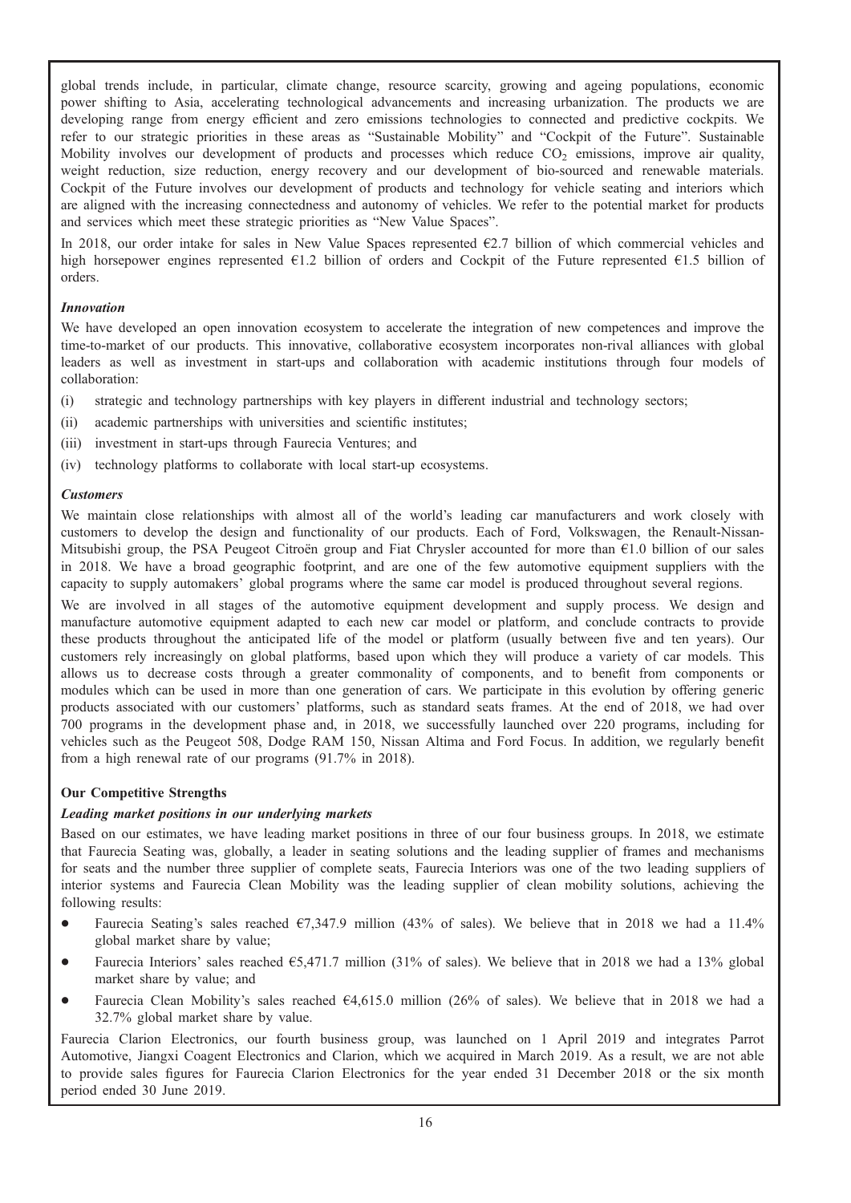global trends include, in particular, climate change, resource scarcity, growing and ageing populations, economic power shifting to Asia, accelerating technological advancements and increasing urbanization. The products we are developing range from energy efficient and zero emissions technologies to connected and predictive cockpits. We refer to our strategic priorities in these areas as "Sustainable Mobility" and "Cockpit of the Future". Sustainable Mobility involves our development of products and processes which reduce $CO_2$ emissions, improve air quality, weight reduction, size reduction, energy recovery and our development of bio-sourced and renewable materials. Cockpit of the Future involves our development of products and technology for vehicle seating and interiors which are aligned with the increasing connectedness and autonomy of vehicles. We refer to the potential market for products and services which meet these strategic priorities as "New Value Spaces".

In 2018, our order intake for sales in New Value Spaces represented €2.7 billion of which commercial vehicles and high horsepower engines represented €1.2 billion of orders and Cockpit of the Future represented €1.5 billion of orders.

***Innovation***

We have developed an open innovation ecosystem to accelerate the integration of new competences and improve the time-to-market of our products. This innovative, collaborative ecosystem incorporates non-rival alliances with global leaders as well as investment in start-ups and collaboration with academic institutions through four models of collaboration:

(i) strategic and technology partnerships with key players in different industrial and technology sectors;

(ii) academic partnerships with universities and scientific institutes;

(iii) investment in start-ups through Faurecia Ventures; and

(iv) technology platforms to collaborate with local start-up ecosystems.

***Customers***

We maintain close relationships with almost all of the world's leading car manufacturers and work closely with customers to develop the design and functionality of our products. Each of Ford, Volkswagen, the Renault-Nissan-Mitsubishi group, the PSA Peugeot Citroën group and Fiat Chrysler accounted for more than €1.0 billion of our sales in 2018. We have a broad geographic footprint, and are one of the few automotive equipment suppliers with the capacity to supply automakers' global programs where the same car model is produced throughout several regions.

We are involved in all stages of the automotive equipment development and supply process. We design and manufacture automotive equipment adapted to each new car model or platform, and conclude contracts to provide these products throughout the anticipated life of the model or platform (usually between five and ten years). Our customers rely increasingly on global platforms, based upon which they will produce a variety of car models. This allows us to decrease costs through a greater commonality of components, and to benefit from components or modules which can be used in more than one generation of cars. We participate in this evolution by offering generic products associated with our customers' platforms, such as standard seats frames. At the end of 2018, we had over 700 programs in the development phase and, in 2018, we successfully launched over 220 programs, including for vehicles such as the Peugeot 508, Dodge RAM 150, Nissan Altima and Ford Focus. In addition, we regularly benefit from a high renewal rate of our programs (91.7% in 2018).

**Our Competitive Strengths**

***Leading market positions in our underlying markets***

Based on our estimates, we have leading market positions in three of our four business groups. In 2018, we estimate that Faurecia Seating was, globally, a leader in seating solutions and the leading supplier of frames and mechanisms for seats and the number three supplier of complete seats, Faurecia Interiors was one of the two leading suppliers of interior systems and Faurecia Clean Mobility was the leading supplier of clean mobility solutions, achieving the following results:

- Faurecia Seating's sales reached €7,347.9 million (43% of sales). We believe that in 2018 we had a 11.4% global market share by value;
- Faurecia Interiors' sales reached €5,471.7 million (31% of sales). We believe that in 2018 we had a 13% global market share by value; and
- Faurecia Clean Mobility's sales reached €4,615.0 million (26% of sales). We believe that in 2018 we had a 32.7% global market share by value.

Faurecia Clarion Electronics, our fourth business group, was launched on 1 April 2019 and integrates Parrot Automotive, Jiangxi Coagent Electronics and Clarion, which we acquired in March 2019. As a result, we are not able to provide sales figures for Faurecia Clarion Electronics for the year ended 31 December 2018 or the six month period ended 30 June 2019.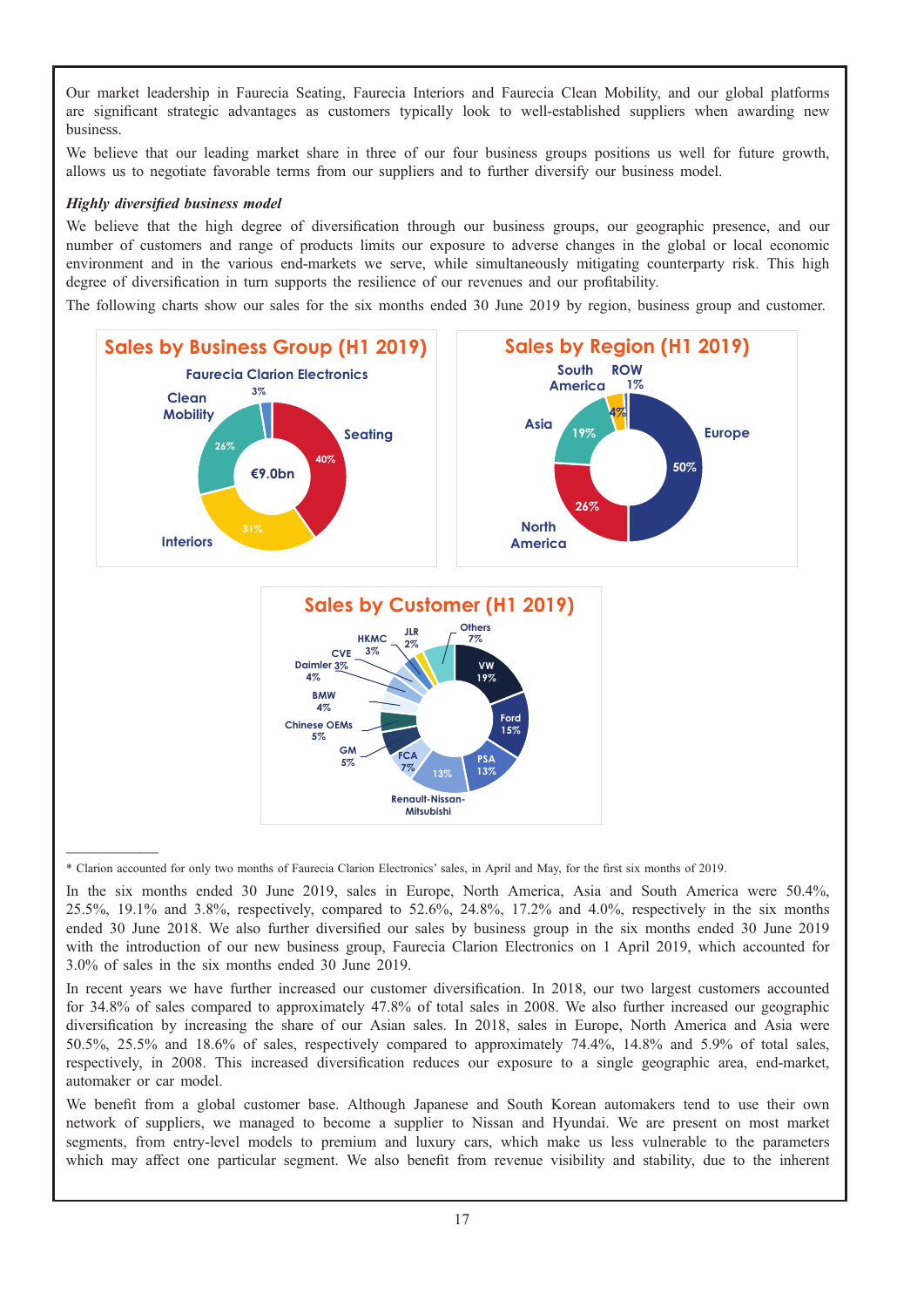Our market leadership in Faurecia Seating, Faurecia Interiors and Faurecia Clean Mobility, and our global platforms are significant strategic advantages as customers typically look to well-established suppliers when awarding new business.

We believe that our leading market share in three of our four business groups positions us well for future growth, allows us to negotiate favorable terms from our suppliers and to further diversify our business model.

***Highly diversified business model***

We believe that the high degree of diversification through our business groups, our geographic presence, and our number of customers and range of products limits our exposure to adverse changes in the global or local economic environment and in the various end-markets we serve, while simultaneously mitigating counterparty risk. This high degree of diversification in turn supports the resilience of our revenues and our profitability.

The following charts show our sales for the six months ended 30 June 2019 by region, business group and customer.

**Sales by Business Group (H1 2019)**

€9.0bn

| Business Group | Share |
|---|---|
| Seating | 40% |
| Interiors | 31% |
| Clean Mobility | 26% |
| Faurecia Clarion Electronics | 3% |

**Sales by Region (H1 2019)**

| Region | Share |
|---|---|
| Europe | 50% |
| North America | 26% |
| Asia | 19% |
| South America | 4% |
| ROW | 1% |

**Sales by Customer (H1 2019)**

| Customer | Share |
|---|---|
| VW | 19% |
| Ford | 15% |
| PSA | 13% |
| Renault-Nissan-Mitsubishi | 13% |
| FCA | 7% |
| GM | 5% |
| Chinese OEMs | 5% |
| BMW | 4% |
| Daimler | 4% |
| CVE | 3% |
| HKMC | 3% |
| JLR | 2% |
| Others | 7% |

* Clarion accounted for only two months of Faurecia Clarion Electronics' sales, in April and May, for the first six months of 2019.

In the six months ended 30 June 2019, sales in Europe, North America, Asia and South America were 50.4%, 25.5%, 19.1% and 3.8%, respectively, compared to 52.6%, 24.8%, 17.2% and 4.0%, respectively in the six months ended 30 June 2018. We also further diversified our sales by business group in the six months ended 30 June 2019 with the introduction of our new business group, Faurecia Clarion Electronics on 1 April 2019, which accounted for 3.0% of sales in the six months ended 30 June 2019.

In recent years we have further increased our customer diversification. In 2018, our two largest customers accounted for 34.8% of sales compared to approximately 47.8% of total sales in 2008. We also further increased our geographic diversification by increasing the share of our Asian sales. In 2018, sales in Europe, North America and Asia were 50.5%, 25.5% and 18.6% of sales, respectively compared to approximately 74.4%, 14.8% and 5.9% of total sales, respectively, in 2008. This increased diversification reduces our exposure to a single geographic area, end-market, automaker or car model.

We benefit from a global customer base. Although Japanese and South Korean automakers tend to use their own network of suppliers, we managed to become a supplier to Nissan and Hyundai. We are present on most market segments, from entry-level models to premium and luxury cars, which make us less vulnerable to the parameters which may affect one particular segment. We also benefit from revenue visibility and stability, due to the inherent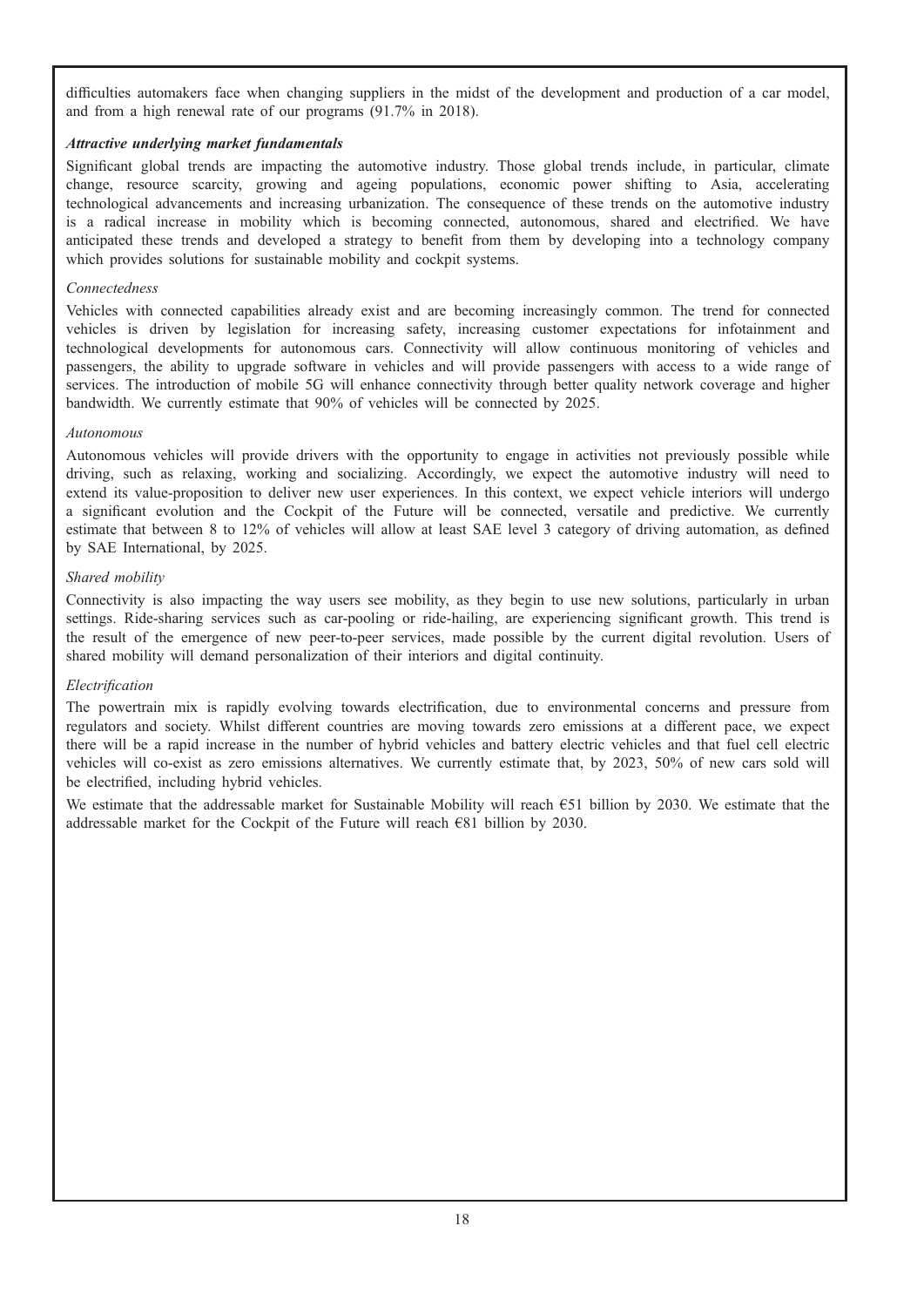difficulties automakers face when changing suppliers in the midst of the development and production of a car model, and from a high renewal rate of our programs (91.7% in 2018).

***Attractive underlying market fundamentals***

Significant global trends are impacting the automotive industry. Those global trends include, in particular, climate change, resource scarcity, growing and ageing populations, economic power shifting to Asia, accelerating technological advancements and increasing urbanization. The consequence of these trends on the automotive industry is a radical increase in mobility which is becoming connected, autonomous, shared and electrified. We have anticipated these trends and developed a strategy to benefit from them by developing into a technology company which provides solutions for sustainable mobility and cockpit systems.

*Connectedness*

Vehicles with connected capabilities already exist and are becoming increasingly common. The trend for connected vehicles is driven by legislation for increasing safety, increasing customer expectations for infotainment and technological developments for autonomous cars. Connectivity will allow continuous monitoring of vehicles and passengers, the ability to upgrade software in vehicles and will provide passengers with access to a wide range of services. The introduction of mobile 5G will enhance connectivity through better quality network coverage and higher bandwidth. We currently estimate that 90% of vehicles will be connected by 2025.

*Autonomous*

Autonomous vehicles will provide drivers with the opportunity to engage in activities not previously possible while driving, such as relaxing, working and socializing. Accordingly, we expect the automotive industry will need to extend its value-proposition to deliver new user experiences. In this context, we expect vehicle interiors will undergo a significant evolution and the Cockpit of the Future will be connected, versatile and predictive. We currently estimate that between 8 to 12% of vehicles will allow at least SAE level 3 category of driving automation, as defined by SAE International, by 2025.

*Shared mobility*

Connectivity is also impacting the way users see mobility, as they begin to use new solutions, particularly in urban settings. Ride-sharing services such as car-pooling or ride-hailing, are experiencing significant growth. This trend is the result of the emergence of new peer-to-peer services, made possible by the current digital revolution. Users of shared mobility will demand personalization of their interiors and digital continuity.

*Electrification*

The powertrain mix is rapidly evolving towards electrification, due to environmental concerns and pressure from regulators and society. Whilst different countries are moving towards zero emissions at a different pace, we expect there will be a rapid increase in the number of hybrid vehicles and battery electric vehicles and that fuel cell electric vehicles will co-exist as zero emissions alternatives. We currently estimate that, by 2023, 50% of new cars sold will be electrified, including hybrid vehicles.

We estimate that the addressable market for Sustainable Mobility will reach €51 billion by 2030. We estimate that the addressable market for the Cockpit of the Future will reach €81 billion by 2030.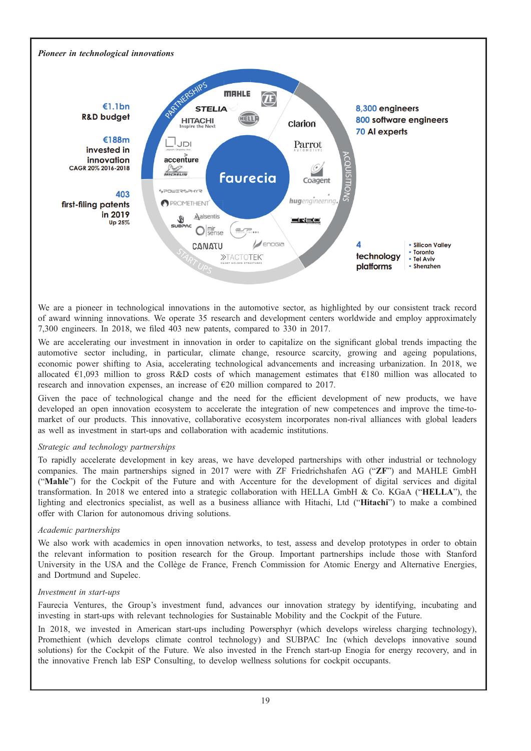*Pioneer in technological innovations*

**€1.1bn**
**R&D budget**

**€188m**
**invested in innovation**
CAGR 20% 2016-2018

**403**
**first-filing patents in 2019**
Up 25%

PARTNERSHIPS: MAHLE, ZF, STELIA, HITACHI Inspire the Next, HELLA, JDI, accenture, MICHELIN

ACQUISITIONS: Clarion, Parrot AUTOMOTIVE, Coagent, hugengineering, CREO

START UPS: POWERSPHYR, PROMETHIENT, SUBPAC, alsentis, mir sense, ESP, CANATU, enogia, TACTOTEK

Faurecia

**8,300 engineers**
**800 software engineers**
**70 AI experts**

**4 technology platforms**
- Silicon Valley
- Toronto
- Tel Aviv
- Shenzhen

We are a pioneer in technological innovations in the automotive sector, as highlighted by our consistent track record of award winning innovations. We operate 35 research and development centers worldwide and employ approximately 7,300 engineers. In 2018, we filed 403 new patents, compared to 330 in 2017.

We are accelerating our investment in innovation in order to capitalize on the significant global trends impacting the automotive sector including, in particular, climate change, resource scarcity, growing and ageing populations, economic power shifting to Asia, accelerating technological advancements and increasing urbanization. In 2018, we allocated €1,093 million to gross R&D costs of which management estimates that €180 million was allocated to research and innovation expenses, an increase of €20 million compared to 2017.

Given the pace of technological change and the need for the efficient development of new products, we have developed an open innovation ecosystem to accelerate the integration of new competences and improve the time-to-market of our products. This innovative, collaborative ecosystem incorporates non-rival alliances with global leaders as well as investment in start-ups and collaboration with academic institutions.

*Strategic and technology partnerships*

To rapidly accelerate development in key areas, we have developed partnerships with other industrial or technology companies. The main partnerships signed in 2017 were with ZF Friedrichshafen AG ("**ZF**") and MAHLE GmbH ("**Mahle**") for the Cockpit of the Future and with Accenture for the development of digital services and digital transformation. In 2018 we entered into a strategic collaboration with HELLA GmbH & Co. KGaA ("**HELLA**"), the lighting and electronics specialist, as well as a business alliance with Hitachi, Ltd ("**Hitachi**") to make a combined offer with Clarion for autonomous driving solutions.

*Academic partnerships*

We also work with academics in open innovation networks, to test, assess and develop prototypes in order to obtain the relevant information to position research for the Group. Important partnerships include those with Stanford University in the USA and the Collège de France, French Commission for Atomic Energy and Alternative Energies, and Dortmund and Supelec.

*Investment in start-ups*

Faurecia Ventures, the Group's investment fund, advances our innovation strategy by identifying, incubating and investing in start-ups with relevant technologies for Sustainable Mobility and the Cockpit of the Future.

In 2018, we invested in American start-ups including Powersphyr (which develops wireless charging technology), Promethient (which develops climate control technology) and SUBPAC Inc (which develops innovative sound solutions) for the Cockpit of the Future. We also invested in the French start-up Enogia for energy recovery, and in the innovative French lab ESP Consulting, to develop wellness solutions for cockpit occupants.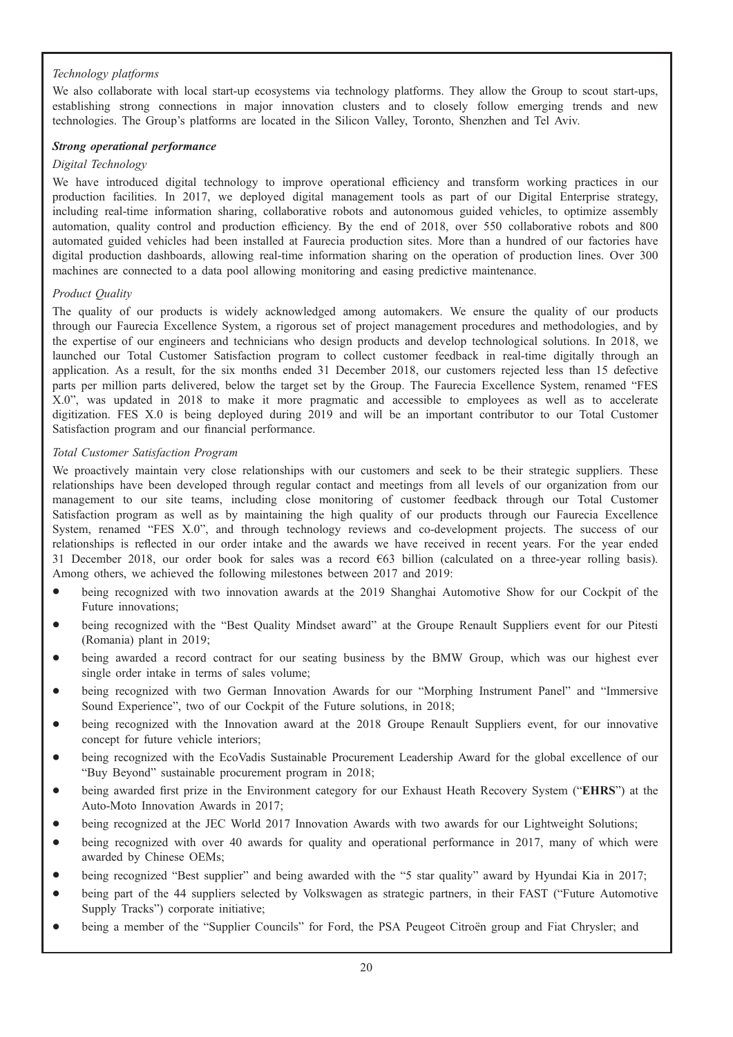*Technology platforms*

We also collaborate with local start-up ecosystems via technology platforms. They allow the Group to scout start-ups, establishing strong connections in major innovation clusters and to closely follow emerging trends and new technologies. The Group's platforms are located in the Silicon Valley, Toronto, Shenzhen and Tel Aviv.

***Strong operational performance***

*Digital Technology*

We have introduced digital technology to improve operational efficiency and transform working practices in our production facilities. In 2017, we deployed digital management tools as part of our Digital Enterprise strategy, including real-time information sharing, collaborative robots and autonomous guided vehicles, to optimize assembly automation, quality control and production efficiency. By the end of 2018, over 550 collaborative robots and 800 automated guided vehicles had been installed at Faurecia production sites. More than a hundred of our factories have digital production dashboards, allowing real-time information sharing on the operation of production lines. Over 300 machines are connected to a data pool allowing monitoring and easing predictive maintenance.

*Product Quality*

The quality of our products is widely acknowledged among automakers. We ensure the quality of our products through our Faurecia Excellence System, a rigorous set of project management procedures and methodologies, and by the expertise of our engineers and technicians who design products and develop technological solutions. In 2018, we launched our Total Customer Satisfaction program to collect customer feedback in real-time digitally through an application. As a result, for the six months ended 31 December 2018, our customers rejected less than 15 defective parts per million parts delivered, below the target set by the Group. The Faurecia Excellence System, renamed "FES X.0", was updated in 2018 to make it more pragmatic and accessible to employees as well as to accelerate digitization. FES X.0 is being deployed during 2019 and will be an important contributor to our Total Customer Satisfaction program and our financial performance.

*Total Customer Satisfaction Program*

We proactively maintain very close relationships with our customers and seek to be their strategic suppliers. These relationships have been developed through regular contact and meetings from all levels of our organization from our management to our site teams, including close monitoring of customer feedback through our Total Customer Satisfaction program as well as by maintaining the high quality of our products through our Faurecia Excellence System, renamed "FES X.0", and through technology reviews and co-development projects. The success of our relationships is reflected in our order intake and the awards we have received in recent years. For the year ended 31 December 2018, our order book for sales was a record €63 billion (calculated on a three-year rolling basis). Among others, we achieved the following milestones between 2017 and 2019:

- being recognized with two innovation awards at the 2019 Shanghai Automotive Show for our Cockpit of the Future innovations;
- being recognized with the "Best Quality Mindset award" at the Groupe Renault Suppliers event for our Pitesti (Romania) plant in 2019;
- being awarded a record contract for our seating business by the BMW Group, which was our highest ever single order intake in terms of sales volume;
- being recognized with two German Innovation Awards for our "Morphing Instrument Panel" and "Immersive Sound Experience", two of our Cockpit of the Future solutions, in 2018;
- being recognized with the Innovation award at the 2018 Groupe Renault Suppliers event, for our innovative concept for future vehicle interiors;
- being recognized with the EcoVadis Sustainable Procurement Leadership Award for the global excellence of our "Buy Beyond" sustainable procurement program in 2018;
- being awarded first prize in the Environment category for our Exhaust Heath Recovery System ("**EHRS**") at the Auto-Moto Innovation Awards in 2017;
- being recognized at the JEC World 2017 Innovation Awards with two awards for our Lightweight Solutions;
- being recognized with over 40 awards for quality and operational performance in 2017, many of which were awarded by Chinese OEMs;
- being recognized "Best supplier" and being awarded with the "5 star quality" award by Hyundai Kia in 2017;
- being part of the 44 suppliers selected by Volkswagen as strategic partners, in their FAST ("Future Automotive Supply Tracks") corporate initiative;
- being a member of the "Supplier Councils" for Ford, the PSA Peugeot Citroën group and Fiat Chrysler; and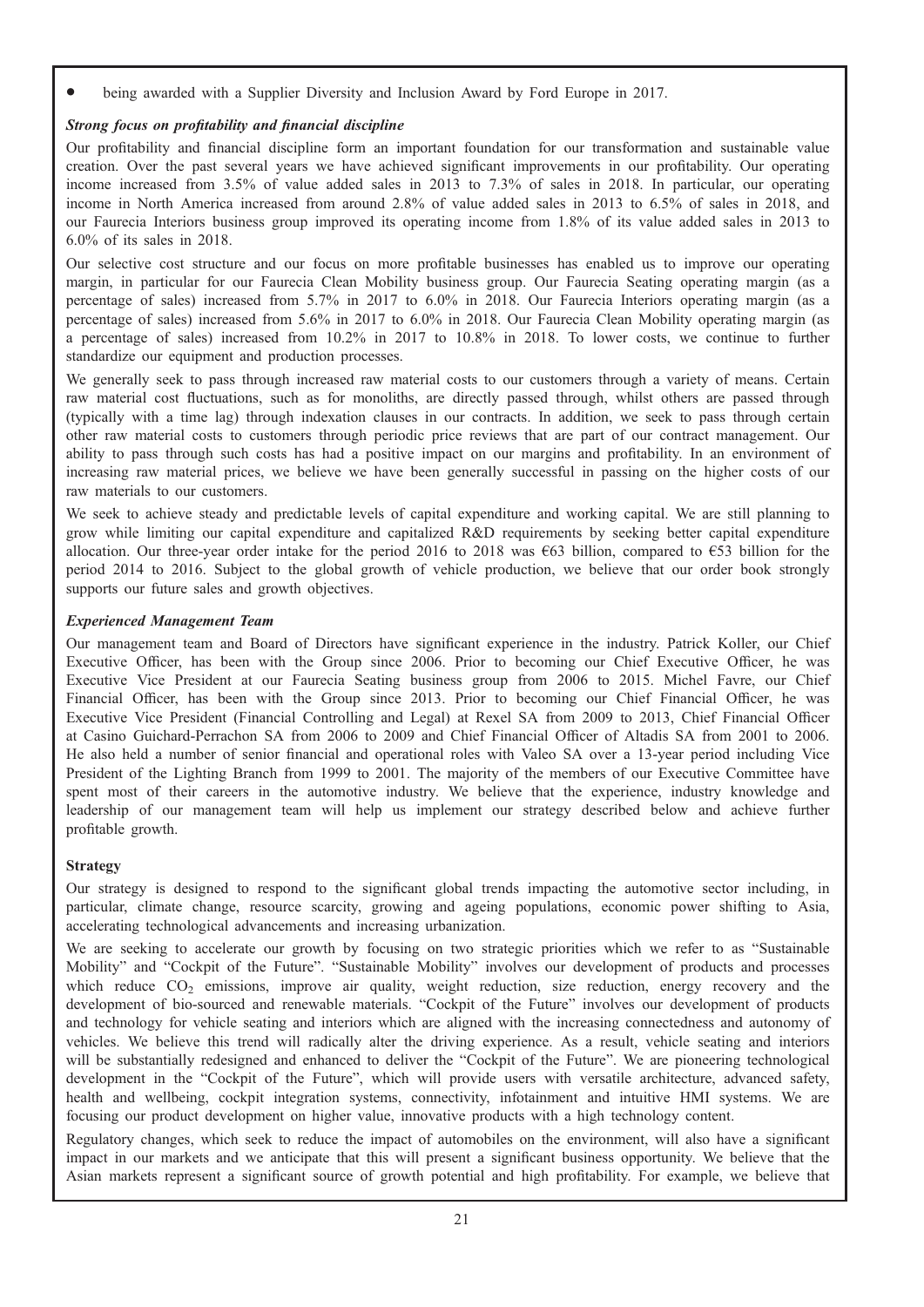- being awarded with a Supplier Diversity and Inclusion Award by Ford Europe in 2017.

***Strong focus on profitability and financial discipline***

Our profitability and financial discipline form an important foundation for our transformation and sustainable value creation. Over the past several years we have achieved significant improvements in our profitability. Our operating income increased from 3.5% of value added sales in 2013 to 7.3% of sales in 2018. In particular, our operating income in North America increased from around 2.8% of value added sales in 2013 to 6.5% of sales in 2018, and our Faurecia Interiors business group improved its operating income from 1.8% of its value added sales in 2013 to 6.0% of its sales in 2018.

Our selective cost structure and our focus on more profitable businesses has enabled us to improve our operating margin, in particular for our Faurecia Clean Mobility business group. Our Faurecia Seating operating margin (as a percentage of sales) increased from 5.7% in 2017 to 6.0% in 2018. Our Faurecia Interiors operating margin (as a percentage of sales) increased from 5.6% in 2017 to 6.0% in 2018. Our Faurecia Clean Mobility operating margin (as a percentage of sales) increased from 10.2% in 2017 to 10.8% in 2018. To lower costs, we continue to further standardize our equipment and production processes.

We generally seek to pass through increased raw material costs to our customers through a variety of means. Certain raw material cost fluctuations, such as for monoliths, are directly passed through, whilst others are passed through (typically with a time lag) through indexation clauses in our contracts. In addition, we seek to pass through certain other raw material costs to customers through periodic price reviews that are part of our contract management. Our ability to pass through such costs has had a positive impact on our margins and profitability. In an environment of increasing raw material prices, we believe we have been generally successful in passing on the higher costs of our raw materials to our customers.

We seek to achieve steady and predictable levels of capital expenditure and working capital. We are still planning to grow while limiting our capital expenditure and capitalized R&D requirements by seeking better capital expenditure allocation. Our three-year order intake for the period 2016 to 2018 was €63 billion, compared to €53 billion for the period 2014 to 2016. Subject to the global growth of vehicle production, we believe that our order book strongly supports our future sales and growth objectives.

***Experienced Management Team***

Our management team and Board of Directors have significant experience in the industry. Patrick Koller, our Chief Executive Officer, has been with the Group since 2006. Prior to becoming our Chief Executive Officer, he was Executive Vice President at our Faurecia Seating business group from 2006 to 2015. Michel Favre, our Chief Financial Officer, has been with the Group since 2013. Prior to becoming our Chief Financial Officer, he was Executive Vice President (Financial Controlling and Legal) at Rexel SA from 2009 to 2013, Chief Financial Officer at Casino Guichard-Perrachon SA from 2006 to 2009 and Chief Financial Officer of Altadis SA from 2001 to 2006. He also held a number of senior financial and operational roles with Valeo SA over a 13-year period including Vice President of the Lighting Branch from 1999 to 2001. The majority of the members of our Executive Committee have spent most of their careers in the automotive industry. We believe that the experience, industry knowledge and leadership of our management team will help us implement our strategy described below and achieve further profitable growth.

**Strategy**

Our strategy is designed to respond to the significant global trends impacting the automotive sector including, in particular, climate change, resource scarcity, growing and ageing populations, economic power shifting to Asia, accelerating technological advancements and increasing urbanization.

We are seeking to accelerate our growth by focusing on two strategic priorities which we refer to as "Sustainable Mobility" and "Cockpit of the Future". "Sustainable Mobility" involves our development of products and processes which reduce $CO_2$ emissions, improve air quality, weight reduction, size reduction, energy recovery and the development of bio-sourced and renewable materials. "Cockpit of the Future" involves our development of products and technology for vehicle seating and interiors which are aligned with the increasing connectedness and autonomy of vehicles. We believe this trend will radically alter the driving experience. As a result, vehicle seating and interiors will be substantially redesigned and enhanced to deliver the "Cockpit of the Future". We are pioneering technological development in the "Cockpit of the Future", which will provide users with versatile architecture, advanced safety, health and wellbeing, cockpit integration systems, connectivity, infotainment and intuitive HMI systems. We are focusing our product development on higher value, innovative products with a high technology content.

Regulatory changes, which seek to reduce the impact of automobiles on the environment, will also have a significant impact in our markets and we anticipate that this will present a significant business opportunity. We believe that the Asian markets represent a significant source of growth potential and high profitability. For example, we believe that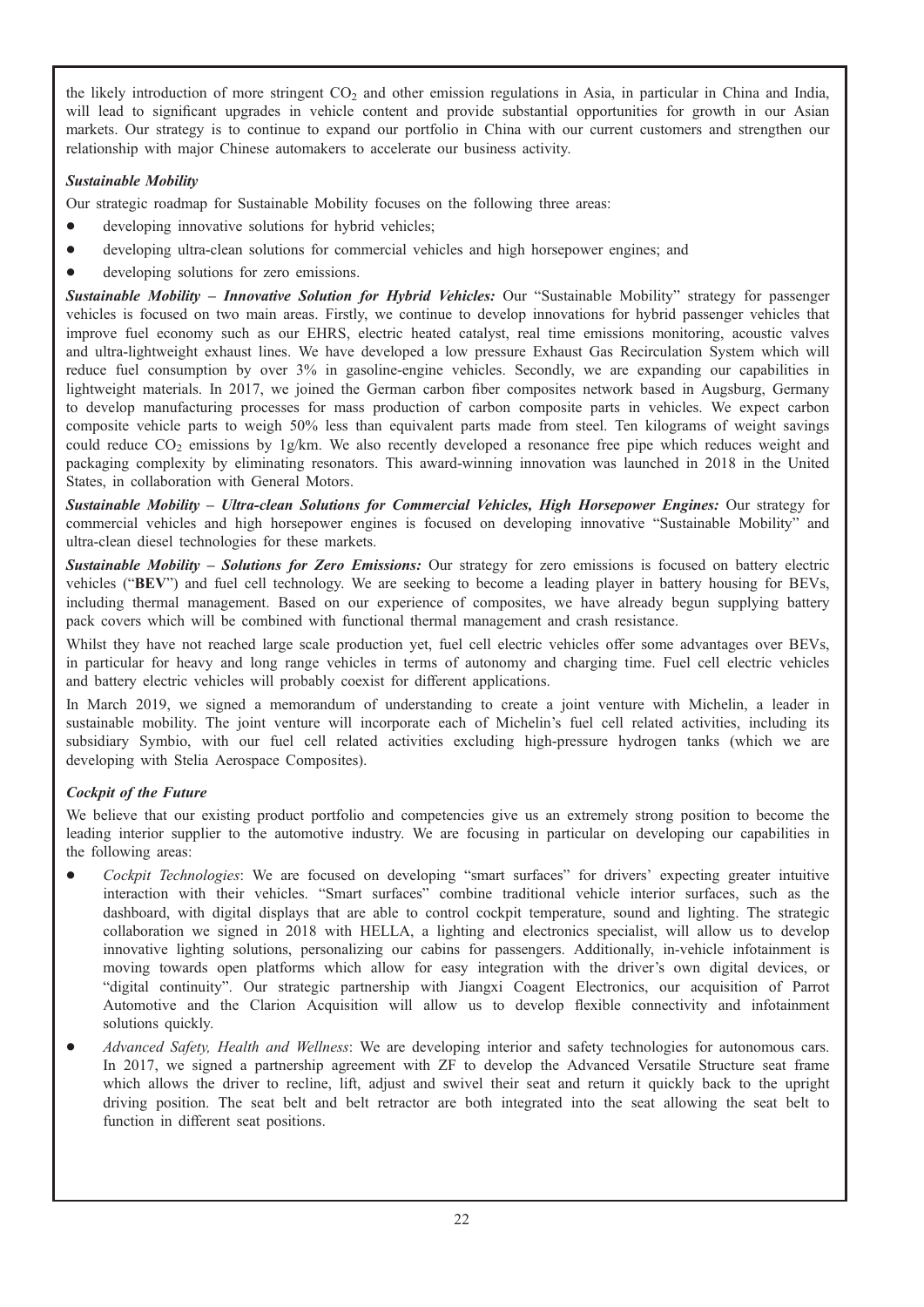the likely introduction of more stringent $CO_2$ and other emission regulations in Asia, in particular in China and India, will lead to significant upgrades in vehicle content and provide substantial opportunities for growth in our Asian markets. Our strategy is to continue to expand our portfolio in China with our current customers and strengthen our relationship with major Chinese automakers to accelerate our business activity.

***Sustainable Mobility***

Our strategic roadmap for Sustainable Mobility focuses on the following three areas:

- developing innovative solutions for hybrid vehicles;
- developing ultra-clean solutions for commercial vehicles and high horsepower engines; and
- developing solutions for zero emissions.

***Sustainable Mobility – Innovative Solution for Hybrid Vehicles:*** Our "Sustainable Mobility" strategy for passenger vehicles is focused on two main areas. Firstly, we continue to develop innovations for hybrid passenger vehicles that improve fuel economy such as our EHRS, electric heated catalyst, real time emissions monitoring, acoustic valves and ultra-lightweight exhaust lines. We have developed a low pressure Exhaust Gas Recirculation System which will reduce fuel consumption by over 3% in gasoline-engine vehicles. Secondly, we are expanding our capabilities in lightweight materials. In 2017, we joined the German carbon fiber composites network based in Augsburg, Germany to develop manufacturing processes for mass production of carbon composite parts in vehicles. We expect carbon composite vehicle parts to weigh 50% less than equivalent parts made from steel. Ten kilograms of weight savings could reduce $CO_2$ emissions by 1g/km. We also recently developed a resonance free pipe which reduces weight and packaging complexity by eliminating resonators. This award-winning innovation was launched in 2018 in the United States, in collaboration with General Motors.

***Sustainable Mobility – Ultra-clean Solutions for Commercial Vehicles, High Horsepower Engines:*** Our strategy for commercial vehicles and high horsepower engines is focused on developing innovative "Sustainable Mobility" and ultra-clean diesel technologies for these markets.

***Sustainable Mobility – Solutions for Zero Emissions:*** Our strategy for zero emissions is focused on battery electric vehicles ("**BEV**") and fuel cell technology. We are seeking to become a leading player in battery housing for BEVs, including thermal management. Based on our experience of composites, we have already begun supplying battery pack covers which will be combined with functional thermal management and crash resistance.

Whilst they have not reached large scale production yet, fuel cell electric vehicles offer some advantages over BEVs, in particular for heavy and long range vehicles in terms of autonomy and charging time. Fuel cell electric vehicles and battery electric vehicles will probably coexist for different applications.

In March 2019, we signed a memorandum of understanding to create a joint venture with Michelin, a leader in sustainable mobility. The joint venture will incorporate each of Michelin's fuel cell related activities, including its subsidiary Symbio, with our fuel cell related activities excluding high-pressure hydrogen tanks (which we are developing with Stelia Aerospace Composites).

***Cockpit of the Future***

We believe that our existing product portfolio and competencies give us an extremely strong position to become the leading interior supplier to the automotive industry. We are focusing in particular on developing our capabilities in the following areas:

- *Cockpit Technologies*: We are focused on developing "smart surfaces" for drivers' expecting greater intuitive interaction with their vehicles. "Smart surfaces" combine traditional vehicle interior surfaces, such as the dashboard, with digital displays that are able to control cockpit temperature, sound and lighting. The strategic collaboration we signed in 2018 with HELLA, a lighting and electronics specialist, will allow us to develop innovative lighting solutions, personalizing our cabins for passengers. Additionally, in-vehicle infotainment is moving towards open platforms which allow for easy integration with the driver's own digital devices, or "digital continuity". Our strategic partnership with Jiangxi Coagent Electronics, our acquisition of Parrot Automotive and the Clarion Acquisition will allow us to develop flexible connectivity and infotainment solutions quickly.
- *Advanced Safety, Health and Wellness*: We are developing interior and safety technologies for autonomous cars. In 2017, we signed a partnership agreement with ZF to develop the Advanced Versatile Structure seat frame which allows the driver to recline, lift, adjust and swivel their seat and return it quickly back to the upright driving position. The seat belt and belt retractor are both integrated into the seat allowing the seat belt to function in different seat positions.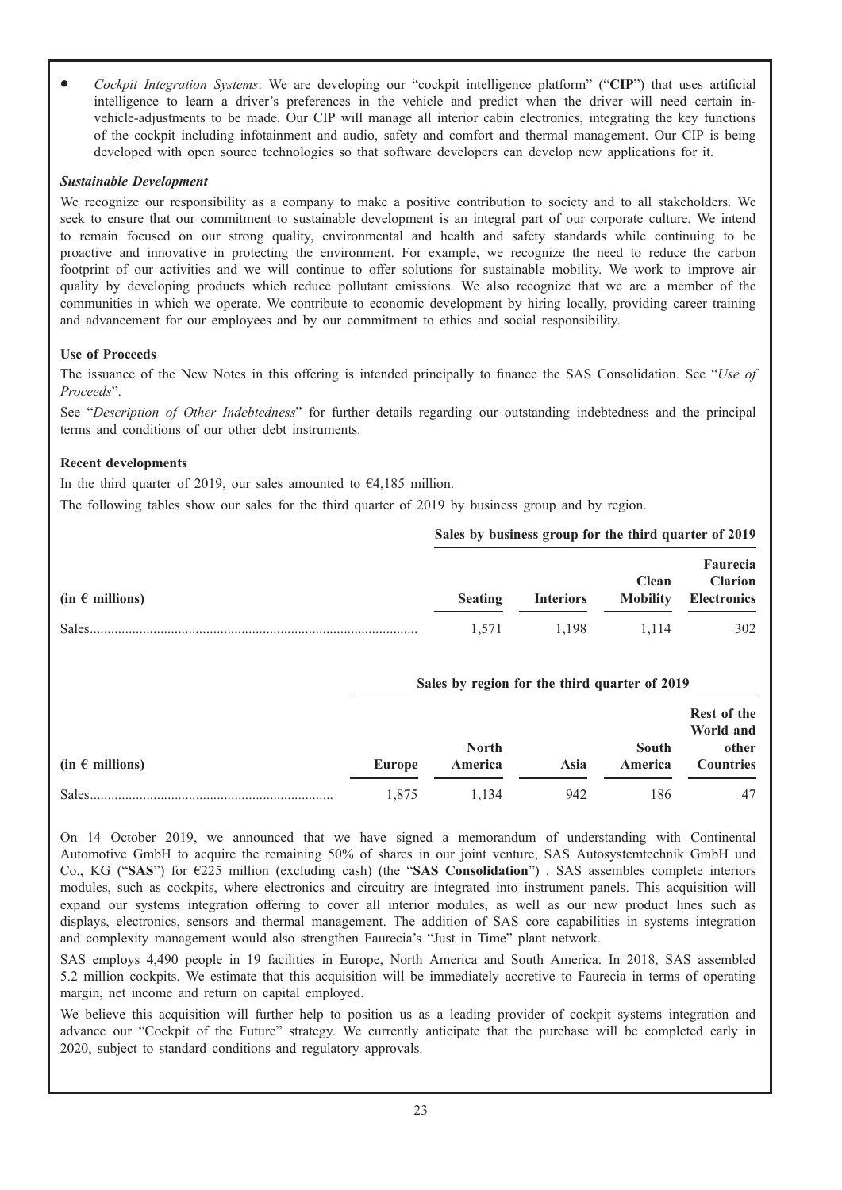- *Cockpit Integration Systems*: We are developing our "cockpit intelligence platform" ("**CIP**") that uses artificial intelligence to learn a driver's preferences in the vehicle and predict when the driver will need certain in-vehicle-adjustments to be made. Our CIP will manage all interior cabin electronics, integrating the key functions of the cockpit including infotainment and audio, safety and comfort and thermal management. Our CIP is being developed with open source technologies so that software developers can develop new applications for it.

***Sustainable Development***

We recognize our responsibility as a company to make a positive contribution to society and to all stakeholders. We seek to ensure that our commitment to sustainable development is an integral part of our corporate culture. We intend to remain focused on our strong quality, environmental and health and safety standards while continuing to be proactive and innovative in protecting the environment. For example, we recognize the need to reduce the carbon footprint of our activities and we will continue to offer solutions for sustainable mobility. We work to improve air quality by developing products which reduce pollutant emissions. We also recognize that we are a member of the communities in which we operate. We contribute to economic development by hiring locally, providing career training and advancement for our employees and by our commitment to ethics and social responsibility.

**Use of Proceeds**

The issuance of the New Notes in this offering is intended principally to finance the SAS Consolidation. See "*Use of Proceeds*".

See "*Description of Other Indebtedness*" for further details regarding our outstanding indebtedness and the principal terms and conditions of our other debt instruments.

**Recent developments**

In the third quarter of 2019, our sales amounted to €4,185 million.

The following tables show our sales for the third quarter of 2019 by business group and by region.

| | Sales by business group for the third quarter of 2019 | | | |
|---|---|---|---|---|
| **(in € millions)** | **Seating** | **Interiors** | **Clean Mobility** | **Faurecia Clarion Electronics** |
| Sales | 1,571 | 1,198 | 1,114 | 302 |

| | Sales by region for the third quarter of 2019 | | | | |
|---|---|---|---|---|---|
| **(in € millions)** | **Europe** | **North America** | **Asia** | **South America** | **Rest of the World and other Countries** |
| Sales | 1,875 | 1,134 | 942 | 186 | 47 |

On 14 October 2019, we announced that we have signed a memorandum of understanding with Continental Automotive GmbH to acquire the remaining 50% of shares in our joint venture, SAS Autosystemtechnik GmbH und Co., KG ("**SAS**") for €225 million (excluding cash) (the "**SAS Consolidation**") . SAS assembles complete interiors modules, such as cockpits, where electronics and circuitry are integrated into instrument panels. This acquisition will expand our systems integration offering to cover all interior modules, as well as our new product lines such as displays, electronics, sensors and thermal management. The addition of SAS core capabilities in systems integration and complexity management would also strengthen Faurecia's "Just in Time" plant network.

SAS employs 4,490 people in 19 facilities in Europe, North America and South America. In 2018, SAS assembled 5.2 million cockpits. We estimate that this acquisition will be immediately accretive to Faurecia in terms of operating margin, net income and return on capital employed.

We believe this acquisition will further help to position us as a leading provider of cockpit systems integration and advance our "Cockpit of the Future" strategy. We currently anticipate that the purchase will be completed early in 2020, subject to standard conditions and regulatory approvals.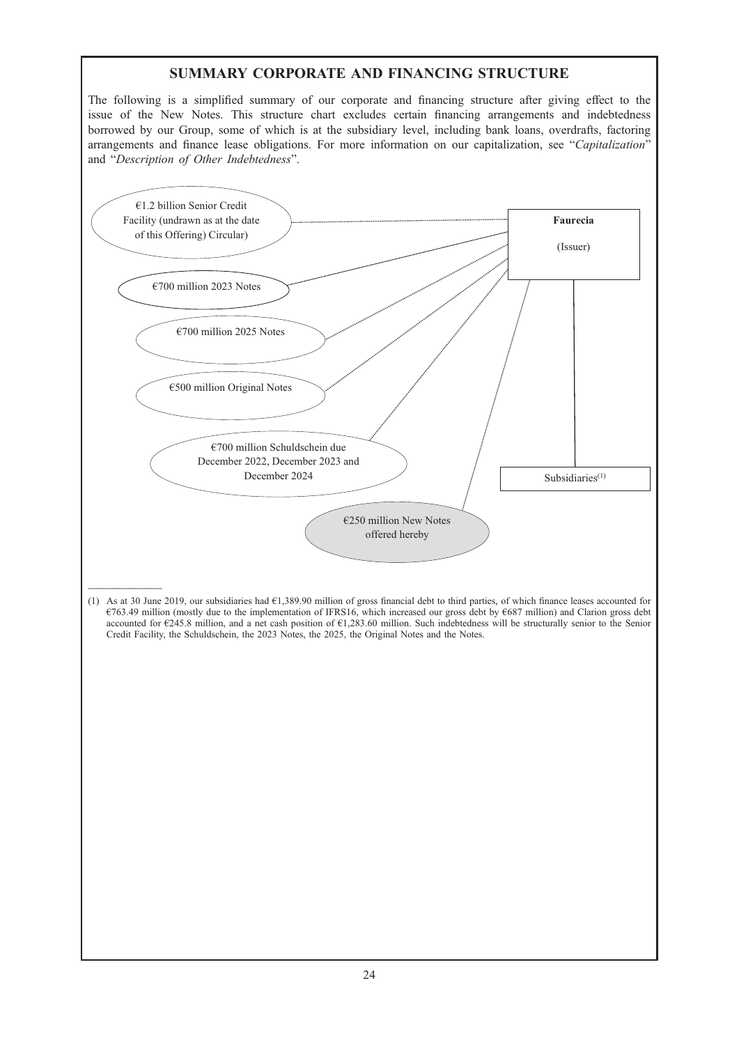## SUMMARY CORPORATE AND FINANCING STRUCTURE

The following is a simplified summary of our corporate and financing structure after giving effect to the issue of the New Notes. This structure chart excludes certain financing arrangements and indebtedness borrowed by our Group, some of which is at the subsidiary level, including bank loans, overdrafts, factoring arrangements and finance lease obligations. For more information on our capitalization, see "*Capitalization*" and "*Description of Other Indebtedness*".

€1.2 billion Senior Credit Facility (undrawn as at the date of this Offering) Circular)

€700 million 2023 Notes

€700 million 2025 Notes

€500 million Original Notes

€700 million Schuldschein due December 2022, December 2023 and December 2024

€250 million New Notes offered hereby

**Faurecia**

(Issuer)

Subsidiaries[(1)]

(1) As at 30 June 2019, our subsidiaries had €1,389.90 million of gross financial debt to third parties, of which finance leases accounted for €763.49 million (mostly due to the implementation of IFRS16, which increased our gross debt by €687 million) and Clarion gross debt accounted for €245.8 million, and a net cash position of €1,283.60 million. Such indebtedness will be structurally senior to the Senior Credit Facility, the Schuldschein, the 2023 Notes, the 2025, the Original Notes and the Notes.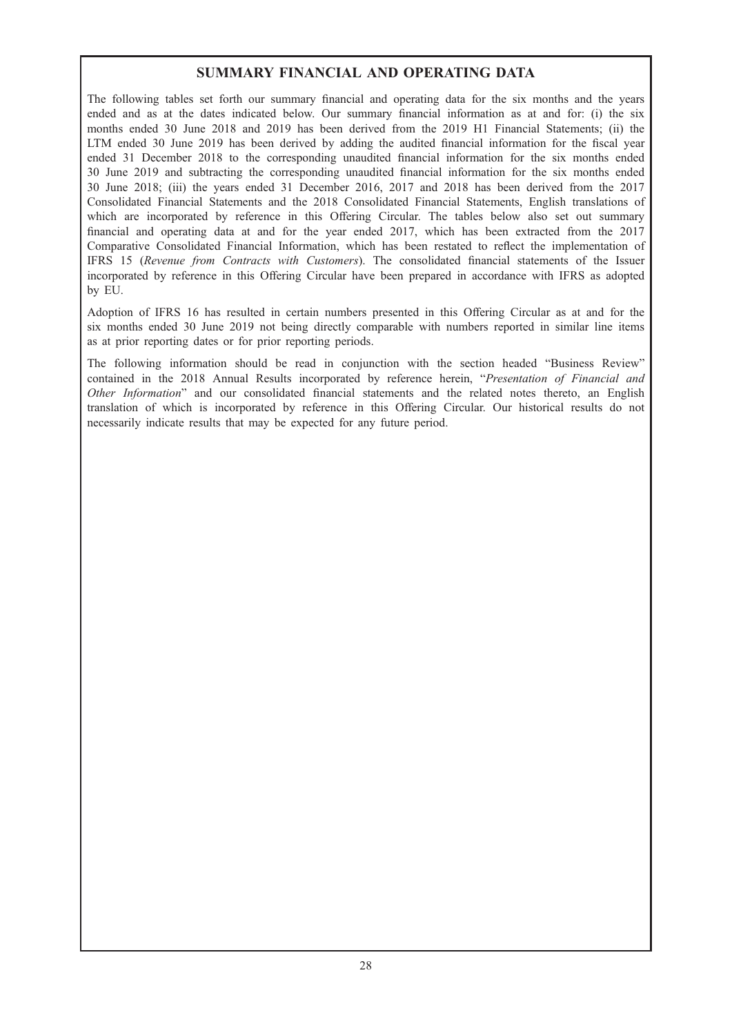## SUMMARY FINANCIAL AND OPERATING DATA

The following tables set forth our summary financial and operating data for the six months and the years ended and as at the dates indicated below. Our summary financial information as at and for: (i) the six months ended 30 June 2018 and 2019 has been derived from the 2019 H1 Financial Statements; (ii) the LTM ended 30 June 2019 has been derived by adding the audited financial information for the fiscal year ended 31 December 2018 to the corresponding unaudited financial information for the six months ended 30 June 2019 and subtracting the corresponding unaudited financial information for the six months ended 30 June 2018; (iii) the years ended 31 December 2016, 2017 and 2018 has been derived from the 2017 Consolidated Financial Statements and the 2018 Consolidated Financial Statements, English translations of which are incorporated by reference in this Offering Circular. The tables below also set out summary financial and operating data at and for the year ended 2017, which has been extracted from the 2017 Comparative Consolidated Financial Information, which has been restated to reflect the implementation of IFRS 15 (*Revenue from Contracts with Customers*). The consolidated financial statements of the Issuer incorporated by reference in this Offering Circular have been prepared in accordance with IFRS as adopted by EU.

Adoption of IFRS 16 has resulted in certain numbers presented in this Offering Circular as at and for the six months ended 30 June 2019 not being directly comparable with numbers reported in similar line items as at prior reporting dates or for prior reporting periods.

The following information should be read in conjunction with the section headed "Business Review" contained in the 2018 Annual Results incorporated by reference herein, "*Presentation of Financial and Other Information*" and our consolidated financial statements and the related notes thereto, an English translation of which is incorporated by reference in this Offering Circular. Our historical results do not necessarily indicate results that may be expected for any future period.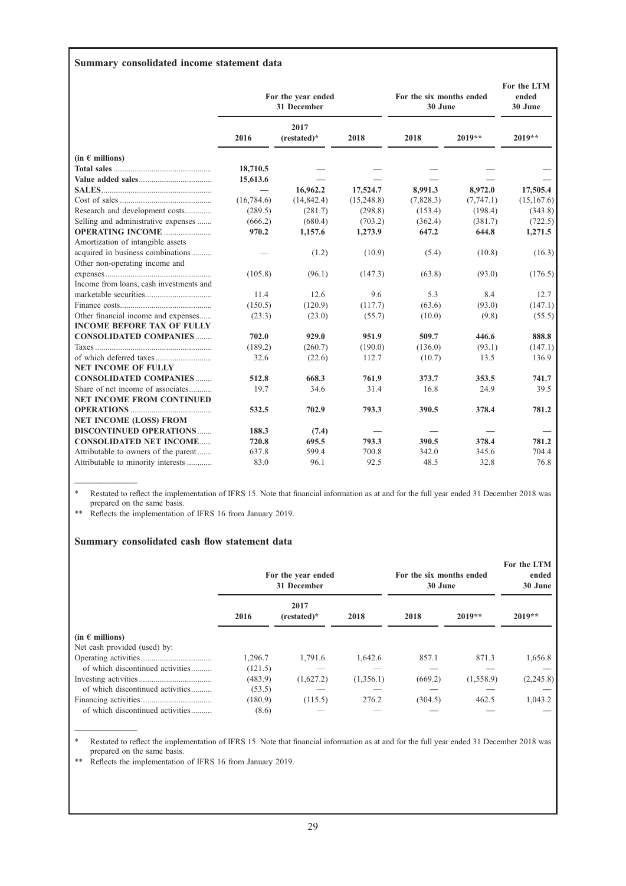### Summary consolidated income statement data

| | For the year ended 31 December | | | For the six months ended 30 June | | For the LTM ended 30 June |
|---|---|---|---|---|---|---|
| | 2016 | 2017 (restated)* | 2018 | 2018 | 2019** | 2019** |
| (in € millions) | | | | | | |
| **Total sales** | **18,710.5** | — | — | — | — | — |
| **Value added sales** | **15,613.6** | — | — | — | — | — |
| **SALES** | — | **16,962.2** | **17,524.7** | **8,991.3** | **8,972.0** | **17,505.4** |
| Cost of sales | (16,784.6) | (14,842.4) | (15,248.8) | (7,828.3) | (7,747.1) | (15,167.6) |
| Research and development costs | (289.5) | (281.7) | (298.8) | (153.4) | (198.4) | (343.8) |
| Selling and administrative expenses | (666.2) | (680.4) | (703.2) | (362.4) | (381.7) | (722.5) |
| **OPERATING INCOME** | **970.2** | **1,157.6** | **1,273.9** | **647.2** | **644.8** | **1,271.5** |
| Amortization of intangible assets acquired in business combinations | — | (1.2) | (10.9) | (5.4) | (10.8) | (16.3) |
| Other non-operating income and expenses | (105.8) | (96.1) | (147.3) | (63.8) | (93.0) | (176.5) |
| Income from loans, cash investments and marketable securities | 11.4 | 12.6 | 9.6 | 5.3 | 8.4 | 12.7 |
| Finance costs | (150.5) | (120.9) | (117.7) | (63.6) | (93.0) | (147.1) |
| Other financial income and expenses | (23.3) | (23.0) | (55.7) | (10.0) | (9.8) | (55.5) |
| **INCOME BEFORE TAX OF FULLY CONSOLIDATED COMPANIES** | **702.0** | **929.0** | **951.9** | **509.7** | **446.6** | **888.8** |
| Taxes | (189.2) | (260.7) | (190.0) | (136.0) | (93.1) | (147.1) |
| of which deferred taxes | 32.6 | (22.6) | 112.7 | (10.7) | 13.5 | 136.9 |
| **NET INCOME OF FULLY CONSOLIDATED COMPANIES** | **512.8** | **668.3** | **761.9** | **373.7** | **353.5** | **741.7** |
| Share of net income of associates | 19.7 | 34.6 | 31.4 | 16.8 | 24.9 | 39.5 |
| **NET INCOME FROM CONTINUED OPERATIONS** | **532.5** | **702.9** | **793.3** | **390.5** | **378.4** | **781.2** |
| **NET INCOME (LOSS) FROM DISCONTINUED OPERATIONS** | **188.3** | **(7.4)** | — | — | — | — |
| **CONSOLIDATED NET INCOME** | **720.8** | **695.5** | **793.3** | **390.5** | **378.4** | **781.2** |
| Attributable to owners of the parent | 637.8 | 599.4 | 700.8 | 342.0 | 345.6 | 704.4 |
| Attributable to minority interests | 83.0 | 96.1 | 92.5 | 48.5 | 32.8 | 76.8 |

\* Restated to reflect the implementation of IFRS 15. Note that financial information as at and for the full year ended 31 December 2018 was prepared on the same basis.

\*\* Reflects the implementation of IFRS 16 from January 2019.

### Summary consolidated cash flow statement data

| | For the year ended 31 December | | | For the six months ended 30 June | | For the LTM ended 30 June |
|---|---|---|---|---|---|---|
| | 2016 | 2017 (restated)* | 2018 | 2018 | 2019** | 2019** |
| (in € millions) | | | | | | |
| Net cash provided (used) by: | | | | | | |
| Operating activities | 1,296.7 | 1,791.6 | 1,642.6 | 857.1 | 871.3 | 1,656.8 |
| of which discontinued activities | (121.5) | — | — | — | — | — |
| Investing activities | (483.9) | (1,627.2) | (1,356.1) | (669.2) | (1,558.9) | (2,245.8) |
| of which discontinued activities | (53.5) | — | — | — | — | — |
| Financing activities | (180.9) | (115.5) | 276.2 | (304.5) | 462.5 | 1,043.2 |
| of which discontinued activities | (8.6) | — | — | — | — | — |

\* Restated to reflect the implementation of IFRS 15. Note that financial information as at and for the full year ended 31 December 2018 was prepared on the same basis.

\*\* Reflects the implementation of IFRS 16 from January 2019.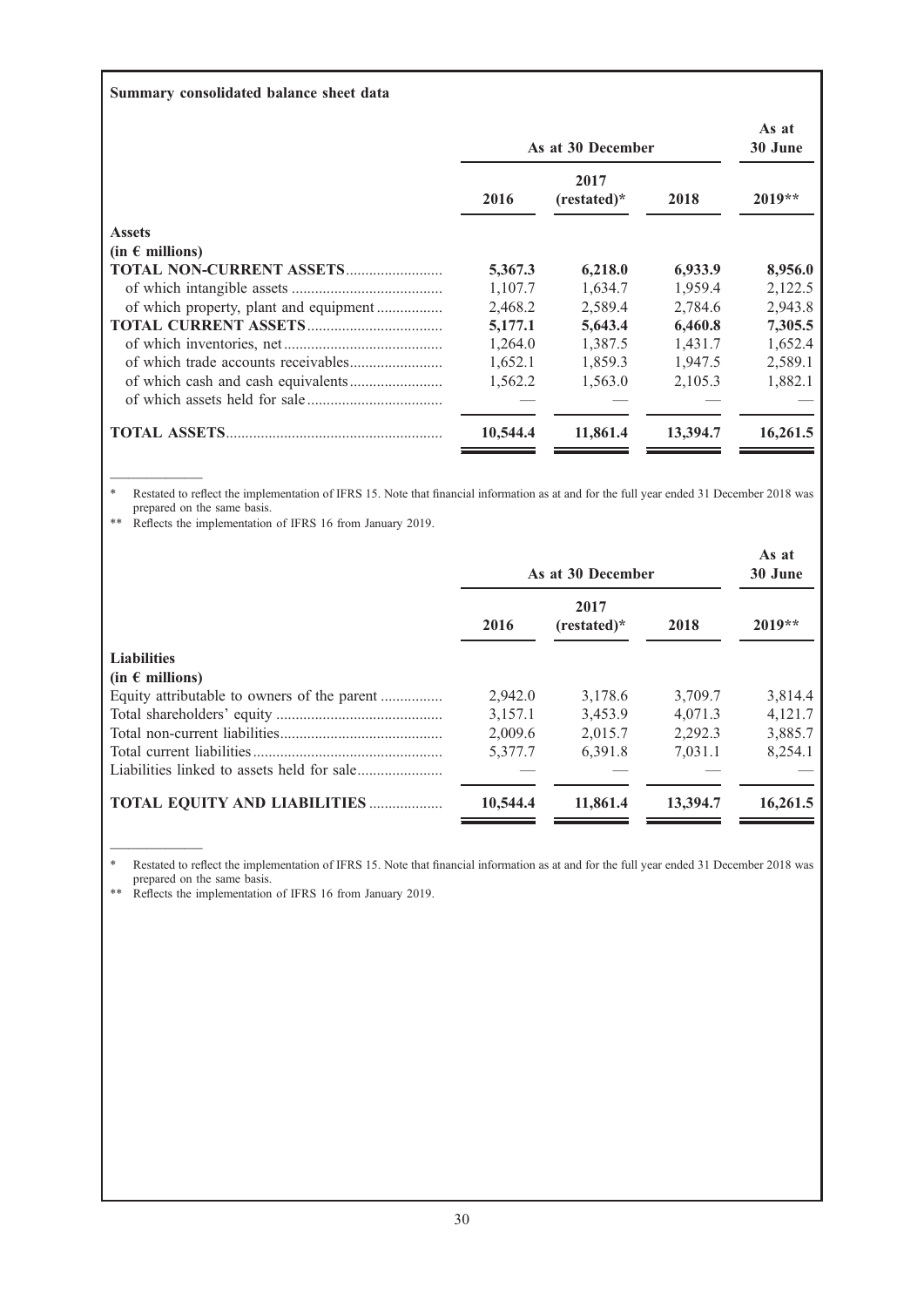**Summary consolidated balance sheet data**

| | As at 30 December | | | As at 30 June |
|---|---|---|---|---|
| | 2016 | 2017 (restated)* | 2018 | 2019** |
| **Assets** | | | | |
| **(in € millions)** | | | | |
| **TOTAL NON-CURRENT ASSETS** | **5,367.3** | **6,218.0** | **6,933.9** | **8,956.0** |
| of which intangible assets | 1,107.7 | 1,634.7 | 1,959.4 | 2,122.5 |
| of which property, plant and equipment | 2,468.2 | 2,589.4 | 2,784.6 | 2,943.8 |
| **TOTAL CURRENT ASSETS** | **5,177.1** | **5,643.4** | **6,460.8** | **7,305.5** |
| of which inventories, net | 1,264.0 | 1,387.5 | 1,431.7 | 1,652.4 |
| of which trade accounts receivables | 1,652.1 | 1,859.3 | 1,947.5 | 2,589.1 |
| of which cash and cash equivalents | 1,562.2 | 1,563.0 | 2,105.3 | 1,882.1 |
| of which assets held for sale | — | — | — | — |
| **TOTAL ASSETS** | **10,544.4** | **11,861.4** | **13,394.7** | **16,261.5** |

\* Restated to reflect the implementation of IFRS 15. Note that financial information as at and for the full year ended 31 December 2018 was prepared on the same basis.

\*\* Reflects the implementation of IFRS 16 from January 2019.

| | As at 30 December | | | As at 30 June |
|---|---|---|---|---|
| | 2016 | 2017 (restated)* | 2018 | 2019** |
| **Liabilities** | | | | |
| **(in € millions)** | | | | |
| Equity attributable to owners of the parent | 2,942.0 | 3,178.6 | 3,709.7 | 3,814.4 |
| Total shareholders' equity | 3,157.1 | 3,453.9 | 4,071.3 | 4,121.7 |
| Total non-current liabilities | 2,009.6 | 2,015.7 | 2,292.3 | 3,885.7 |
| Total current liabilities | 5,377.7 | 6,391.8 | 7,031.1 | 8,254.1 |
| Liabilities linked to assets held for sale | — | — | — | — |
| **TOTAL EQUITY AND LIABILITIES** | **10,544.4** | **11,861.4** | **13,394.7** | **16,261.5** |

\* Restated to reflect the implementation of IFRS 15. Note that financial information as at and for the full year ended 31 December 2018 was prepared on the same basis.

\*\* Reflects the implementation of IFRS 16 from January 2019.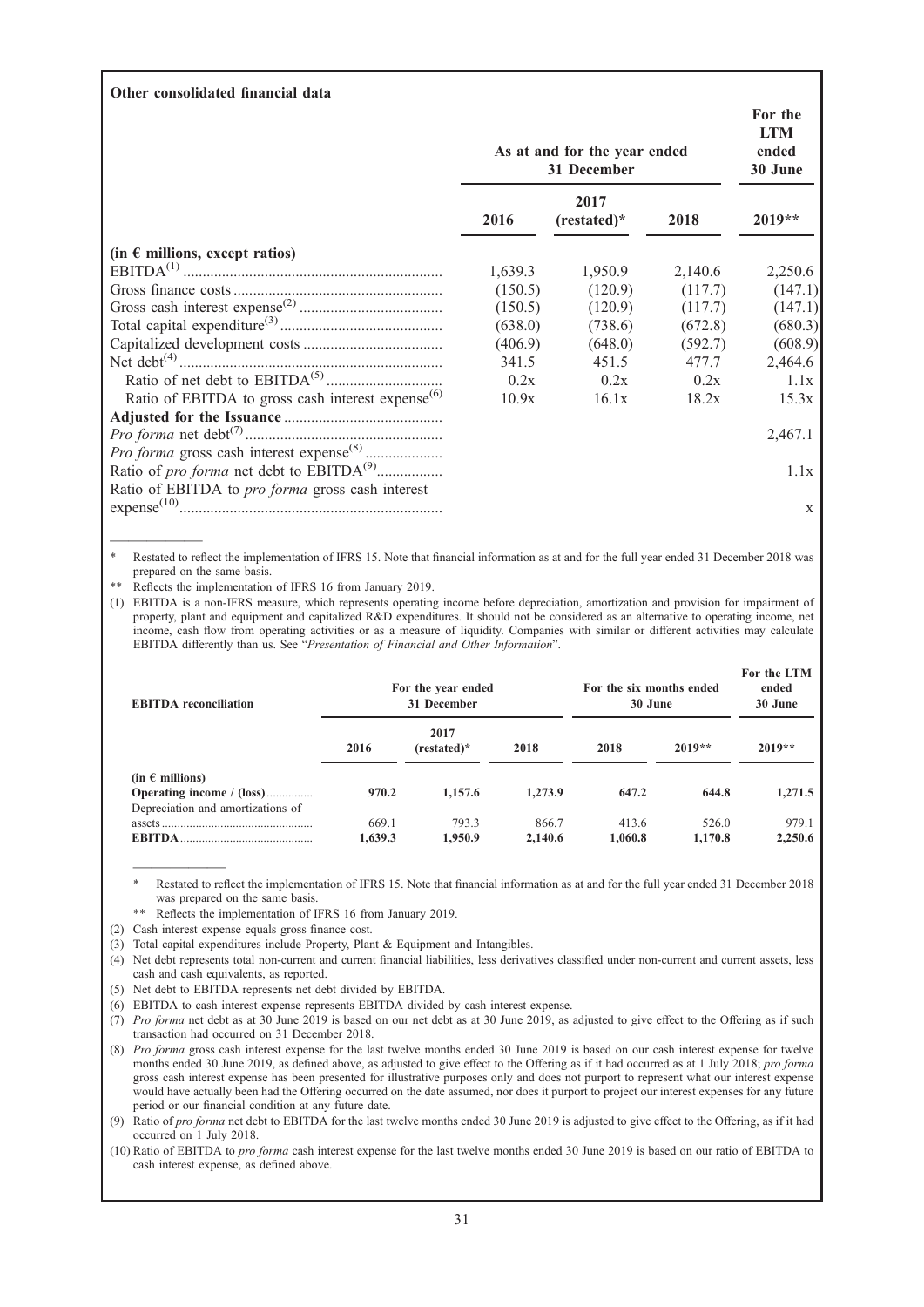**Other consolidated financial data**

| | As at and for the year ended 31 December | | | For the LTM ended 30 June |
|---|---|---|---|---|
| | 2016 | 2017 (restated)* | 2018 | 2019** |
| **(in € millions, except ratios)** | | | | |
| EBITDA[(1)] | 1,639.3 | 1,950.9 | 2,140.6 | 2,250.6 |
| Gross finance costs | (150.5) | (120.9) | (117.7) | (147.1) |
| Gross cash interest expense[(2)] | (150.5) | (120.9) | (117.7) | (147.1) |
| Total capital expenditure[(3)] | (638.0) | (738.6) | (672.8) | (680.3) |
| Capitalized development costs | (406.9) | (648.0) | (592.7) | (608.9) |
| Net debt[(4)] | 341.5 | 451.5 | 477.7 | 2,464.6 |
| Ratio of net debt to EBITDA[(5)] | 0.2x | 0.2x | 0.2x | 1.1x |
| Ratio of EBITDA to gross cash interest expense[(6)] | 10.9x | 16.1x | 18.2x | 15.3x |
| **Adjusted for the Issuance** | | | | |
| *Pro forma* net debt[(7)] | | | | 2,467.1 |
| *Pro forma* gross cash interest expense[(8)] | | | | |
| Ratio of *pro forma* net debt to EBITDA[(9)] | | | | 1.1x |
| Ratio of EBITDA to *pro forma* gross cash interest expense[(10)] | | | | x |

\* Restated to reflect the implementation of IFRS 15. Note that financial information as at and for the full year ended 31 December 2018 was prepared on the same basis.

\** Reflects the implementation of IFRS 16 from January 2019.

(1) EBITDA is a non-IFRS measure, which represents operating income before depreciation, amortization and provision for impairment of property, plant and equipment and capitalized R&D expenditures. It should not be considered as an alternative to operating income, net income, cash flow from operating activities or as a measure of liquidity. Companies with similar or different activities may calculate EBITDA differently than us. See "*Presentation of Financial and Other Information*".

| EBITDA reconciliation | For the year ended 31 December | | | For the six months ended 30 June | | For the LTM ended 30 June |
|---|---|---|---|---|---|---|
| | 2016 | 2017 (restated)* | 2018 | 2018 | 2019** | 2019** |
| (in € millions) | | | | | | |
| **Operating income / (loss)** | **970.2** | **1,157.6** | **1,273.9** | **647.2** | **644.8** | **1,271.5** |
| Depreciation and amortizations of assets | 669.1 | 793.3 | 866.7 | 413.6 | 526.0 | 979.1 |
| **EBITDA** | 1,639.3 | 1,950.9 | 2,140.6 | 1,060.8 | 1,170.8 | 2,250.6 |

\* Restated to reflect the implementation of IFRS 15. Note that financial information as at and for the full year ended 31 December 2018 was prepared on the same basis.

\** Reflects the implementation of IFRS 16 from January 2019.

(2) Cash interest expense equals gross finance cost.

(3) Total capital expenditures include Property, Plant & Equipment and Intangibles.

(4) Net debt represents total non-current and current financial liabilities, less derivatives classified under non-current and current assets, less cash and cash equivalents, as reported.

(5) Net debt to EBITDA represents net debt divided by EBITDA.

(6) EBITDA to cash interest expense represents EBITDA divided by cash interest expense.

(7) *Pro forma* net debt as at 30 June 2019 is based on our net debt as at 30 June 2019, as adjusted to give effect to the Offering as if such transaction had occurred on 31 December 2018.

(8) *Pro forma* gross cash interest expense for the last twelve months ended 30 June 2019 is based on our cash interest expense for twelve months ended 30 June 2019, as defined above, as adjusted to give effect to the Offering as if it had occurred as at 1 July 2018; *pro forma* gross cash interest expense has been presented for illustrative purposes only and does not purport to represent what our interest expense would have actually been had the Offering occurred on the date assumed, nor does it purport to project our interest expenses for any future period or our financial condition at any future date.

(9) Ratio of *pro forma* net debt to EBITDA for the last twelve months ended 30 June 2019 is adjusted to give effect to the Offering, as if it had occurred on 1 July 2018.

(10) Ratio of EBITDA to *pro forma* cash interest expense for the last twelve months ended 30 June 2019 is based on our ratio of EBITDA to cash interest expense, as defined above.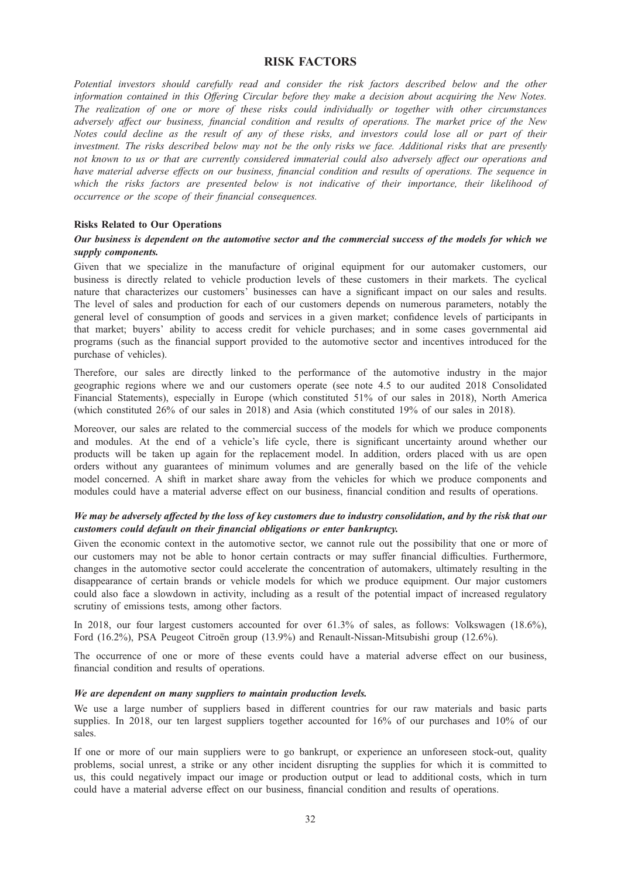# RISK FACTORS

*Potential investors should carefully read and consider the risk factors described below and the other information contained in this Offering Circular before they make a decision about acquiring the New Notes. The realization of one or more of these risks could individually or together with other circumstances adversely affect our business, financial condition and results of operations. The market price of the New Notes could decline as the result of any of these risks, and investors could lose all or part of their investment. The risks described below may not be the only risks we face. Additional risks that are presently not known to us or that are currently considered immaterial could also adversely affect our operations and have material adverse effects on our business, financial condition and results of operations. The sequence in which the risks factors are presented below is not indicative of their importance, their likelihood of occurrence or the scope of their financial consequences.*

### Risks Related to Our Operations

***Our business is dependent on the automotive sector and the commercial success of the models for which we supply components.***

Given that we specialize in the manufacture of original equipment for our automaker customers, our business is directly related to vehicle production levels of these customers in their markets. The cyclical nature that characterizes our customers' businesses can have a significant impact on our sales and results. The level of sales and production for each of our customers depends on numerous parameters, notably the general level of consumption of goods and services in a given market; confidence levels of participants in that market; buyers' ability to access credit for vehicle purchases; and in some cases governmental aid programs (such as the financial support provided to the automotive sector and incentives introduced for the purchase of vehicles).

Therefore, our sales are directly linked to the performance of the automotive industry in the major geographic regions where we and our customers operate (see note 4.5 to our audited 2018 Consolidated Financial Statements), especially in Europe (which constituted 51% of our sales in 2018), North America (which constituted 26% of our sales in 2018) and Asia (which constituted 19% of our sales in 2018).

Moreover, our sales are related to the commercial success of the models for which we produce components and modules. At the end of a vehicle's life cycle, there is significant uncertainty around whether our products will be taken up again for the replacement model. In addition, orders placed with us are open orders without any guarantees of minimum volumes and are generally based on the life of the vehicle model concerned. A shift in market share away from the vehicles for which we produce components and modules could have a material adverse effect on our business, financial condition and results of operations.

***We may be adversely affected by the loss of key customers due to industry consolidation, and by the risk that our customers could default on their financial obligations or enter bankruptcy.***

Given the economic context in the automotive sector, we cannot rule out the possibility that one or more of our customers may not be able to honor certain contracts or may suffer financial difficulties. Furthermore, changes in the automotive sector could accelerate the concentration of automakers, ultimately resulting in the disappearance of certain brands or vehicle models for which we produce equipment. Our major customers could also face a slowdown in activity, including as a result of the potential impact of increased regulatory scrutiny of emissions tests, among other factors.

In 2018, our four largest customers accounted for over 61.3% of sales, as follows: Volkswagen (18.6%), Ford (16.2%), PSA Peugeot Citroën group (13.9%) and Renault-Nissan-Mitsubishi group (12.6%).

The occurrence of one or more of these events could have a material adverse effect on our business, financial condition and results of operations.

***We are dependent on many suppliers to maintain production levels.***

We use a large number of suppliers based in different countries for our raw materials and basic parts supplies. In 2018, our ten largest suppliers together accounted for 16% of our purchases and 10% of our sales.

If one or more of our main suppliers were to go bankrupt, or experience an unforeseen stock-out, quality problems, social unrest, a strike or any other incident disrupting the supplies for which it is committed to us, this could negatively impact our image or production output or lead to additional costs, which in turn could have a material adverse effect on our business, financial condition and results of operations.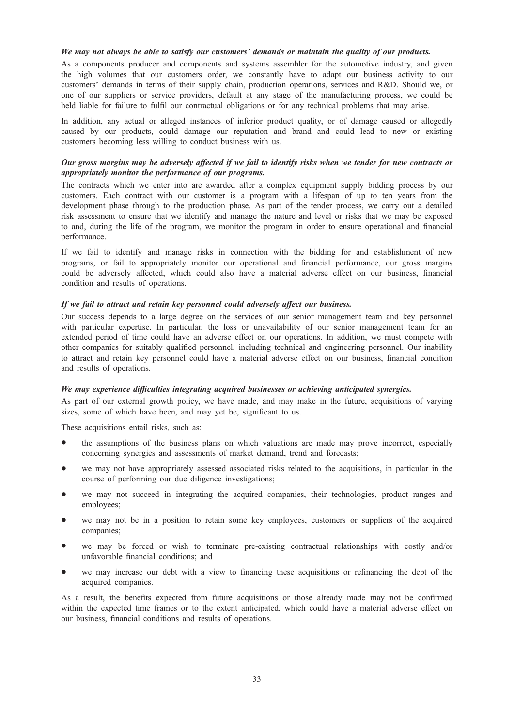***We may not always be able to satisfy our customers' demands or maintain the quality of our products.***

As a components producer and components and systems assembler for the automotive industry, and given the high volumes that our customers order, we constantly have to adapt our business activity to our customers' demands in terms of their supply chain, production operations, services and R&D. Should we, or one of our suppliers or service providers, default at any stage of the manufacturing process, we could be held liable for failure to fulfil our contractual obligations or for any technical problems that may arise.

In addition, any actual or alleged instances of inferior product quality, or of damage caused or allegedly caused by our products, could damage our reputation and brand and could lead to new or existing customers becoming less willing to conduct business with us.

***Our gross margins may be adversely affected if we fail to identify risks when we tender for new contracts or appropriately monitor the performance of our programs.***

The contracts which we enter into are awarded after a complex equipment supply bidding process by our customers. Each contract with our customer is a program with a lifespan of up to ten years from the development phase through to the production phase. As part of the tender process, we carry out a detailed risk assessment to ensure that we identify and manage the nature and level or risks that we may be exposed to and, during the life of the program, we monitor the program in order to ensure operational and financial performance.

If we fail to identify and manage risks in connection with the bidding for and establishment of new programs, or fail to appropriately monitor our operational and financial performance, our gross margins could be adversely affected, which could also have a material adverse effect on our business, financial condition and results of operations.

***If we fail to attract and retain key personnel could adversely affect our business.***

Our success depends to a large degree on the services of our senior management team and key personnel with particular expertise. In particular, the loss or unavailability of our senior management team for an extended period of time could have an adverse effect on our operations. In addition, we must compete with other companies for suitably qualified personnel, including technical and engineering personnel. Our inability to attract and retain key personnel could have a material adverse effect on our business, financial condition and results of operations.

***We may experience difficulties integrating acquired businesses or achieving anticipated synergies.***

As part of our external growth policy, we have made, and may make in the future, acquisitions of varying sizes, some of which have been, and may yet be, significant to us.

These acquisitions entail risks, such as:

- the assumptions of the business plans on which valuations are made may prove incorrect, especially concerning synergies and assessments of market demand, trend and forecasts;
- we may not have appropriately assessed associated risks related to the acquisitions, in particular in the course of performing our due diligence investigations;
- we may not succeed in integrating the acquired companies, their technologies, product ranges and employees;
- we may not be in a position to retain some key employees, customers or suppliers of the acquired companies;
- we may be forced or wish to terminate pre-existing contractual relationships with costly and/or unfavorable financial conditions; and
- we may increase our debt with a view to financing these acquisitions or refinancing the debt of the acquired companies.

As a result, the benefits expected from future acquisitions or those already made may not be confirmed within the expected time frames or to the extent anticipated, which could have a material adverse effect on our business, financial conditions and results of operations.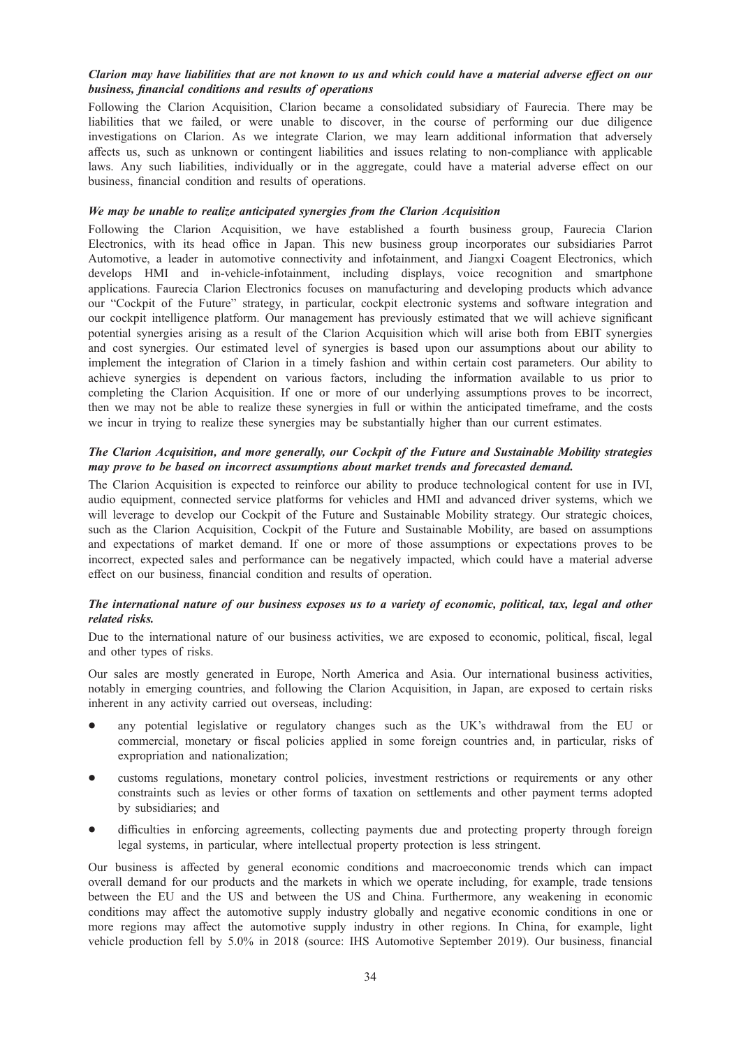***Clarion may have liabilities that are not known to us and which could have a material adverse effect on our business, financial conditions and results of operations***

Following the Clarion Acquisition, Clarion became a consolidated subsidiary of Faurecia. There may be liabilities that we failed, or were unable to discover, in the course of performing our due diligence investigations on Clarion. As we integrate Clarion, we may learn additional information that adversely affects us, such as unknown or contingent liabilities and issues relating to non-compliance with applicable laws. Any such liabilities, individually or in the aggregate, could have a material adverse effect on our business, financial condition and results of operations.

***We may be unable to realize anticipated synergies from the Clarion Acquisition***

Following the Clarion Acquisition, we have established a fourth business group, Faurecia Clarion Electronics, with its head office in Japan. This new business group incorporates our subsidiaries Parrot Automotive, a leader in automotive connectivity and infotainment, and Jiangxi Coagent Electronics, which develops HMI and in-vehicle-infotainment, including displays, voice recognition and smartphone applications. Faurecia Clarion Electronics focuses on manufacturing and developing products which advance our "Cockpit of the Future" strategy, in particular, cockpit electronic systems and software integration and our cockpit intelligence platform. Our management has previously estimated that we will achieve significant potential synergies arising as a result of the Clarion Acquisition which will arise both from EBIT synergies and cost synergies. Our estimated level of synergies is based upon our assumptions about our ability to implement the integration of Clarion in a timely fashion and within certain cost parameters. Our ability to achieve synergies is dependent on various factors, including the information available to us prior to completing the Clarion Acquisition. If one or more of our underlying assumptions proves to be incorrect, then we may not be able to realize these synergies in full or within the anticipated timeframe, and the costs we incur in trying to realize these synergies may be substantially higher than our current estimates.

***The Clarion Acquisition, and more generally, our Cockpit of the Future and Sustainable Mobility strategies may prove to be based on incorrect assumptions about market trends and forecasted demand.***

The Clarion Acquisition is expected to reinforce our ability to produce technological content for use in IVI, audio equipment, connected service platforms for vehicles and HMI and advanced driver systems, which we will leverage to develop our Cockpit of the Future and Sustainable Mobility strategy. Our strategic choices, such as the Clarion Acquisition, Cockpit of the Future and Sustainable Mobility, are based on assumptions and expectations of market demand. If one or more of those assumptions or expectations proves to be incorrect, expected sales and performance can be negatively impacted, which could have a material adverse effect on our business, financial condition and results of operation.

***The international nature of our business exposes us to a variety of economic, political, tax, legal and other related risks.***

Due to the international nature of our business activities, we are exposed to economic, political, fiscal, legal and other types of risks.

Our sales are mostly generated in Europe, North America and Asia. Our international business activities, notably in emerging countries, and following the Clarion Acquisition, in Japan, are exposed to certain risks inherent in any activity carried out overseas, including:

- any potential legislative or regulatory changes such as the UK's withdrawal from the EU or commercial, monetary or fiscal policies applied in some foreign countries and, in particular, risks of expropriation and nationalization;
- customs regulations, monetary control policies, investment restrictions or requirements or any other constraints such as levies or other forms of taxation on settlements and other payment terms adopted by subsidiaries; and
- difficulties in enforcing agreements, collecting payments due and protecting property through foreign legal systems, in particular, where intellectual property protection is less stringent.

Our business is affected by general economic conditions and macroeconomic trends which can impact overall demand for our products and the markets in which we operate including, for example, trade tensions between the EU and the US and between the US and China. Furthermore, any weakening in economic conditions may affect the automotive supply industry globally and negative economic conditions in one or more regions may affect the automotive supply industry in other regions. In China, for example, light vehicle production fell by 5.0% in 2018 (source: IHS Automotive September 2019). Our business, financial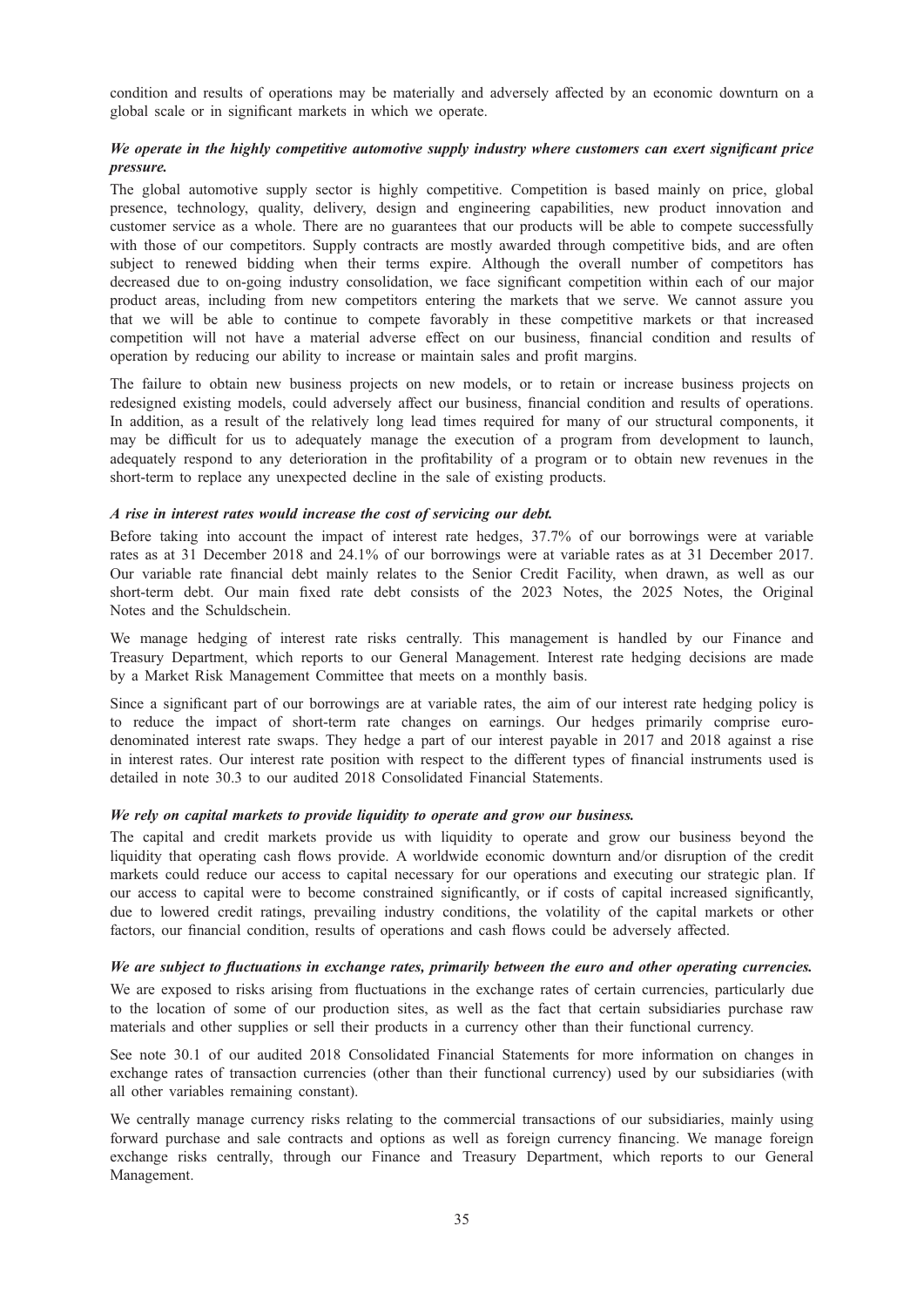condition and results of operations may be materially and adversely affected by an economic downturn on a global scale or in significant markets in which we operate.

***We operate in the highly competitive automotive supply industry where customers can exert significant price pressure.***

The global automotive supply sector is highly competitive. Competition is based mainly on price, global presence, technology, quality, delivery, design and engineering capabilities, new product innovation and customer service as a whole. There are no guarantees that our products will be able to compete successfully with those of our competitors. Supply contracts are mostly awarded through competitive bids, and are often subject to renewed bidding when their terms expire. Although the overall number of competitors has decreased due to on-going industry consolidation, we face significant competition within each of our major product areas, including from new competitors entering the markets that we serve. We cannot assure you that we will be able to continue to compete favorably in these competitive markets or that increased competition will not have a material adverse effect on our business, financial condition and results of operation by reducing our ability to increase or maintain sales and profit margins.

The failure to obtain new business projects on new models, or to retain or increase business projects on redesigned existing models, could adversely affect our business, financial condition and results of operations. In addition, as a result of the relatively long lead times required for many of our structural components, it may be difficult for us to adequately manage the execution of a program from development to launch, adequately respond to any deterioration in the profitability of a program or to obtain new revenues in the short-term to replace any unexpected decline in the sale of existing products.

***A rise in interest rates would increase the cost of servicing our debt.***

Before taking into account the impact of interest rate hedges, 37.7% of our borrowings were at variable rates as at 31 December 2018 and 24.1% of our borrowings were at variable rates as at 31 December 2017. Our variable rate financial debt mainly relates to the Senior Credit Facility, when drawn, as well as our short-term debt. Our main fixed rate debt consists of the 2023 Notes, the 2025 Notes, the Original Notes and the Schuldschein.

We manage hedging of interest rate risks centrally. This management is handled by our Finance and Treasury Department, which reports to our General Management. Interest rate hedging decisions are made by a Market Risk Management Committee that meets on a monthly basis.

Since a significant part of our borrowings are at variable rates, the aim of our interest rate hedging policy is to reduce the impact of short-term rate changes on earnings. Our hedges primarily comprise euro-denominated interest rate swaps. They hedge a part of our interest payable in 2017 and 2018 against a rise in interest rates. Our interest rate position with respect to the different types of financial instruments used is detailed in note 30.3 to our audited 2018 Consolidated Financial Statements.

***We rely on capital markets to provide liquidity to operate and grow our business.***

The capital and credit markets provide us with liquidity to operate and grow our business beyond the liquidity that operating cash flows provide. A worldwide economic downturn and/or disruption of the credit markets could reduce our access to capital necessary for our operations and executing our strategic plan. If our access to capital were to become constrained significantly, or if costs of capital increased significantly, due to lowered credit ratings, prevailing industry conditions, the volatility of the capital markets or other factors, our financial condition, results of operations and cash flows could be adversely affected.

***We are subject to fluctuations in exchange rates, primarily between the euro and other operating currencies.***

We are exposed to risks arising from fluctuations in the exchange rates of certain currencies, particularly due to the location of some of our production sites, as well as the fact that certain subsidiaries purchase raw materials and other supplies or sell their products in a currency other than their functional currency.

See note 30.1 of our audited 2018 Consolidated Financial Statements for more information on changes in exchange rates of transaction currencies (other than their functional currency) used by our subsidiaries (with all other variables remaining constant).

We centrally manage currency risks relating to the commercial transactions of our subsidiaries, mainly using forward purchase and sale contracts and options as well as foreign currency financing. We manage foreign exchange risks centrally, through our Finance and Treasury Department, which reports to our General Management.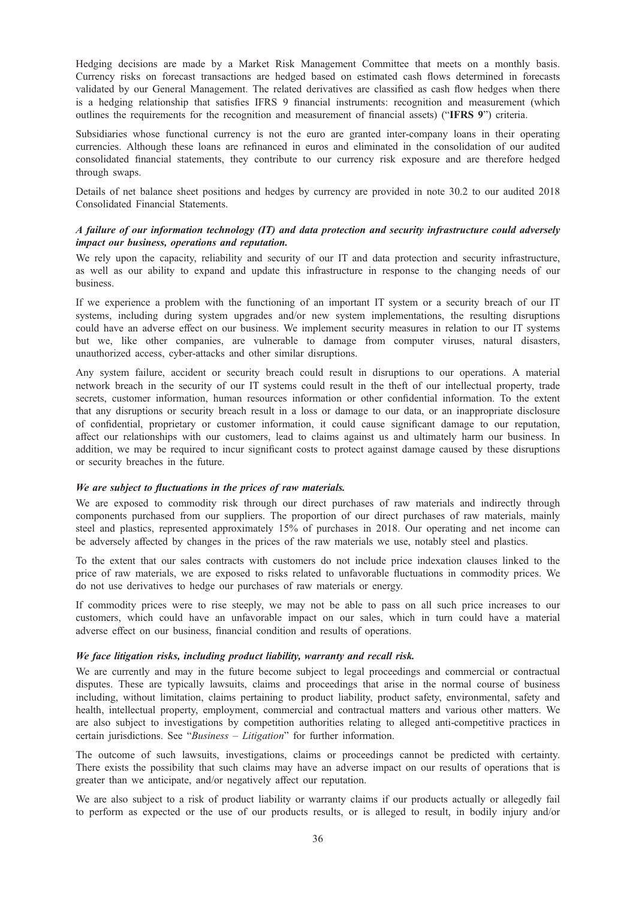Hedging decisions are made by a Market Risk Management Committee that meets on a monthly basis. Currency risks on forecast transactions are hedged based on estimated cash flows determined in forecasts validated by our General Management. The related derivatives are classified as cash flow hedges when there is a hedging relationship that satisfies IFRS 9 financial instruments: recognition and measurement (which outlines the requirements for the recognition and measurement of financial assets) ("**IFRS 9**") criteria.

Subsidiaries whose functional currency is not the euro are granted inter-company loans in their operating currencies. Although these loans are refinanced in euros and eliminated in the consolidation of our audited consolidated financial statements, they contribute to our currency risk exposure and are therefore hedged through swaps.

Details of net balance sheet positions and hedges by currency are provided in note 30.2 to our audited 2018 Consolidated Financial Statements.

***A failure of our information technology (IT) and data protection and security infrastructure could adversely impact our business, operations and reputation.***

We rely upon the capacity, reliability and security of our IT and data protection and security infrastructure, as well as our ability to expand and update this infrastructure in response to the changing needs of our business.

If we experience a problem with the functioning of an important IT system or a security breach of our IT systems, including during system upgrades and/or new system implementations, the resulting disruptions could have an adverse effect on our business. We implement security measures in relation to our IT systems but we, like other companies, are vulnerable to damage from computer viruses, natural disasters, unauthorized access, cyber-attacks and other similar disruptions.

Any system failure, accident or security breach could result in disruptions to our operations. A material network breach in the security of our IT systems could result in the theft of our intellectual property, trade secrets, customer information, human resources information or other confidential information. To the extent that any disruptions or security breach result in a loss or damage to our data, or an inappropriate disclosure of confidential, proprietary or customer information, it could cause significant damage to our reputation, affect our relationships with our customers, lead to claims against us and ultimately harm our business. In addition, we may be required to incur significant costs to protect against damage caused by these disruptions or security breaches in the future.

***We are subject to fluctuations in the prices of raw materials.***

We are exposed to commodity risk through our direct purchases of raw materials and indirectly through components purchased from our suppliers. The proportion of our direct purchases of raw materials, mainly steel and plastics, represented approximately 15% of purchases in 2018. Our operating and net income can be adversely affected by changes in the prices of the raw materials we use, notably steel and plastics.

To the extent that our sales contracts with customers do not include price indexation clauses linked to the price of raw materials, we are exposed to risks related to unfavorable fluctuations in commodity prices. We do not use derivatives to hedge our purchases of raw materials or energy.

If commodity prices were to rise steeply, we may not be able to pass on all such price increases to our customers, which could have an unfavorable impact on our sales, which in turn could have a material adverse effect on our business, financial condition and results of operations.

***We face litigation risks, including product liability, warranty and recall risk.***

We are currently and may in the future become subject to legal proceedings and commercial or contractual disputes. These are typically lawsuits, claims and proceedings that arise in the normal course of business including, without limitation, claims pertaining to product liability, product safety, environmental, safety and health, intellectual property, employment, commercial and contractual matters and various other matters. We are also subject to investigations by competition authorities relating to alleged anti-competitive practices in certain jurisdictions. See "*Business – Litigation*" for further information.

The outcome of such lawsuits, investigations, claims or proceedings cannot be predicted with certainty. There exists the possibility that such claims may have an adverse impact on our results of operations that is greater than we anticipate, and/or negatively affect our reputation.

We are also subject to a risk of product liability or warranty claims if our products actually or allegedly fail to perform as expected or the use of our products results, or is alleged to result, in bodily injury and/or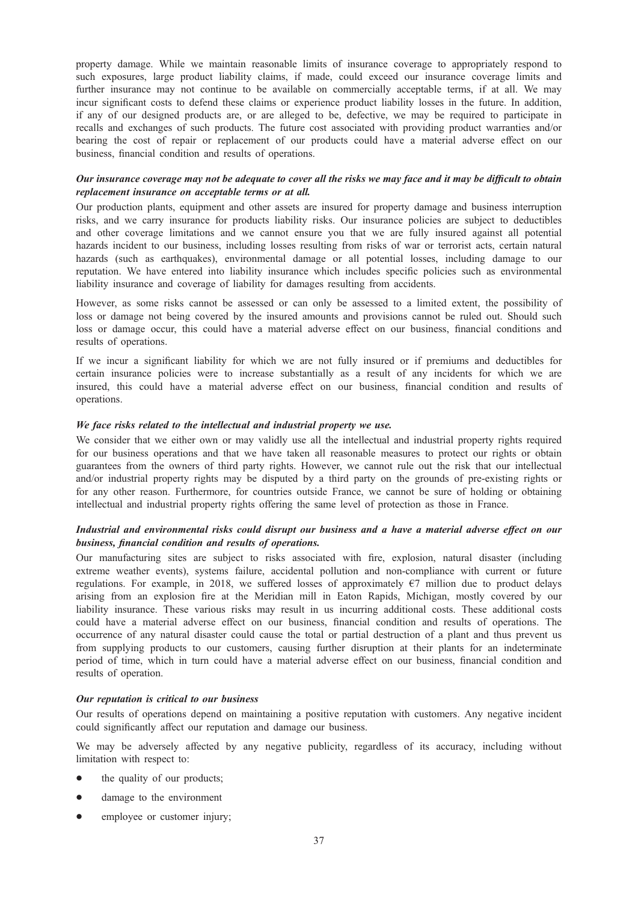property damage. While we maintain reasonable limits of insurance coverage to appropriately respond to such exposures, large product liability claims, if made, could exceed our insurance coverage limits and further insurance may not continue to be available on commercially acceptable terms, if at all. We may incur significant costs to defend these claims or experience product liability losses in the future. In addition, if any of our designed products are, or are alleged to be, defective, we may be required to participate in recalls and exchanges of such products. The future cost associated with providing product warranties and/or bearing the cost of repair or replacement of our products could have a material adverse effect on our business, financial condition and results of operations.

***Our insurance coverage may not be adequate to cover all the risks we may face and it may be difficult to obtain replacement insurance on acceptable terms or at all.***

Our production plants, equipment and other assets are insured for property damage and business interruption risks, and we carry insurance for products liability risks. Our insurance policies are subject to deductibles and other coverage limitations and we cannot ensure you that we are fully insured against all potential hazards incident to our business, including losses resulting from risks of war or terrorist acts, certain natural hazards (such as earthquakes), environmental damage or all potential losses, including damage to our reputation. We have entered into liability insurance which includes specific policies such as environmental liability insurance and coverage of liability for damages resulting from accidents.

However, as some risks cannot be assessed or can only be assessed to a limited extent, the possibility of loss or damage not being covered by the insured amounts and provisions cannot be ruled out. Should such loss or damage occur, this could have a material adverse effect on our business, financial conditions and results of operations.

If we incur a significant liability for which we are not fully insured or if premiums and deductibles for certain insurance policies were to increase substantially as a result of any incidents for which we are insured, this could have a material adverse effect on our business, financial condition and results of operations.

***We face risks related to the intellectual and industrial property we use.***

We consider that we either own or may validly use all the intellectual and industrial property rights required for our business operations and that we have taken all reasonable measures to protect our rights or obtain guarantees from the owners of third party rights. However, we cannot rule out the risk that our intellectual and/or industrial property rights may be disputed by a third party on the grounds of pre-existing rights or for any other reason. Furthermore, for countries outside France, we cannot be sure of holding or obtaining intellectual and industrial property rights offering the same level of protection as those in France.

***Industrial and environmental risks could disrupt our business and a have a material adverse effect on our business, financial condition and results of operations.***

Our manufacturing sites are subject to risks associated with fire, explosion, natural disaster (including extreme weather events), systems failure, accidental pollution and non-compliance with current or future regulations. For example, in 2018, we suffered losses of approximately €7 million due to product delays arising from an explosion fire at the Meridian mill in Eaton Rapids, Michigan, mostly covered by our liability insurance. These various risks may result in us incurring additional costs. These additional costs could have a material adverse effect on our business, financial condition and results of operations. The occurrence of any natural disaster could cause the total or partial destruction of a plant and thus prevent us from supplying products to our customers, causing further disruption at their plants for an indeterminate period of time, which in turn could have a material adverse effect on our business, financial condition and results of operation.

***Our reputation is critical to our business***

Our results of operations depend on maintaining a positive reputation with customers. Any negative incident could significantly affect our reputation and damage our business.

We may be adversely affected by any negative publicity, regardless of its accuracy, including without limitation with respect to:

- the quality of our products;
- damage to the environment
- employee or customer injury;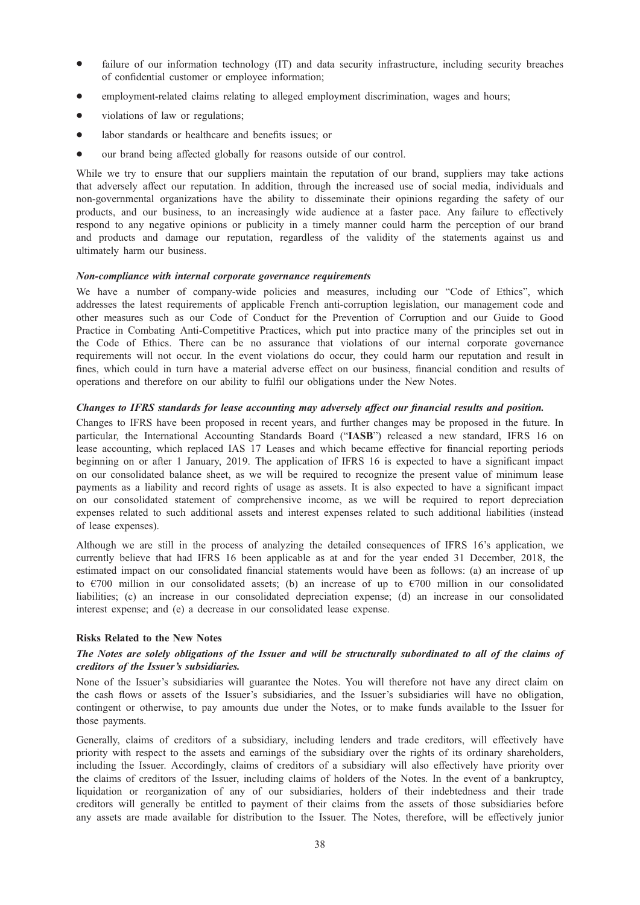- failure of our information technology (IT) and data security infrastructure, including security breaches of confidential customer or employee information;
- employment-related claims relating to alleged employment discrimination, wages and hours;
- violations of law or regulations;
- labor standards or healthcare and benefits issues; or
- our brand being affected globally for reasons outside of our control.

While we try to ensure that our suppliers maintain the reputation of our brand, suppliers may take actions that adversely affect our reputation. In addition, through the increased use of social media, individuals and non-governmental organizations have the ability to disseminate their opinions regarding the safety of our products, and our business, to an increasingly wide audience at a faster pace. Any failure to effectively respond to any negative opinions or publicity in a timely manner could harm the perception of our brand and products and damage our reputation, regardless of the validity of the statements against us and ultimately harm our business.

***Non-compliance with internal corporate governance requirements***

We have a number of company-wide policies and measures, including our "Code of Ethics", which addresses the latest requirements of applicable French anti-corruption legislation, our management code and other measures such as our Code of Conduct for the Prevention of Corruption and our Guide to Good Practice in Combating Anti-Competitive Practices, which put into practice many of the principles set out in the Code of Ethics. There can be no assurance that violations of our internal corporate governance requirements will not occur. In the event violations do occur, they could harm our reputation and result in fines, which could in turn have a material adverse effect on our business, financial condition and results of operations and therefore on our ability to fulfil our obligations under the New Notes.

***Changes to IFRS standards for lease accounting may adversely affect our financial results and position.***

Changes to IFRS have been proposed in recent years, and further changes may be proposed in the future. In particular, the International Accounting Standards Board ("**IASB**") released a new standard, IFRS 16 on lease accounting, which replaced IAS 17 Leases and which became effective for financial reporting periods beginning on or after 1 January, 2019. The application of IFRS 16 is expected to have a significant impact on our consolidated balance sheet, as we will be required to recognize the present value of minimum lease payments as a liability and record rights of usage as assets. It is also expected to have a significant impact on our consolidated statement of comprehensive income, as we will be required to report depreciation expenses related to such additional assets and interest expenses related to such additional liabilities (instead of lease expenses).

Although we are still in the process of analyzing the detailed consequences of IFRS 16's application, we currently believe that had IFRS 16 been applicable as at and for the year ended 31 December, 2018, the estimated impact on our consolidated financial statements would have been as follows: (a) an increase of up to €700 million in our consolidated assets; (b) an increase of up to €700 million in our consolidated liabilities; (c) an increase in our consolidated depreciation expense; (d) an increase in our consolidated interest expense; and (e) a decrease in our consolidated lease expense.

**Risks Related to the New Notes**

***The Notes are solely obligations of the Issuer and will be structurally subordinated to all of the claims of creditors of the Issuer's subsidiaries.***

None of the Issuer's subsidiaries will guarantee the Notes. You will therefore not have any direct claim on the cash flows or assets of the Issuer's subsidiaries, and the Issuer's subsidiaries will have no obligation, contingent or otherwise, to pay amounts due under the Notes, or to make funds available to the Issuer for those payments.

Generally, claims of creditors of a subsidiary, including lenders and trade creditors, will effectively have priority with respect to the assets and earnings of the subsidiary over the rights of its ordinary shareholders, including the Issuer. Accordingly, claims of creditors of a subsidiary will also effectively have priority over the claims of creditors of the Issuer, including claims of holders of the Notes. In the event of a bankruptcy, liquidation or reorganization of any of our subsidiaries, holders of their indebtedness and their trade creditors will generally be entitled to payment of their claims from the assets of those subsidiaries before any assets are made available for distribution to the Issuer. The Notes, therefore, will be effectively junior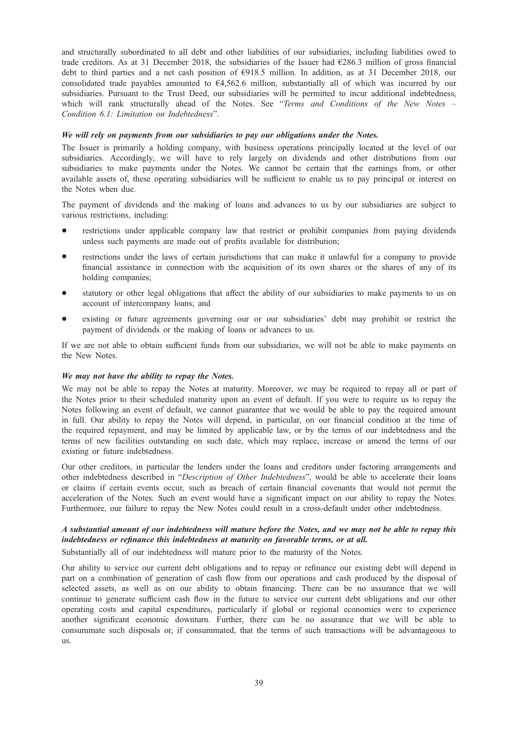and structurally subordinated to all debt and other liabilities of our subsidiaries, including liabilities owed to trade creditors. As at 31 December 2018, the subsidiaries of the Issuer had €286.3 million of gross financial debt to third parties and a net cash position of €918.5 million. In addition, as at 31 December 2018, our consolidated trade payables amounted to €4,562.6 million, substantially all of which was incurred by our subsidiaries. Pursuant to the Trust Deed, our subsidiaries will be permitted to incur additional indebtedness, which will rank structurally ahead of the Notes. See "*Terms and Conditions of the New Notes – Condition 6.1: Limitation on Indebtedness*".

***We will rely on payments from our subsidiaries to pay our obligations under the Notes.***

The Issuer is primarily a holding company, with business operations principally located at the level of our subsidiaries. Accordingly, we will have to rely largely on dividends and other distributions from our subsidiaries to make payments under the Notes. We cannot be certain that the earnings from, or other available assets of, these operating subsidiaries will be sufficient to enable us to pay principal or interest on the Notes when due.

The payment of dividends and the making of loans and advances to us by our subsidiaries are subject to various restrictions, including:

- restrictions under applicable company law that restrict or prohibit companies from paying dividends unless such payments are made out of profits available for distribution;
- restrictions under the laws of certain jurisdictions that can make it unlawful for a company to provide financial assistance in connection with the acquisition of its own shares or the shares of any of its holding companies;
- statutory or other legal obligations that affect the ability of our subsidiaries to make payments to us on account of intercompany loans; and
- existing or future agreements governing our or our subsidiaries' debt may prohibit or restrict the payment of dividends or the making of loans or advances to us.

If we are not able to obtain sufficient funds from our subsidiaries, we will not be able to make payments on the New Notes.

***We may not have the ability to repay the Notes.***

We may not be able to repay the Notes at maturity. Moreover, we may be required to repay all or part of the Notes prior to their scheduled maturity upon an event of default. If you were to require us to repay the Notes following an event of default, we cannot guarantee that we would be able to pay the required amount in full. Our ability to repay the Notes will depend, in particular, on our financial condition at the time of the required repayment, and may be limited by applicable law, or by the terms of our indebtedness and the terms of new facilities outstanding on such date, which may replace, increase or amend the terms of our existing or future indebtedness.

Our other creditors, in particular the lenders under the loans and creditors under factoring arrangements and other indebtedness described in "*Description of Other Indebtedness*", would be able to accelerate their loans or claims if certain events occur, such as breach of certain financial covenants that would not permit the acceleration of the Notes. Such an event would have a significant impact on our ability to repay the Notes. Furthermore, our failure to repay the New Notes could result in a cross-default under other indebtedness.

***A substantial amount of our indebtedness will mature before the Notes, and we may not be able to repay this indebtedness or refinance this indebtedness at maturity on favorable terms, or at all.***

Substantially all of our indebtedness will mature prior to the maturity of the Notes.

Our ability to service our current debt obligations and to repay or refinance our existing debt will depend in part on a combination of generation of cash flow from our operations and cash produced by the disposal of selected assets, as well as on our ability to obtain financing. There can be no assurance that we will continue to generate sufficient cash flow in the future to service our current debt obligations and our other operating costs and capital expenditures, particularly if global or regional economies were to experience another significant economic downturn. Further, there can be no assurance that we will be able to consummate such disposals or, if consummated, that the terms of such transactions will be advantageous to us.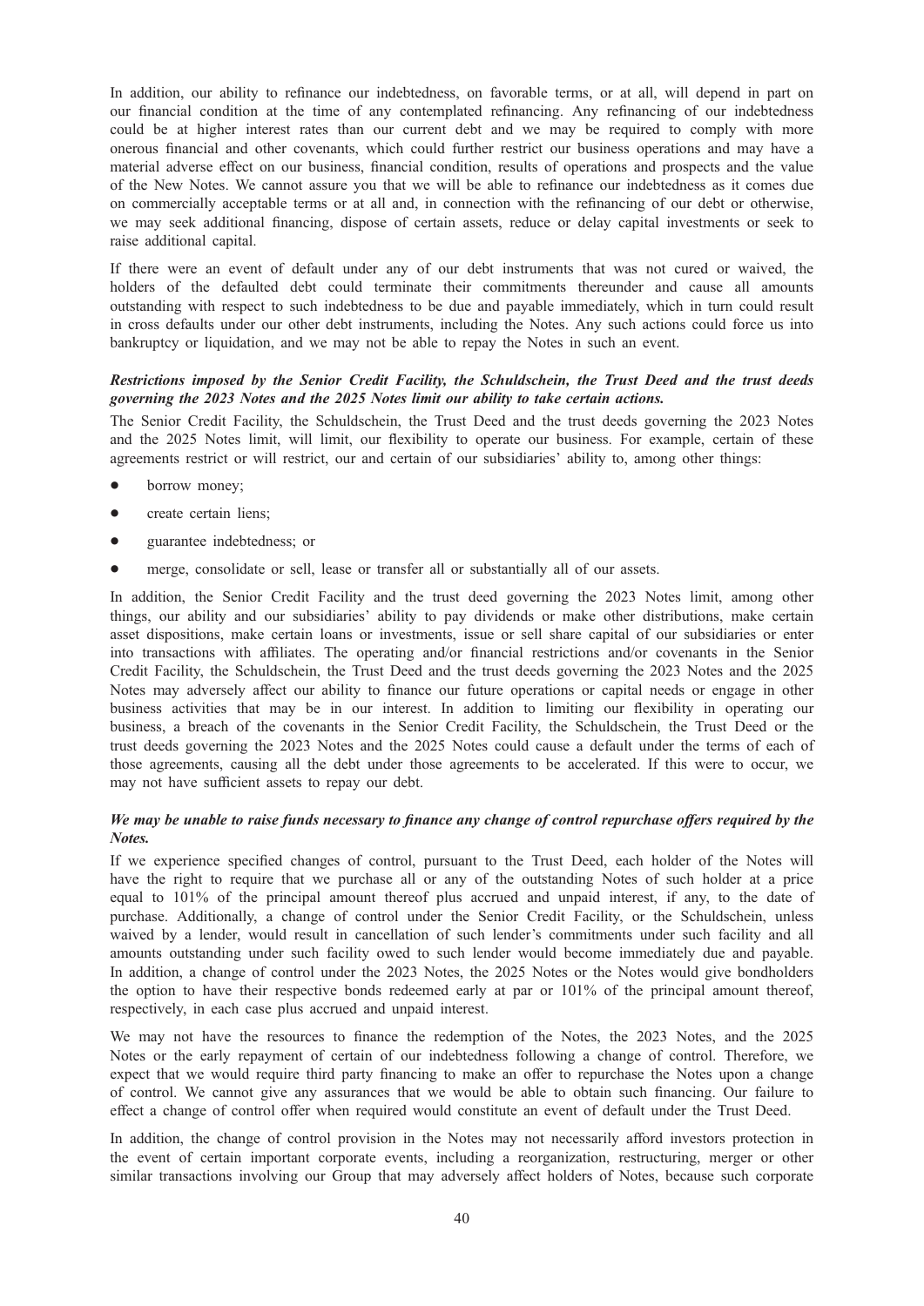In addition, our ability to refinance our indebtedness, on favorable terms, or at all, will depend in part on our financial condition at the time of any contemplated refinancing. Any refinancing of our indebtedness could be at higher interest rates than our current debt and we may be required to comply with more onerous financial and other covenants, which could further restrict our business operations and may have a material adverse effect on our business, financial condition, results of operations and prospects and the value of the New Notes. We cannot assure you that we will be able to refinance our indebtedness as it comes due on commercially acceptable terms or at all and, in connection with the refinancing of our debt or otherwise, we may seek additional financing, dispose of certain assets, reduce or delay capital investments or seek to raise additional capital.

If there were an event of default under any of our debt instruments that was not cured or waived, the holders of the defaulted debt could terminate their commitments thereunder and cause all amounts outstanding with respect to such indebtedness to be due and payable immediately, which in turn could result in cross defaults under our other debt instruments, including the Notes. Any such actions could force us into bankruptcy or liquidation, and we may not be able to repay the Notes in such an event.

***Restrictions imposed by the Senior Credit Facility, the Schuldschein, the Trust Deed and the trust deeds governing the 2023 Notes and the 2025 Notes limit our ability to take certain actions.***

The Senior Credit Facility, the Schuldschein, the Trust Deed and the trust deeds governing the 2023 Notes and the 2025 Notes limit, will limit, our flexibility to operate our business. For example, certain of these agreements restrict or will restrict, our and certain of our subsidiaries' ability to, among other things:

- borrow money;
- create certain liens;
- guarantee indebtedness; or
- merge, consolidate or sell, lease or transfer all or substantially all of our assets.

In addition, the Senior Credit Facility and the trust deed governing the 2023 Notes limit, among other things, our ability and our subsidiaries' ability to pay dividends or make other distributions, make certain asset dispositions, make certain loans or investments, issue or sell share capital of our subsidiaries or enter into transactions with affiliates. The operating and/or financial restrictions and/or covenants in the Senior Credit Facility, the Schuldschein, the Trust Deed and the trust deeds governing the 2023 Notes and the 2025 Notes may adversely affect our ability to finance our future operations or capital needs or engage in other business activities that may be in our interest. In addition to limiting our flexibility in operating our business, a breach of the covenants in the Senior Credit Facility, the Schuldschein, the Trust Deed or the trust deeds governing the 2023 Notes and the 2025 Notes could cause a default under the terms of each of those agreements, causing all the debt under those agreements to be accelerated. If this were to occur, we may not have sufficient assets to repay our debt.

***We may be unable to raise funds necessary to finance any change of control repurchase offers required by the Notes.***

If we experience specified changes of control, pursuant to the Trust Deed, each holder of the Notes will have the right to require that we purchase all or any of the outstanding Notes of such holder at a price equal to 101% of the principal amount thereof plus accrued and unpaid interest, if any, to the date of purchase. Additionally, a change of control under the Senior Credit Facility, or the Schuldschein, unless waived by a lender, would result in cancellation of such lender's commitments under such facility and all amounts outstanding under such facility owed to such lender would become immediately due and payable. In addition, a change of control under the 2023 Notes, the 2025 Notes or the Notes would give bondholders the option to have their respective bonds redeemed early at par or 101% of the principal amount thereof, respectively, in each case plus accrued and unpaid interest.

We may not have the resources to finance the redemption of the Notes, the 2023 Notes, and the 2025 Notes or the early repayment of certain of our indebtedness following a change of control. Therefore, we expect that we would require third party financing to make an offer to repurchase the Notes upon a change of control. We cannot give any assurances that we would be able to obtain such financing. Our failure to effect a change of control offer when required would constitute an event of default under the Trust Deed.

In addition, the change of control provision in the Notes may not necessarily afford investors protection in the event of certain important corporate events, including a reorganization, restructuring, merger or other similar transactions involving our Group that may adversely affect holders of Notes, because such corporate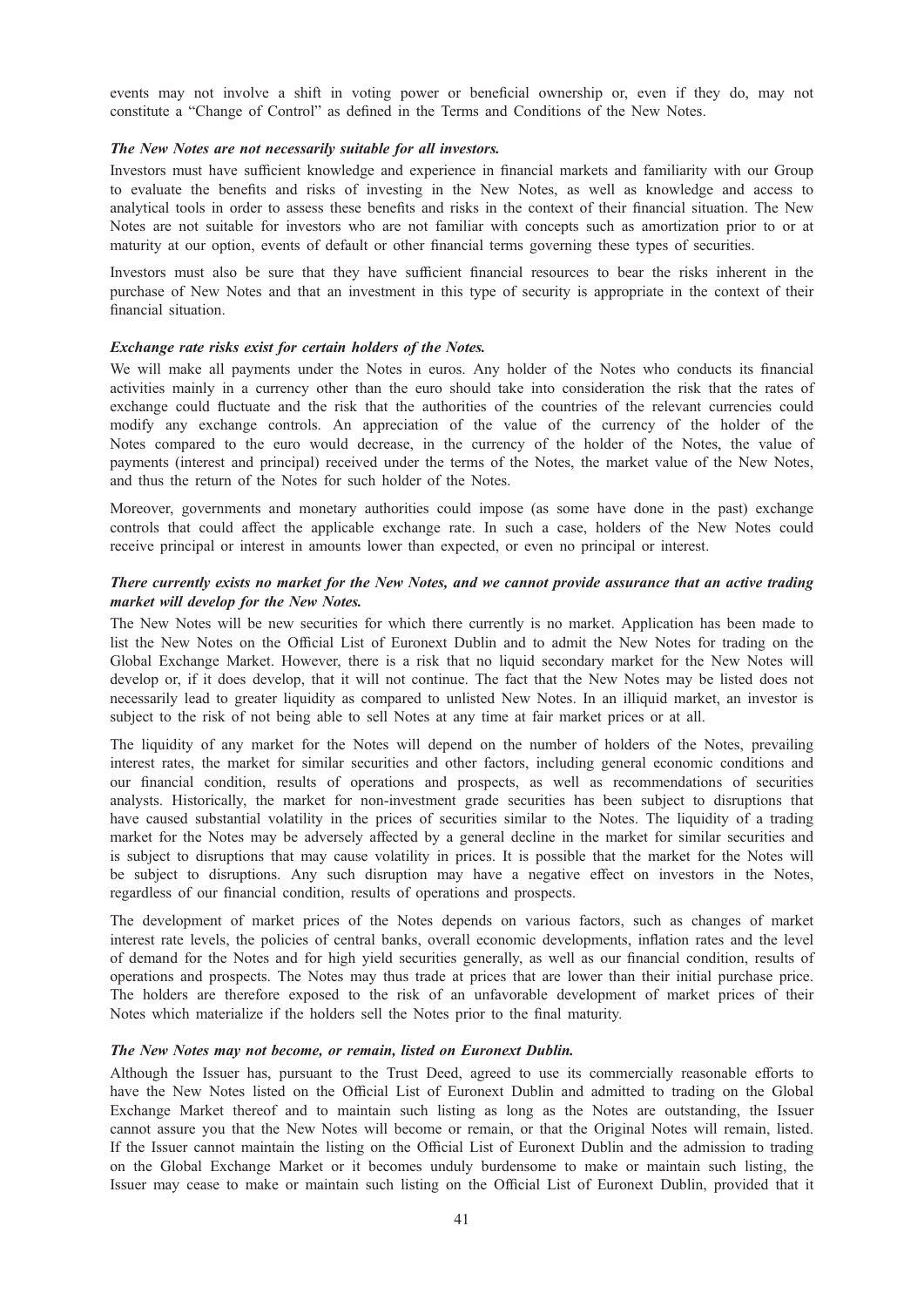events may not involve a shift in voting power or beneficial ownership or, even if they do, may not constitute a "Change of Control" as defined in the Terms and Conditions of the New Notes.

***The New Notes are not necessarily suitable for all investors.***

Investors must have sufficient knowledge and experience in financial markets and familiarity with our Group to evaluate the benefits and risks of investing in the New Notes, as well as knowledge and access to analytical tools in order to assess these benefits and risks in the context of their financial situation. The New Notes are not suitable for investors who are not familiar with concepts such as amortization prior to or at maturity at our option, events of default or other financial terms governing these types of securities.

Investors must also be sure that they have sufficient financial resources to bear the risks inherent in the purchase of New Notes and that an investment in this type of security is appropriate in the context of their financial situation.

***Exchange rate risks exist for certain holders of the Notes.***

We will make all payments under the Notes in euros. Any holder of the Notes who conducts its financial activities mainly in a currency other than the euro should take into consideration the risk that the rates of exchange could fluctuate and the risk that the authorities of the countries of the relevant currencies could modify any exchange controls. An appreciation of the value of the currency of the holder of the Notes compared to the euro would decrease, in the currency of the holder of the Notes, the value of payments (interest and principal) received under the terms of the Notes, the market value of the New Notes, and thus the return of the Notes for such holder of the Notes.

Moreover, governments and monetary authorities could impose (as some have done in the past) exchange controls that could affect the applicable exchange rate. In such a case, holders of the New Notes could receive principal or interest in amounts lower than expected, or even no principal or interest.

***There currently exists no market for the New Notes, and we cannot provide assurance that an active trading market will develop for the New Notes.***

The New Notes will be new securities for which there currently is no market. Application has been made to list the New Notes on the Official List of Euronext Dublin and to admit the New Notes for trading on the Global Exchange Market. However, there is a risk that no liquid secondary market for the New Notes will develop or, if it does develop, that it will not continue. The fact that the New Notes may be listed does not necessarily lead to greater liquidity as compared to unlisted New Notes. In an illiquid market, an investor is subject to the risk of not being able to sell Notes at any time at fair market prices or at all.

The liquidity of any market for the Notes will depend on the number of holders of the Notes, prevailing interest rates, the market for similar securities and other factors, including general economic conditions and our financial condition, results of operations and prospects, as well as recommendations of securities analysts. Historically, the market for non-investment grade securities has been subject to disruptions that have caused substantial volatility in the prices of securities similar to the Notes. The liquidity of a trading market for the Notes may be adversely affected by a general decline in the market for similar securities and is subject to disruptions that may cause volatility in prices. It is possible that the market for the Notes will be subject to disruptions. Any such disruption may have a negative effect on investors in the Notes, regardless of our financial condition, results of operations and prospects.

The development of market prices of the Notes depends on various factors, such as changes of market interest rate levels, the policies of central banks, overall economic developments, inflation rates and the level of demand for the Notes and for high yield securities generally, as well as our financial condition, results of operations and prospects. The Notes may thus trade at prices that are lower than their initial purchase price. The holders are therefore exposed to the risk of an unfavorable development of market prices of their Notes which materialize if the holders sell the Notes prior to the final maturity.

***The New Notes may not become, or remain, listed on Euronext Dublin.***

Although the Issuer has, pursuant to the Trust Deed, agreed to use its commercially reasonable efforts to have the New Notes listed on the Official List of Euronext Dublin and admitted to trading on the Global Exchange Market thereof and to maintain such listing as long as the Notes are outstanding, the Issuer cannot assure you that the New Notes will become or remain, or that the Original Notes will remain, listed. If the Issuer cannot maintain the listing on the Official List of Euronext Dublin and the admission to trading on the Global Exchange Market or it becomes unduly burdensome to make or maintain such listing, the Issuer may cease to make or maintain such listing on the Official List of Euronext Dublin, provided that it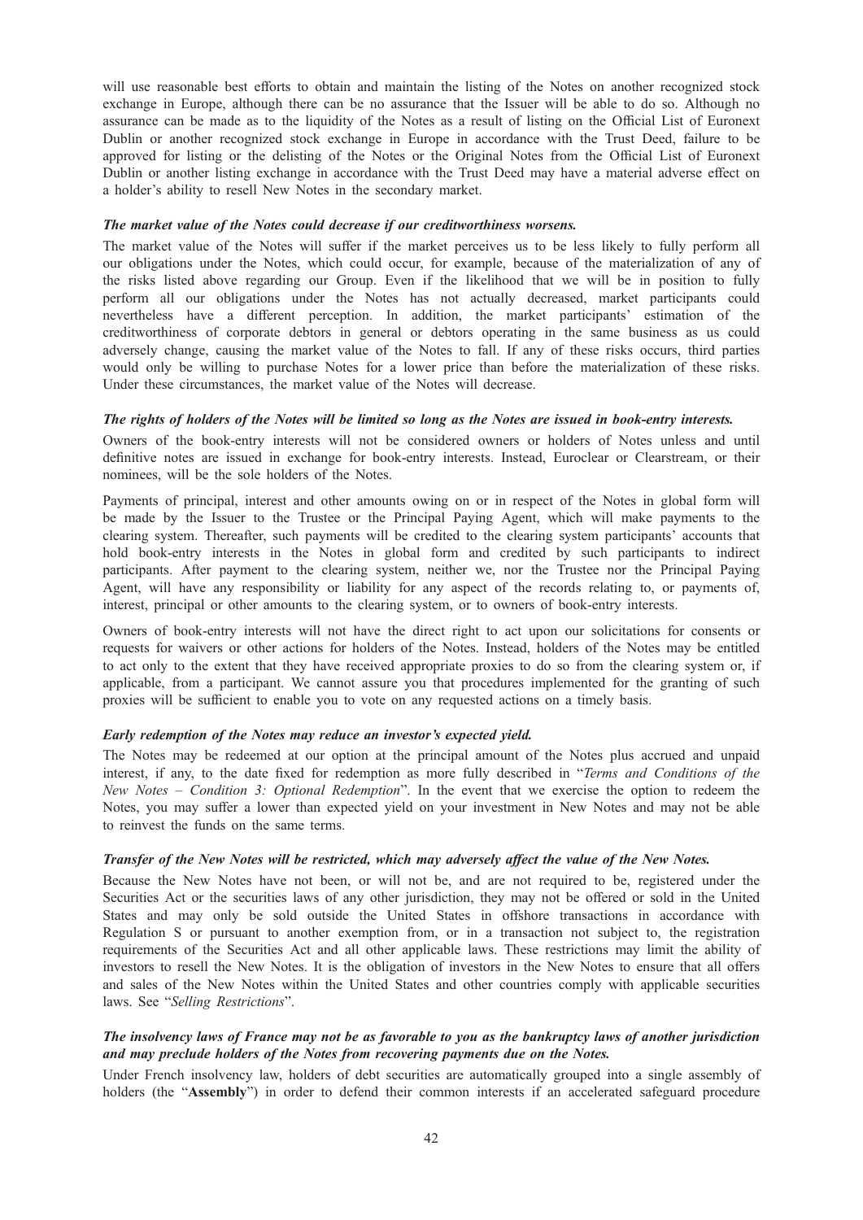will use reasonable best efforts to obtain and maintain the listing of the Notes on another recognized stock exchange in Europe, although there can be no assurance that the Issuer will be able to do so. Although no assurance can be made as to the liquidity of the Notes as a result of listing on the Official List of Euronext Dublin or another recognized stock exchange in Europe in accordance with the Trust Deed, failure to be approved for listing or the delisting of the Notes or the Original Notes from the Official List of Euronext Dublin or another listing exchange in accordance with the Trust Deed may have a material adverse effect on a holder's ability to resell New Notes in the secondary market.

***The market value of the Notes could decrease if our creditworthiness worsens.***

The market value of the Notes will suffer if the market perceives us to be less likely to fully perform all our obligations under the Notes, which could occur, for example, because of the materialization of any of the risks listed above regarding our Group. Even if the likelihood that we will be in position to fully perform all our obligations under the Notes has not actually decreased, market participants could nevertheless have a different perception. In addition, the market participants' estimation of the creditworthiness of corporate debtors in general or debtors operating in the same business as us could adversely change, causing the market value of the Notes to fall. If any of these risks occurs, third parties would only be willing to purchase Notes for a lower price than before the materialization of these risks. Under these circumstances, the market value of the Notes will decrease.

***The rights of holders of the Notes will be limited so long as the Notes are issued in book-entry interests.***

Owners of the book-entry interests will not be considered owners or holders of Notes unless and until definitive notes are issued in exchange for book-entry interests. Instead, Euroclear or Clearstream, or their nominees, will be the sole holders of the Notes.

Payments of principal, interest and other amounts owing on or in respect of the Notes in global form will be made by the Issuer to the Trustee or the Principal Paying Agent, which will make payments to the clearing system. Thereafter, such payments will be credited to the clearing system participants' accounts that hold book-entry interests in the Notes in global form and credited by such participants to indirect participants. After payment to the clearing system, neither we, nor the Trustee nor the Principal Paying Agent, will have any responsibility or liability for any aspect of the records relating to, or payments of, interest, principal or other amounts to the clearing system, or to owners of book-entry interests.

Owners of book-entry interests will not have the direct right to act upon our solicitations for consents or requests for waivers or other actions for holders of the Notes. Instead, holders of the Notes may be entitled to act only to the extent that they have received appropriate proxies to do so from the clearing system or, if applicable, from a participant. We cannot assure you that procedures implemented for the granting of such proxies will be sufficient to enable you to vote on any requested actions on a timely basis.

***Early redemption of the Notes may reduce an investor's expected yield.***

The Notes may be redeemed at our option at the principal amount of the Notes plus accrued and unpaid interest, if any, to the date fixed for redemption as more fully described in "*Terms and Conditions of the New Notes – Condition 3: Optional Redemption*". In the event that we exercise the option to redeem the Notes, you may suffer a lower than expected yield on your investment in New Notes and may not be able to reinvest the funds on the same terms.

***Transfer of the New Notes will be restricted, which may adversely affect the value of the New Notes.***

Because the New Notes have not been, or will not be, and are not required to be, registered under the Securities Act or the securities laws of any other jurisdiction, they may not be offered or sold in the United States and may only be sold outside the United States in offshore transactions in accordance with Regulation S or pursuant to another exemption from, or in a transaction not subject to, the registration requirements of the Securities Act and all other applicable laws. These restrictions may limit the ability of investors to resell the New Notes. It is the obligation of investors in the New Notes to ensure that all offers and sales of the New Notes within the United States and other countries comply with applicable securities laws. See "*Selling Restrictions*".

***The insolvency laws of France may not be as favorable to you as the bankruptcy laws of another jurisdiction and may preclude holders of the Notes from recovering payments due on the Notes.***

Under French insolvency law, holders of debt securities are automatically grouped into a single assembly of holders (the "**Assembly**") in order to defend their common interests if an accelerated safeguard procedure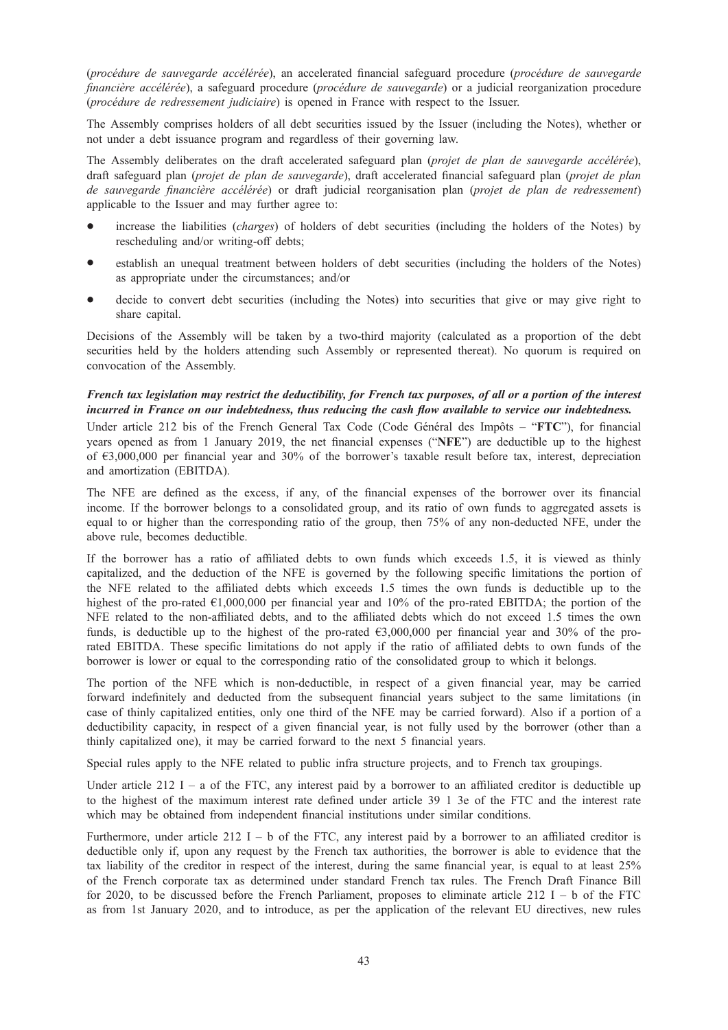(*procédure de sauvegarde accélérée*), an accelerated financial safeguard procedure (*procédure de sauvegarde financière accélérée*), a safeguard procedure (*procédure de sauvegarde*) or a judicial reorganization procedure (*procédure de redressement judiciaire*) is opened in France with respect to the Issuer.

The Assembly comprises holders of all debt securities issued by the Issuer (including the Notes), whether or not under a debt issuance program and regardless of their governing law.

The Assembly deliberates on the draft accelerated safeguard plan (*projet de plan de sauvegarde accélérée*), draft safeguard plan (*projet de plan de sauvegarde*), draft accelerated financial safeguard plan (*projet de plan de sauvegarde financière accélérée*) or draft judicial reorganisation plan (*projet de plan de redressement*) applicable to the Issuer and may further agree to:

- increase the liabilities (*charges*) of holders of debt securities (including the holders of the Notes) by rescheduling and/or writing-off debts;
- establish an unequal treatment between holders of debt securities (including the holders of the Notes) as appropriate under the circumstances; and/or
- decide to convert debt securities (including the Notes) into securities that give or may give right to share capital.

Decisions of the Assembly will be taken by a two-third majority (calculated as a proportion of the debt securities held by the holders attending such Assembly or represented thereat). No quorum is required on convocation of the Assembly.

***French tax legislation may restrict the deductibility, for French tax purposes, of all or a portion of the interest incurred in France on our indebtedness, thus reducing the cash flow available to service our indebtedness.***

Under article 212 bis of the French General Tax Code (Code Général des Impôts – "**FTC**"), for financial years opened as from 1 January 2019, the net financial expenses ("**NFE**") are deductible up to the highest of €3,000,000 per financial year and 30% of the borrower's taxable result before tax, interest, depreciation and amortization (EBITDA).

The NFE are defined as the excess, if any, of the financial expenses of the borrower over its financial income. If the borrower belongs to a consolidated group, and its ratio of own funds to aggregated assets is equal to or higher than the corresponding ratio of the group, then 75% of any non-deducted NFE, under the above rule, becomes deductible.

If the borrower has a ratio of affiliated debts to own funds which exceeds 1.5, it is viewed as thinly capitalized, and the deduction of the NFE is governed by the following specific limitations the portion of the NFE related to the affiliated debts which exceeds 1.5 times the own funds is deductible up to the highest of the pro-rated €1,000,000 per financial year and 10% of the pro-rated EBITDA; the portion of the NFE related to the non-affiliated debts, and to the affiliated debts which do not exceed 1.5 times the own funds, is deductible up to the highest of the pro-rated €3,000,000 per financial year and 30% of the pro-rated EBITDA. These specific limitations do not apply if the ratio of affiliated debts to own funds of the borrower is lower or equal to the corresponding ratio of the consolidated group to which it belongs.

The portion of the NFE which is non-deductible, in respect of a given financial year, may be carried forward indefinitely and deducted from the subsequent financial years subject to the same limitations (in case of thinly capitalized entities, only one third of the NFE may be carried forward). Also if a portion of a deductibility capacity, in respect of a given financial year, is not fully used by the borrower (other than a thinly capitalized one), it may be carried forward to the next 5 financial years.

Special rules apply to the NFE related to public infra structure projects, and to French tax groupings.

Under article 212 I – a of the FTC, any interest paid by a borrower to an affiliated creditor is deductible up to the highest of the maximum interest rate defined under article 39 1 3e of the FTC and the interest rate which may be obtained from independent financial institutions under similar conditions.

Furthermore, under article 212 I – b of the FTC, any interest paid by a borrower to an affiliated creditor is deductible only if, upon any request by the French tax authorities, the borrower is able to evidence that the tax liability of the creditor in respect of the interest, during the same financial year, is equal to at least 25% of the French corporate tax as determined under standard French tax rules. The French Draft Finance Bill for 2020, to be discussed before the French Parliament, proposes to eliminate article 212 I – b of the FTC as from 1st January 2020, and to introduce, as per the application of the relevant EU directives, new rules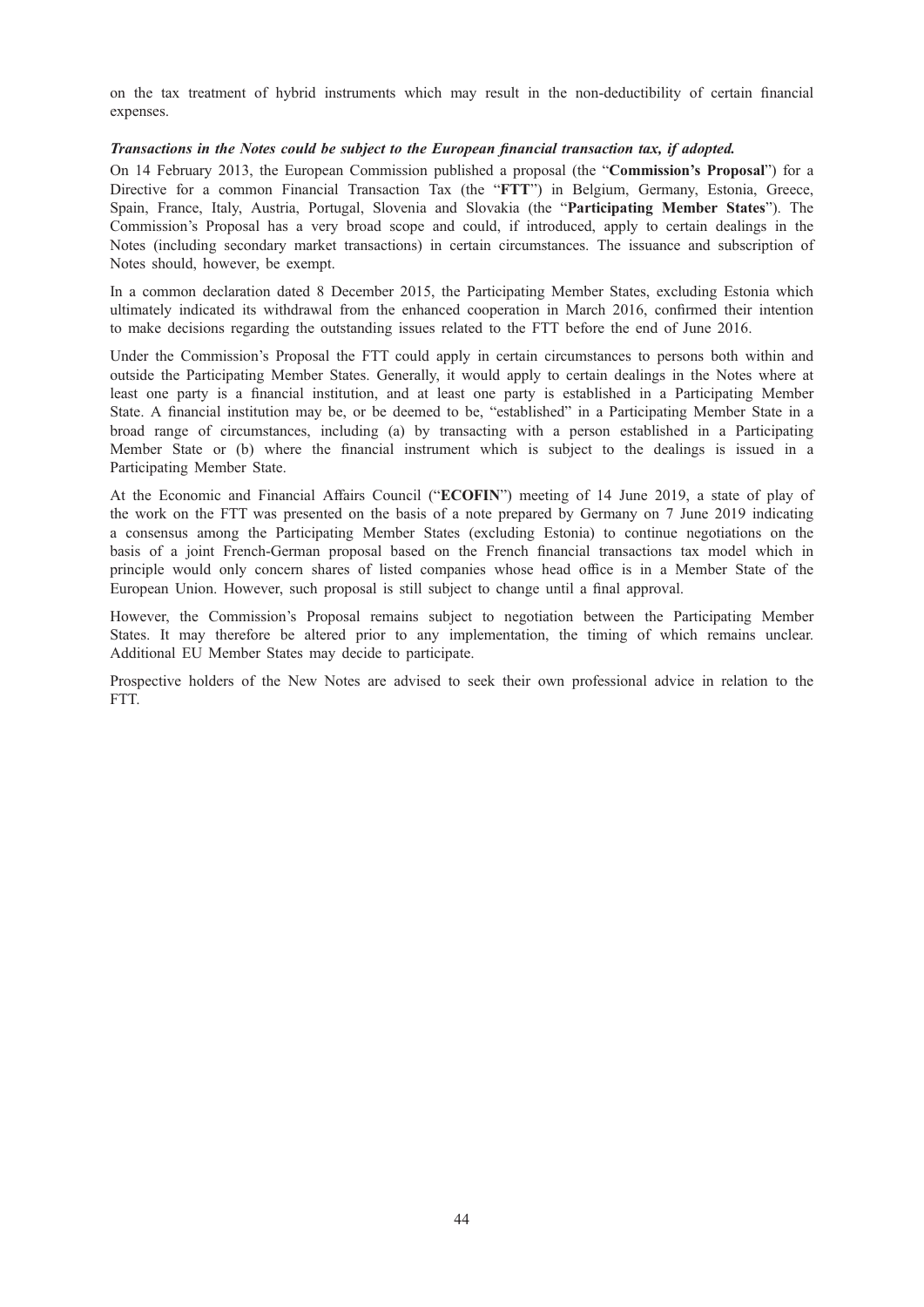on the tax treatment of hybrid instruments which may result in the non-deductibility of certain financial expenses.

***Transactions in the Notes could be subject to the European financial transaction tax, if adopted.***

On 14 February 2013, the European Commission published a proposal (the "**Commission's Proposal**") for a Directive for a common Financial Transaction Tax (the "**FTT**") in Belgium, Germany, Estonia, Greece, Spain, France, Italy, Austria, Portugal, Slovenia and Slovakia (the "**Participating Member States**"). The Commission's Proposal has a very broad scope and could, if introduced, apply to certain dealings in the Notes (including secondary market transactions) in certain circumstances. The issuance and subscription of Notes should, however, be exempt.

In a common declaration dated 8 December 2015, the Participating Member States, excluding Estonia which ultimately indicated its withdrawal from the enhanced cooperation in March 2016, confirmed their intention to make decisions regarding the outstanding issues related to the FTT before the end of June 2016.

Under the Commission's Proposal the FTT could apply in certain circumstances to persons both within and outside the Participating Member States. Generally, it would apply to certain dealings in the Notes where at least one party is a financial institution, and at least one party is established in a Participating Member State. A financial institution may be, or be deemed to be, "established" in a Participating Member State in a broad range of circumstances, including (a) by transacting with a person established in a Participating Member State or (b) where the financial instrument which is subject to the dealings is issued in a Participating Member State.

At the Economic and Financial Affairs Council ("**ECOFIN**") meeting of 14 June 2019, a state of play of the work on the FTT was presented on the basis of a note prepared by Germany on 7 June 2019 indicating a consensus among the Participating Member States (excluding Estonia) to continue negotiations on the basis of a joint French-German proposal based on the French financial transactions tax model which in principle would only concern shares of listed companies whose head office is in a Member State of the European Union. However, such proposal is still subject to change until a final approval.

However, the Commission's Proposal remains subject to negotiation between the Participating Member States. It may therefore be altered prior to any implementation, the timing of which remains unclear. Additional EU Member States may decide to participate.

Prospective holders of the New Notes are advised to seek their own professional advice in relation to the FTT.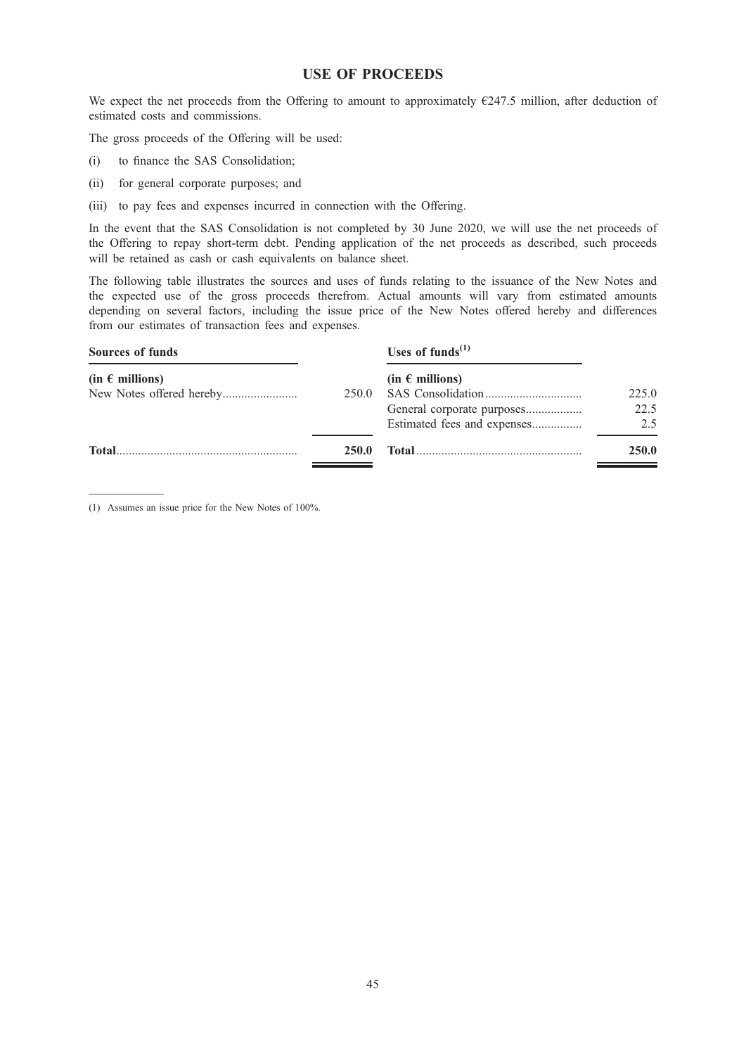# USE OF PROCEEDS

We expect the net proceeds from the Offering to amount to approximately €247.5 million, after deduction of estimated costs and commissions.

The gross proceeds of the Offering will be used:

(i) to finance the SAS Consolidation;

(ii) for general corporate purposes; and

(iii) to pay fees and expenses incurred in connection with the Offering.

In the event that the SAS Consolidation is not completed by 30 June 2020, we will use the net proceeds of the Offering to repay short-term debt. Pending application of the net proceeds as described, such proceeds will be retained as cash or cash equivalents on balance sheet.

The following table illustrates the sources and uses of funds relating to the issuance of the New Notes and the expected use of the gross proceeds therefrom. Actual amounts will vary from estimated amounts depending on several factors, including the issue price of the New Notes offered hereby and differences from our estimates of transaction fees and expenses.

| Sources of funds | | Uses of funds(1) | |
|---|---|---|---|
| **(in € millions)** | | **(in € millions)** | |
| New Notes offered hereby | 250.0 | SAS Consolidation | 225.0 |
| | | General corporate purposes | 22.5 |
| | | Estimated fees and expenses | 2.5 |
| **Total** | **250.0** | **Total** | **250.0** |

(1) Assumes an issue price for the New Notes of 100%.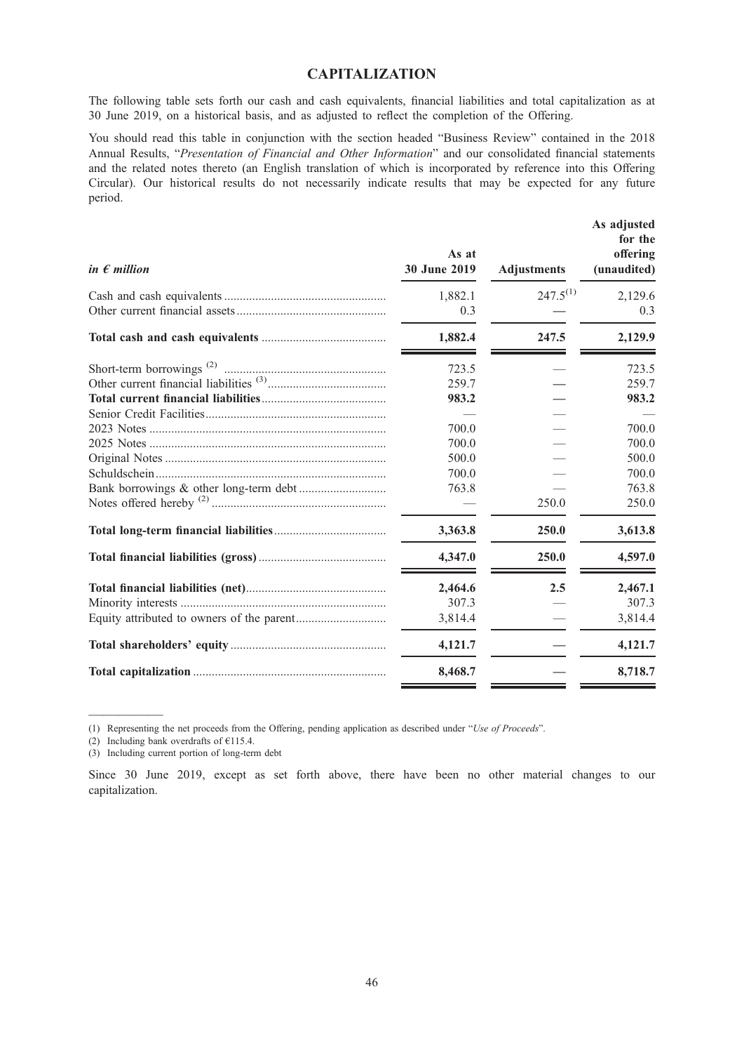# CAPITALIZATION

The following table sets forth our cash and cash equivalents, financial liabilities and total capitalization as at 30 June 2019, on a historical basis, and as adjusted to reflect the completion of the Offering.

You should read this table in conjunction with the section headed "Business Review" contained in the 2018 Annual Results, "*Presentation of Financial and Other Information*" and our consolidated financial statements and the related notes thereto (an English translation of which is incorporated by reference into this Offering Circular). Our historical results do not necessarily indicate results that may be expected for any future period.

| *in € million* | As at 30 June 2019 | Adjustments | As adjusted for the offering (unaudited) |
|---|---|---|---|
| Cash and cash equivalents | 1,882.1 | 247.5[(1)] | 2,129.6 |
| Other current financial assets | 0.3 | — | 0.3 |
| **Total cash and cash equivalents** | **1,882.4** | **247.5** | **2,129.9** |
| Short-term borrowings [(2)] | 723.5 | — | 723.5 |
| Other current financial liabilities [(3)] | 259.7 | — | 259.7 |
| **Total current financial liabilities** | **983.2** | — | **983.2** |
| Senior Credit Facilities | — | — | — |
| 2023 Notes | 700.0 | — | 700.0 |
| 2025 Notes | 700.0 | — | 700.0 |
| Original Notes | 500.0 | — | 500.0 |
| Schuldschein | 700.0 | — | 700.0 |
| Bank borrowings & other long-term debt | 763.8 | — | 763.8 |
| Notes offered hereby [(2)] | — | 250.0 | 250.0 |
| **Total long-term financial liabilities** | **3,363.8** | **250.0** | **3,613.8** |
| **Total financial liabilities (gross)** | **4,347.0** | **250.0** | **4,597.0** |
| **Total financial liabilities (net)** | **2,464.6** | **2.5** | **2,467.1** |
| Minority interests | 307.3 | — | 307.3 |
| Equity attributed to owners of the parent | 3,814.4 | — | 3,814.4 |
| **Total shareholders' equity** | **4,121.7** | — | **4,121.7** |
| **Total capitalization** | **8,468.7** | — | **8,718.7** |

(1) Representing the net proceeds from the Offering, pending application as described under "*Use of Proceeds*".

(2) Including bank overdrafts of €115.4.

(3) Including current portion of long-term debt

Since 30 June 2019, except as set forth above, there have been no other material changes to our capitalization.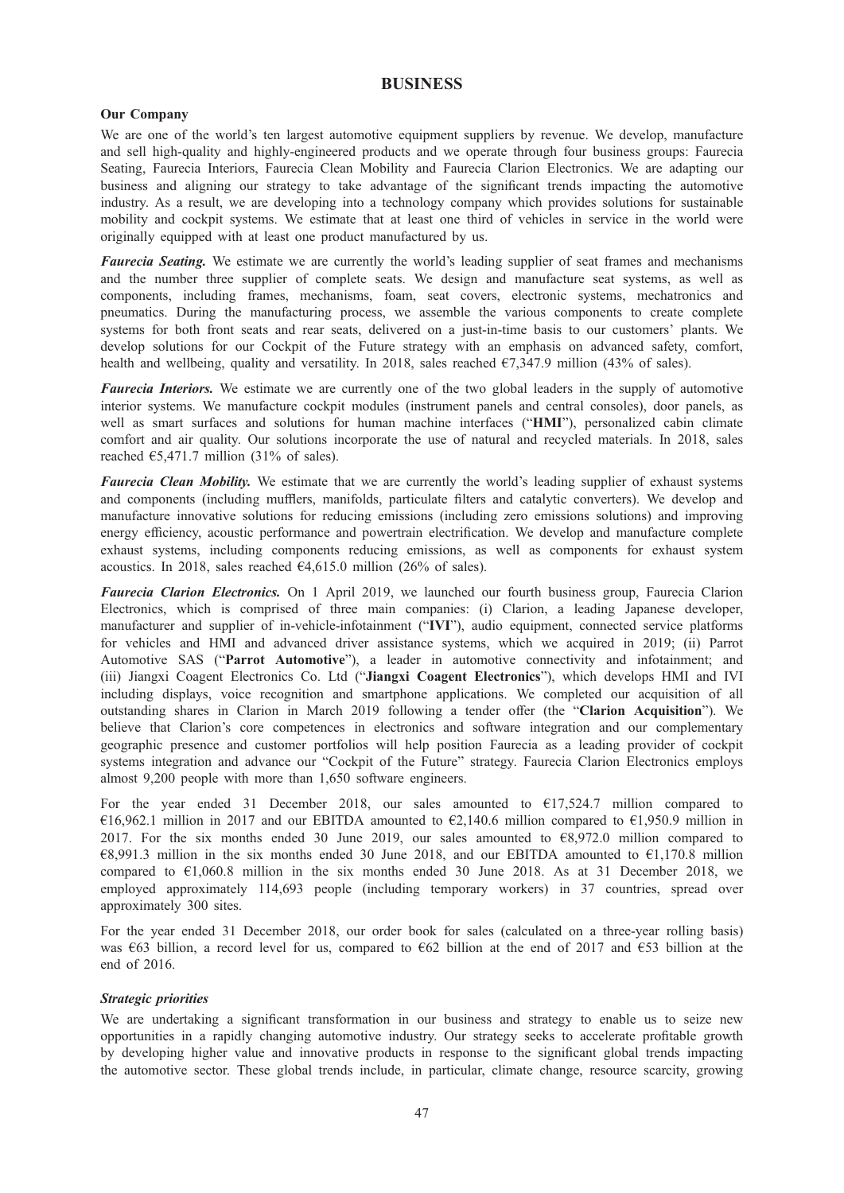# BUSINESS

### Our Company

We are one of the world's ten largest automotive equipment suppliers by revenue. We develop, manufacture and sell high-quality and highly-engineered products and we operate through four business groups: Faurecia Seating, Faurecia Interiors, Faurecia Clean Mobility and Faurecia Clarion Electronics. We are adapting our business and aligning our strategy to take advantage of the significant trends impacting the automotive industry. As a result, we are developing into a technology company which provides solutions for sustainable mobility and cockpit systems. We estimate that at least one third of vehicles in service in the world were originally equipped with at least one product manufactured by us.

***Faurecia Seating.*** We estimate we are currently the world's leading supplier of seat frames and mechanisms and the number three supplier of complete seats. We design and manufacture seat systems, as well as components, including frames, mechanisms, foam, seat covers, electronic systems, mechatronics and pneumatics. During the manufacturing process, we assemble the various components to create complete systems for both front seats and rear seats, delivered on a just-in-time basis to our customers' plants. We develop solutions for our Cockpit of the Future strategy with an emphasis on advanced safety, comfort, health and wellbeing, quality and versatility. In 2018, sales reached €7,347.9 million (43% of sales).

***Faurecia Interiors.*** We estimate we are currently one of the two global leaders in the supply of automotive interior systems. We manufacture cockpit modules (instrument panels and central consoles), door panels, as well as smart surfaces and solutions for human machine interfaces ("**HMI**"), personalized cabin climate comfort and air quality. Our solutions incorporate the use of natural and recycled materials. In 2018, sales reached €5,471.7 million (31% of sales).

***Faurecia Clean Mobility.*** We estimate that we are currently the world's leading supplier of exhaust systems and components (including mufflers, manifolds, particulate filters and catalytic converters). We develop and manufacture innovative solutions for reducing emissions (including zero emissions solutions) and improving energy efficiency, acoustic performance and powertrain electrification. We develop and manufacture complete exhaust systems, including components reducing emissions, as well as components for exhaust system acoustics. In 2018, sales reached €4,615.0 million (26% of sales).

***Faurecia Clarion Electronics.*** On 1 April 2019, we launched our fourth business group, Faurecia Clarion Electronics, which is comprised of three main companies: (i) Clarion, a leading Japanese developer, manufacturer and supplier of in-vehicle-infotainment ("**IVI**"), audio equipment, connected service platforms for vehicles and HMI and advanced driver assistance systems, which we acquired in 2019; (ii) Parrot Automotive SAS ("**Parrot Automotive**"), a leader in automotive connectivity and infotainment; and (iii) Jiangxi Coagent Electronics Co. Ltd ("**Jiangxi Coagent Electronics**"), which develops HMI and IVI including displays, voice recognition and smartphone applications. We completed our acquisition of all outstanding shares in Clarion in March 2019 following a tender offer (the "**Clarion Acquisition**"). We believe that Clarion's core competences in electronics and software integration and our complementary geographic presence and customer portfolios will help position Faurecia as a leading provider of cockpit systems integration and advance our "Cockpit of the Future" strategy. Faurecia Clarion Electronics employs almost 9,200 people with more than 1,650 software engineers.

For the year ended 31 December 2018, our sales amounted to €17,524.7 million compared to €16,962.1 million in 2017 and our EBITDA amounted to €2,140.6 million compared to €1,950.9 million in 2017. For the six months ended 30 June 2019, our sales amounted to €8,972.0 million compared to €8,991.3 million in the six months ended 30 June 2018, and our EBITDA amounted to €1,170.8 million compared to €1,060.8 million in the six months ended 30 June 2018. As at 31 December 2018, we employed approximately 114,693 people (including temporary workers) in 37 countries, spread over approximately 300 sites.

For the year ended 31 December 2018, our order book for sales (calculated on a three-year rolling basis) was €63 billion, a record level for us, compared to €62 billion at the end of 2017 and €53 billion at the end of 2016.

#### *Strategic priorities*

We are undertaking a significant transformation in our business and strategy to enable us to seize new opportunities in a rapidly changing automotive industry. Our strategy seeks to accelerate profitable growth by developing higher value and innovative products in response to the significant global trends impacting the automotive sector. These global trends include, in particular, climate change, resource scarcity, growing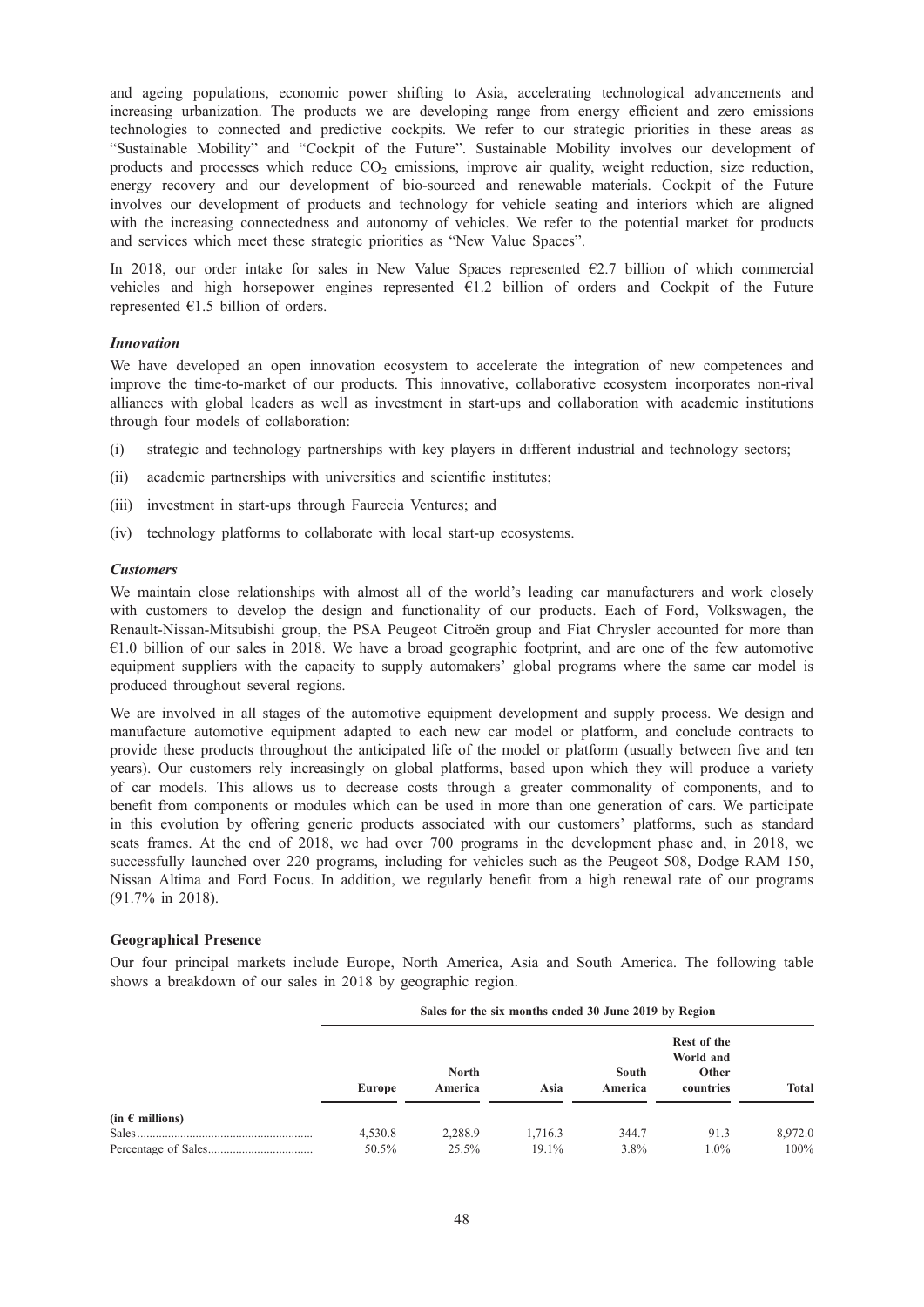and ageing populations, economic power shifting to Asia, accelerating technological advancements and increasing urbanization. The products we are developing range from energy efficient and zero emissions technologies to connected and predictive cockpits. We refer to our strategic priorities in these areas as "Sustainable Mobility" and "Cockpit of the Future". Sustainable Mobility involves our development of products and processes which reduce $CO_2$ emissions, improve air quality, weight reduction, size reduction, energy recovery and our development of bio-sourced and renewable materials. Cockpit of the Future involves our development of products and technology for vehicle seating and interiors which are aligned with the increasing connectedness and autonomy of vehicles. We refer to the potential market for products and services which meet these strategic priorities as "New Value Spaces".

In 2018, our order intake for sales in New Value Spaces represented €2.7 billion of which commercial vehicles and high horsepower engines represented €1.2 billion of orders and Cockpit of the Future represented €1.5 billion of orders.

***Innovation***

We have developed an open innovation ecosystem to accelerate the integration of new competences and improve the time-to-market of our products. This innovative, collaborative ecosystem incorporates non-rival alliances with global leaders as well as investment in start-ups and collaboration with academic institutions through four models of collaboration:

(i) strategic and technology partnerships with key players in different industrial and technology sectors;

(ii) academic partnerships with universities and scientific institutes;

(iii) investment in start-ups through Faurecia Ventures; and

(iv) technology platforms to collaborate with local start-up ecosystems.

***Customers***

We maintain close relationships with almost all of the world's leading car manufacturers and work closely with customers to develop the design and functionality of our products. Each of Ford, Volkswagen, the Renault-Nissan-Mitsubishi group, the PSA Peugeot Citroën group and Fiat Chrysler accounted for more than €1.0 billion of our sales in 2018. We have a broad geographic footprint, and are one of the few automotive equipment suppliers with the capacity to supply automakers' global programs where the same car model is produced throughout several regions.

We are involved in all stages of the automotive equipment development and supply process. We design and manufacture automotive equipment adapted to each new car model or platform, and conclude contracts to provide these products throughout the anticipated life of the model or platform (usually between five and ten years). Our customers rely increasingly on global platforms, based upon which they will produce a variety of car models. This allows us to decrease costs through a greater commonality of components, and to benefit from components or modules which can be used in more than one generation of cars. We participate in this evolution by offering generic products associated with our customers' platforms, such as standard seats frames. At the end of 2018, we had over 700 programs in the development phase and, in 2018, we successfully launched over 220 programs, including for vehicles such as the Peugeot 508, Dodge RAM 150, Nissan Altima and Ford Focus. In addition, we regularly benefit from a high renewal rate of our programs (91.7% in 2018).

**Geographical Presence**

Our four principal markets include Europe, North America, Asia and South America. The following table shows a breakdown of our sales in 2018 by geographic region.

| | Sales for the six months ended 30 June 2019 by Region | | | | | |
|---|---|---|---|---|---|---|
| | Europe | North America | Asia | South America | Rest of the World and Other countries | Total |
| (in € millions) | | | | | | |
| Sales | 4,530.8 | 2,288.9 | 1,716.3 | 344.7 | 91.3 | 8,972.0 |
| Percentage of Sales | 50.5% | 25.5% | 19.1% | 3.8% | 1.0% | 100% |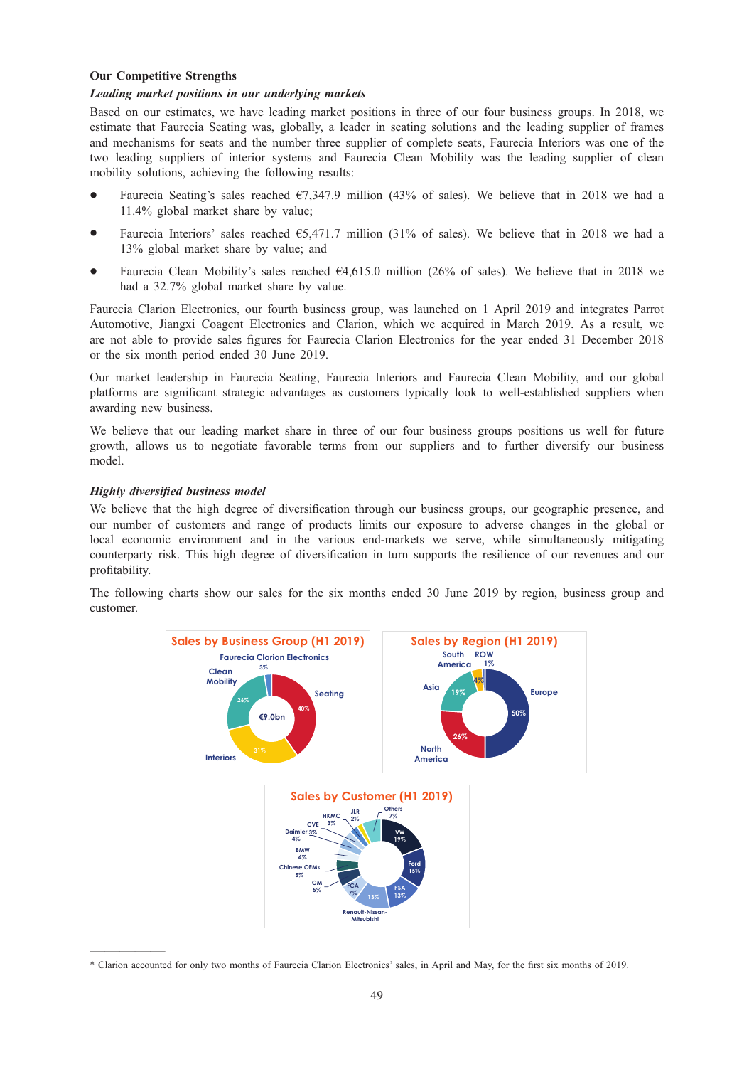### Our Competitive Strengths

***Leading market positions in our underlying markets***

Based on our estimates, we have leading market positions in three of our four business groups. In 2018, we estimate that Faurecia Seating was, globally, a leader in seating solutions and the leading supplier of frames and mechanisms for seats and the number three supplier of complete seats, Faurecia Interiors was one of the two leading suppliers of interior systems and Faurecia Clean Mobility was the leading supplier of clean mobility solutions, achieving the following results:

- Faurecia Seating's sales reached €7,347.9 million (43% of sales). We believe that in 2018 we had a 11.4% global market share by value;
- Faurecia Interiors' sales reached €5,471.7 million (31% of sales). We believe that in 2018 we had a 13% global market share by value; and
- Faurecia Clean Mobility's sales reached €4,615.0 million (26% of sales). We believe that in 2018 we had a 32.7% global market share by value.

Faurecia Clarion Electronics, our fourth business group, was launched on 1 April 2019 and integrates Parrot Automotive, Jiangxi Coagent Electronics and Clarion, which we acquired in March 2019. As a result, we are not able to provide sales figures for Faurecia Clarion Electronics for the year ended 31 December 2018 or the six month period ended 30 June 2019.

Our market leadership in Faurecia Seating, Faurecia Interiors and Faurecia Clean Mobility, and our global platforms are significant strategic advantages as customers typically look to well-established suppliers when awarding new business.

We believe that our leading market share in three of our four business groups positions us well for future growth, allows us to negotiate favorable terms from our suppliers and to further diversify our business model.

***Highly diversified business model***

We believe that the high degree of diversification through our business groups, our geographic presence, and our number of customers and range of products limits our exposure to adverse changes in the global or local economic environment and in the various end-markets we serve, while simultaneously mitigating counterparty risk. This high degree of diversification in turn supports the resilience of our revenues and our profitability.

The following charts show our sales for the six months ended 30 June 2019 by region, business group and customer.

**Sales by Business Group (H1 2019)**

€9.0bn

| Business Group | Share |
| --- | --- |
| Seating | 40% |
| Interiors | 31% |
| Clean Mobility | 26% |
| Faurecia Clarion Electronics | 3% |

**Sales by Region (H1 2019)**

| Region | Share |
| --- | --- |
| Europe | 50% |
| North America | 26% |
| Asia | 19% |
| South America | 4% |
| ROW | 1% |

**Sales by Customer (H1 2019)**

| Customer | Share |
| --- | --- |
| VW | 19% |
| Ford | 15% |
| PSA | 13% |
| Renault-Nissan-Mitsubishi | 13% |
| FCA | 7% |
| GM | 5% |
| Chinese OEMs | 5% |
| BMW | 4% |
| Daimler | 4% |
| CVE | 3% |
| HKMC | 3% |
| JLR | 2% |
| Others | 7% |

---

\* Clarion accounted for only two months of Faurecia Clarion Electronics' sales, in April and May, for the first six months of 2019.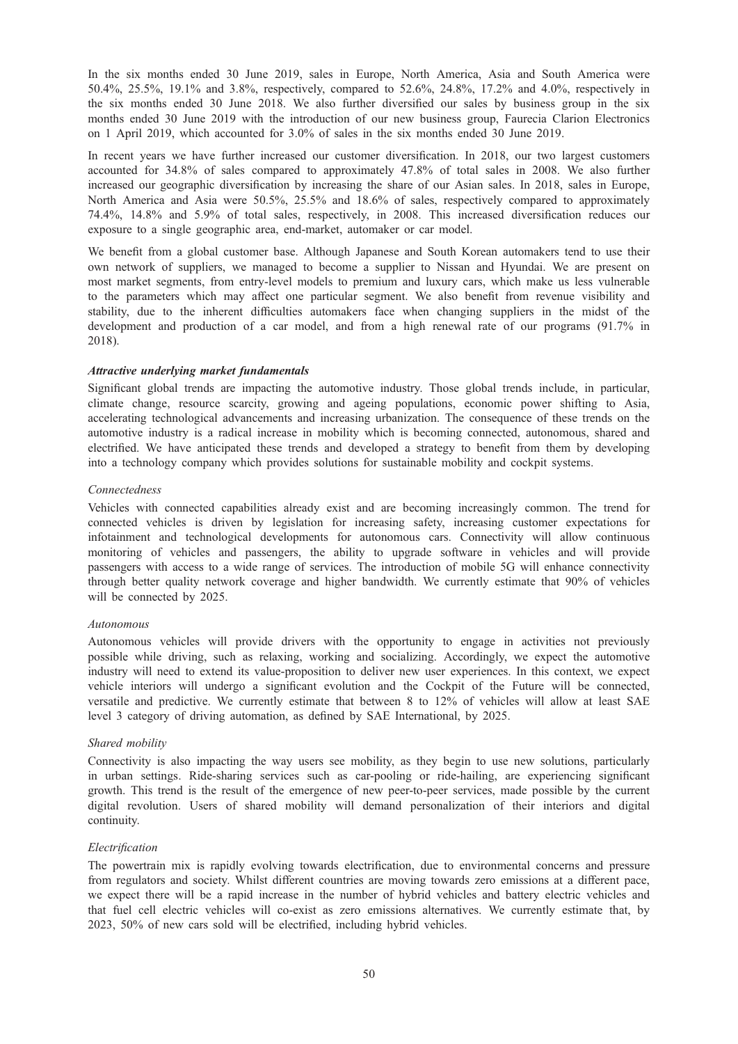In the six months ended 30 June 2019, sales in Europe, North America, Asia and South America were 50.4%, 25.5%, 19.1% and 3.8%, respectively, compared to 52.6%, 24.8%, 17.2% and 4.0%, respectively in the six months ended 30 June 2018. We also further diversified our sales by business group in the six months ended 30 June 2019 with the introduction of our new business group, Faurecia Clarion Electronics on 1 April 2019, which accounted for 3.0% of sales in the six months ended 30 June 2019.

In recent years we have further increased our customer diversification. In 2018, our two largest customers accounted for 34.8% of sales compared to approximately 47.8% of total sales in 2008. We also further increased our geographic diversification by increasing the share of our Asian sales. In 2018, sales in Europe, North America and Asia were 50.5%, 25.5% and 18.6% of sales, respectively compared to approximately 74.4%, 14.8% and 5.9% of total sales, respectively, in 2008. This increased diversification reduces our exposure to a single geographic area, end-market, automaker or car model.

We benefit from a global customer base. Although Japanese and South Korean automakers tend to use their own network of suppliers, we managed to become a supplier to Nissan and Hyundai. We are present on most market segments, from entry-level models to premium and luxury cars, which make us less vulnerable to the parameters which may affect one particular segment. We also benefit from revenue visibility and stability, due to the inherent difficulties automakers face when changing suppliers in the midst of the development and production of a car model, and from a high renewal rate of our programs (91.7% in 2018).

***Attractive underlying market fundamentals***

Significant global trends are impacting the automotive industry. Those global trends include, in particular, climate change, resource scarcity, growing and ageing populations, economic power shifting to Asia, accelerating technological advancements and increasing urbanization. The consequence of these trends on the automotive industry is a radical increase in mobility which is becoming connected, autonomous, shared and electrified. We have anticipated these trends and developed a strategy to benefit from them by developing into a technology company which provides solutions for sustainable mobility and cockpit systems.

*Connectedness*

Vehicles with connected capabilities already exist and are becoming increasingly common. The trend for connected vehicles is driven by legislation for increasing safety, increasing customer expectations for infotainment and technological developments for autonomous cars. Connectivity will allow continuous monitoring of vehicles and passengers, the ability to upgrade software in vehicles and will provide passengers with access to a wide range of services. The introduction of mobile 5G will enhance connectivity through better quality network coverage and higher bandwidth. We currently estimate that 90% of vehicles will be connected by 2025.

*Autonomous*

Autonomous vehicles will provide drivers with the opportunity to engage in activities not previously possible while driving, such as relaxing, working and socializing. Accordingly, we expect the automotive industry will need to extend its value-proposition to deliver new user experiences. In this context, we expect vehicle interiors will undergo a significant evolution and the Cockpit of the Future will be connected, versatile and predictive. We currently estimate that between 8 to 12% of vehicles will allow at least SAE level 3 category of driving automation, as defined by SAE International, by 2025.

*Shared mobility*

Connectivity is also impacting the way users see mobility, as they begin to use new solutions, particularly in urban settings. Ride-sharing services such as car-pooling or ride-hailing, are experiencing significant growth. This trend is the result of the emergence of new peer-to-peer services, made possible by the current digital revolution. Users of shared mobility will demand personalization of their interiors and digital continuity.

*Electrification*

The powertrain mix is rapidly evolving towards electrification, due to environmental concerns and pressure from regulators and society. Whilst different countries are moving towards zero emissions at a different pace, we expect there will be a rapid increase in the number of hybrid vehicles and battery electric vehicles and that fuel cell electric vehicles will co-exist as zero emissions alternatives. We currently estimate that, by 2023, 50% of new cars sold will be electrified, including hybrid vehicles.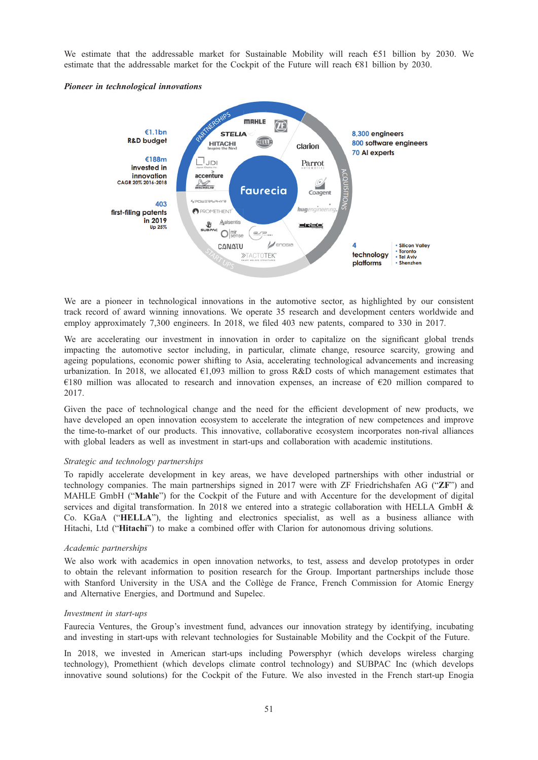We estimate that the addressable market for Sustainable Mobility will reach €51 billion by 2030. We estimate that the addressable market for the Cockpit of the Future will reach €81 billion by 2030.

***Pioneer in technological innovations***

€1.1bn R&D budget

€188m invested in innovation CAGR 20% 2016-2018

403 first-filing patents in 2019 Up 25%

8,300 engineers
800 software engineers
70 AI experts

4 technology platforms
- Silicon Valley
- Toronto
- Tel Aviv
- Shenzhen

Faurecia — PARTNERSHIPS: MAHLE, ZF, STELIA, HITACHI, HELLA, JDI, accenture, MICHELIN — ACQUISITIONS: Clarion, Parrot, Coagent, hugengineering, CREO — START UPS: POWERSPHYR, PROMETHIENT, SUBPAC, Aalsentis, mirsense, CANATU, TACTOTEK, enogia

We are a pioneer in technological innovations in the automotive sector, as highlighted by our consistent track record of award winning innovations. We operate 35 research and development centers worldwide and employ approximately 7,300 engineers. In 2018, we filed 403 new patents, compared to 330 in 2017.

We are accelerating our investment in innovation in order to capitalize on the significant global trends impacting the automotive sector including, in particular, climate change, resource scarcity, growing and ageing populations, economic power shifting to Asia, accelerating technological advancements and increasing urbanization. In 2018, we allocated €1,093 million to gross R&D costs of which management estimates that €180 million was allocated to research and innovation expenses, an increase of €20 million compared to 2017.

Given the pace of technological change and the need for the efficient development of new products, we have developed an open innovation ecosystem to accelerate the integration of new competences and improve the time-to-market of our products. This innovative, collaborative ecosystem incorporates non-rival alliances with global leaders as well as investment in start-ups and collaboration with academic institutions.

*Strategic and technology partnerships*

To rapidly accelerate development in key areas, we have developed partnerships with other industrial or technology companies. The main partnerships signed in 2017 were with ZF Friedrichshafen AG ("**ZF**") and MAHLE GmbH ("**Mahle**") for the Cockpit of the Future and with Accenture for the development of digital services and digital transformation. In 2018 we entered into a strategic collaboration with HELLA GmbH & Co. KGaA ("**HELLA**"), the lighting and electronics specialist, as well as a business alliance with Hitachi, Ltd ("**Hitachi**") to make a combined offer with Clarion for autonomous driving solutions.

*Academic partnerships*

We also work with academics in open innovation networks, to test, assess and develop prototypes in order to obtain the relevant information to position research for the Group. Important partnerships include those with Stanford University in the USA and the Collège de France, French Commission for Atomic Energy and Alternative Energies, and Dortmund and Supelec.

*Investment in start-ups*

Faurecia Ventures, the Group's investment fund, advances our innovation strategy by identifying, incubating and investing in start-ups with relevant technologies for Sustainable Mobility and the Cockpit of the Future.

In 2018, we invested in American start-ups including Powersphyr (which develops wireless charging technology), Promethient (which develops climate control technology) and SUBPAC Inc (which develops innovative sound solutions) for the Cockpit of the Future. We also invested in the French start-up Enogia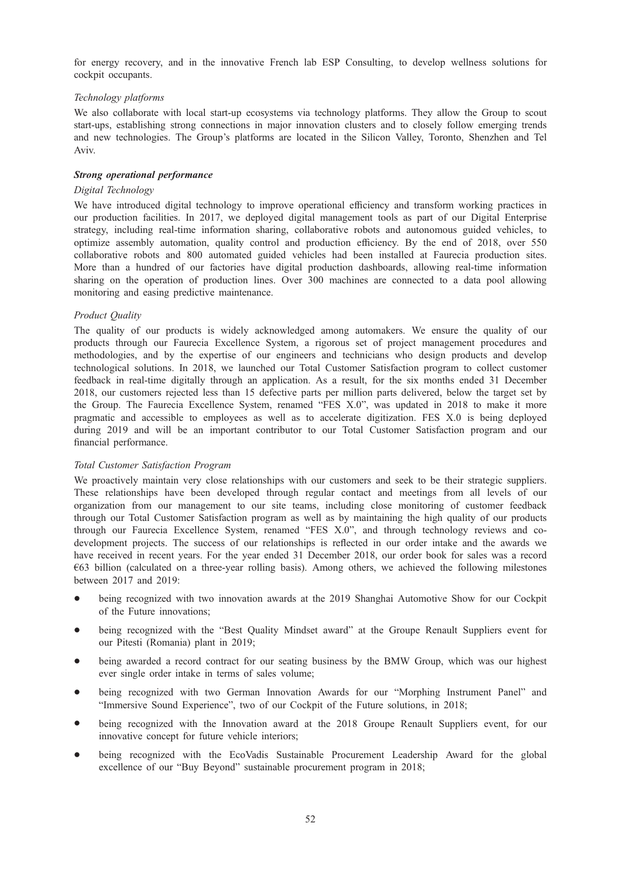for energy recovery, and in the innovative French lab ESP Consulting, to develop wellness solutions for cockpit occupants.

*Technology platforms*

We also collaborate with local start-up ecosystems via technology platforms. They allow the Group to scout start-ups, establishing strong connections in major innovation clusters and to closely follow emerging trends and new technologies. The Group's platforms are located in the Silicon Valley, Toronto, Shenzhen and Tel Aviv.

***Strong operational performance***

*Digital Technology*

We have introduced digital technology to improve operational efficiency and transform working practices in our production facilities. In 2017, we deployed digital management tools as part of our Digital Enterprise strategy, including real-time information sharing, collaborative robots and autonomous guided vehicles, to optimize assembly automation, quality control and production efficiency. By the end of 2018, over 550 collaborative robots and 800 automated guided vehicles had been installed at Faurecia production sites. More than a hundred of our factories have digital production dashboards, allowing real-time information sharing on the operation of production lines. Over 300 machines are connected to a data pool allowing monitoring and easing predictive maintenance.

*Product Quality*

The quality of our products is widely acknowledged among automakers. We ensure the quality of our products through our Faurecia Excellence System, a rigorous set of project management procedures and methodologies, and by the expertise of our engineers and technicians who design products and develop technological solutions. In 2018, we launched our Total Customer Satisfaction program to collect customer feedback in real-time digitally through an application. As a result, for the six months ended 31 December 2018, our customers rejected less than 15 defective parts per million parts delivered, below the target set by the Group. The Faurecia Excellence System, renamed "FES X.0", was updated in 2018 to make it more pragmatic and accessible to employees as well as to accelerate digitization. FES X.0 is being deployed during 2019 and will be an important contributor to our Total Customer Satisfaction program and our financial performance.

*Total Customer Satisfaction Program*

We proactively maintain very close relationships with our customers and seek to be their strategic suppliers. These relationships have been developed through regular contact and meetings from all levels of our organization from our management to our site teams, including close monitoring of customer feedback through our Total Customer Satisfaction program as well as by maintaining the high quality of our products through our Faurecia Excellence System, renamed "FES X.0", and through technology reviews and co-development projects. The success of our relationships is reflected in our order intake and the awards we have received in recent years. For the year ended 31 December 2018, our order book for sales was a record €63 billion (calculated on a three-year rolling basis). Among others, we achieved the following milestones between 2017 and 2019:

- being recognized with two innovation awards at the 2019 Shanghai Automotive Show for our Cockpit of the Future innovations;
- being recognized with the "Best Quality Mindset award" at the Groupe Renault Suppliers event for our Pitesti (Romania) plant in 2019;
- being awarded a record contract for our seating business by the BMW Group, which was our highest ever single order intake in terms of sales volume;
- being recognized with two German Innovation Awards for our "Morphing Instrument Panel" and "Immersive Sound Experience", two of our Cockpit of the Future solutions, in 2018;
- being recognized with the Innovation award at the 2018 Groupe Renault Suppliers event, for our innovative concept for future vehicle interiors;
- being recognized with the EcoVadis Sustainable Procurement Leadership Award for the global excellence of our "Buy Beyond" sustainable procurement program in 2018;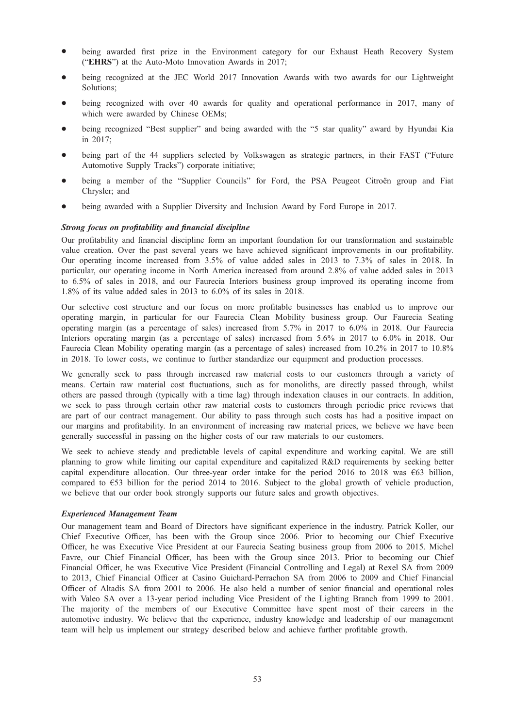- being awarded first prize in the Environment category for our Exhaust Heath Recovery System ("**EHRS**") at the Auto-Moto Innovation Awards in 2017;
- being recognized at the JEC World 2017 Innovation Awards with two awards for our Lightweight Solutions;
- being recognized with over 40 awards for quality and operational performance in 2017, many of which were awarded by Chinese OEMs;
- being recognized "Best supplier" and being awarded with the "5 star quality" award by Hyundai Kia in 2017;
- being part of the 44 suppliers selected by Volkswagen as strategic partners, in their FAST ("Future Automotive Supply Tracks") corporate initiative;
- being a member of the "Supplier Councils" for Ford, the PSA Peugeot Citroën group and Fiat Chrysler; and
- being awarded with a Supplier Diversity and Inclusion Award by Ford Europe in 2017.

***Strong focus on profitability and financial discipline***

Our profitability and financial discipline form an important foundation for our transformation and sustainable value creation. Over the past several years we have achieved significant improvements in our profitability. Our operating income increased from 3.5% of value added sales in 2013 to 7.3% of sales in 2018. In particular, our operating income in North America increased from around 2.8% of value added sales in 2013 to 6.5% of sales in 2018, and our Faurecia Interiors business group improved its operating income from 1.8% of its value added sales in 2013 to 6.0% of its sales in 2018.

Our selective cost structure and our focus on more profitable businesses has enabled us to improve our operating margin, in particular for our Faurecia Clean Mobility business group. Our Faurecia Seating operating margin (as a percentage of sales) increased from 5.7% in 2017 to 6.0% in 2018. Our Faurecia Interiors operating margin (as a percentage of sales) increased from 5.6% in 2017 to 6.0% in 2018. Our Faurecia Clean Mobility operating margin (as a percentage of sales) increased from 10.2% in 2017 to 10.8% in 2018. To lower costs, we continue to further standardize our equipment and production processes.

We generally seek to pass through increased raw material costs to our customers through a variety of means. Certain raw material cost fluctuations, such as for monoliths, are directly passed through, whilst others are passed through (typically with a time lag) through indexation clauses in our contracts. In addition, we seek to pass through certain other raw material costs to customers through periodic price reviews that are part of our contract management. Our ability to pass through such costs has had a positive impact on our margins and profitability. In an environment of increasing raw material prices, we believe we have been generally successful in passing on the higher costs of our raw materials to our customers.

We seek to achieve steady and predictable levels of capital expenditure and working capital. We are still planning to grow while limiting our capital expenditure and capitalized R&D requirements by seeking better capital expenditure allocation. Our three-year order intake for the period 2016 to 2018 was €63 billion, compared to €53 billion for the period 2014 to 2016. Subject to the global growth of vehicle production, we believe that our order book strongly supports our future sales and growth objectives.

***Experienced Management Team***

Our management team and Board of Directors have significant experience in the industry. Patrick Koller, our Chief Executive Officer, has been with the Group since 2006. Prior to becoming our Chief Executive Officer, he was Executive Vice President at our Faurecia Seating business group from 2006 to 2015. Michel Favre, our Chief Financial Officer, has been with the Group since 2013. Prior to becoming our Chief Financial Officer, he was Executive Vice President (Financial Controlling and Legal) at Rexel SA from 2009 to 2013, Chief Financial Officer at Casino Guichard-Perrachon SA from 2006 to 2009 and Chief Financial Officer of Altadis SA from 2001 to 2006. He also held a number of senior financial and operational roles with Valeo SA over a 13-year period including Vice President of the Lighting Branch from 1999 to 2001. The majority of the members of our Executive Committee have spent most of their careers in the automotive industry. We believe that the experience, industry knowledge and leadership of our management team will help us implement our strategy described below and achieve further profitable growth.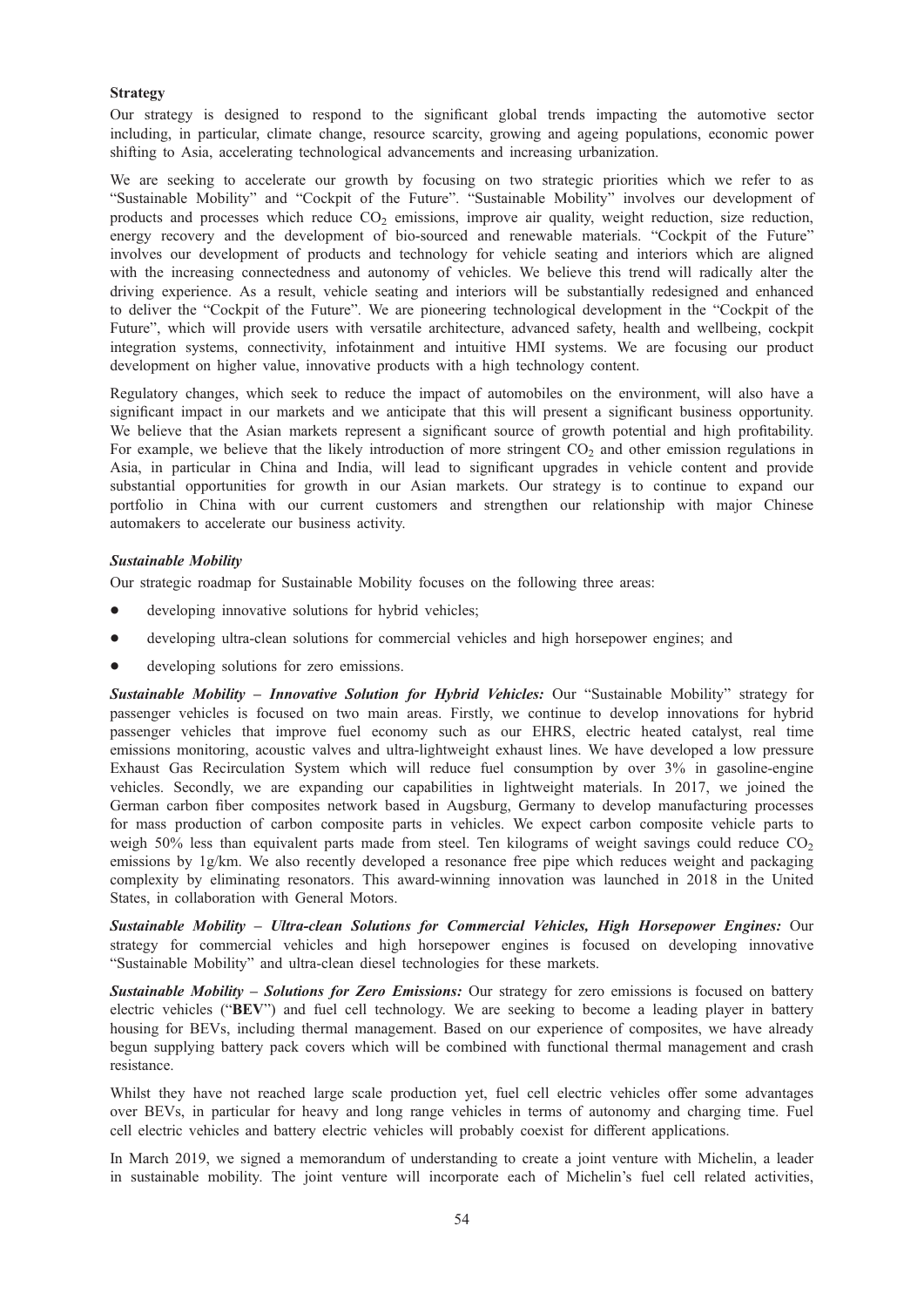**Strategy**

Our strategy is designed to respond to the significant global trends impacting the automotive sector including, in particular, climate change, resource scarcity, growing and ageing populations, economic power shifting to Asia, accelerating technological advancements and increasing urbanization.

We are seeking to accelerate our growth by focusing on two strategic priorities which we refer to as "Sustainable Mobility" and "Cockpit of the Future". "Sustainable Mobility" involves our development of products and processes which reduce $CO_2$ emissions, improve air quality, weight reduction, size reduction, energy recovery and the development of bio-sourced and renewable materials. "Cockpit of the Future" involves our development of products and technology for vehicle seating and interiors which are aligned with the increasing connectedness and autonomy of vehicles. We believe this trend will radically alter the driving experience. As a result, vehicle seating and interiors will be substantially redesigned and enhanced to deliver the "Cockpit of the Future". We are pioneering technological development in the "Cockpit of the Future", which will provide users with versatile architecture, advanced safety, health and wellbeing, cockpit integration systems, connectivity, infotainment and intuitive HMI systems. We are focusing our product development on higher value, innovative products with a high technology content.

Regulatory changes, which seek to reduce the impact of automobiles on the environment, will also have a significant impact in our markets and we anticipate that this will present a significant business opportunity. We believe that the Asian markets represent a significant source of growth potential and high profitability. For example, we believe that the likely introduction of more stringent $CO_2$ and other emission regulations in Asia, in particular in China and India, will lead to significant upgrades in vehicle content and provide substantial opportunities for growth in our Asian markets. Our strategy is to continue to expand our portfolio in China with our current customers and strengthen our relationship with major Chinese automakers to accelerate our business activity.

***Sustainable Mobility***

Our strategic roadmap for Sustainable Mobility focuses on the following three areas:

- developing innovative solutions for hybrid vehicles;
- developing ultra-clean solutions for commercial vehicles and high horsepower engines; and
- developing solutions for zero emissions.

***Sustainable Mobility – Innovative Solution for Hybrid Vehicles:*** Our "Sustainable Mobility" strategy for passenger vehicles is focused on two main areas. Firstly, we continue to develop innovations for hybrid passenger vehicles that improve fuel economy such as our EHRS, electric heated catalyst, real time emissions monitoring, acoustic valves and ultra-lightweight exhaust lines. We have developed a low pressure Exhaust Gas Recirculation System which will reduce fuel consumption by over 3% in gasoline-engine vehicles. Secondly, we are expanding our capabilities in lightweight materials. In 2017, we joined the German carbon fiber composites network based in Augsburg, Germany to develop manufacturing processes for mass production of carbon composite parts in vehicles. We expect carbon composite vehicle parts to weigh 50% less than equivalent parts made from steel. Ten kilograms of weight savings could reduce $CO_2$ emissions by 1g/km. We also recently developed a resonance free pipe which reduces weight and packaging complexity by eliminating resonators. This award-winning innovation was launched in 2018 in the United States, in collaboration with General Motors.

***Sustainable Mobility – Ultra-clean Solutions for Commercial Vehicles, High Horsepower Engines:*** Our strategy for commercial vehicles and high horsepower engines is focused on developing innovative "Sustainable Mobility" and ultra-clean diesel technologies for these markets.

***Sustainable Mobility – Solutions for Zero Emissions:*** Our strategy for zero emissions is focused on battery electric vehicles ("**BEV**") and fuel cell technology. We are seeking to become a leading player in battery housing for BEVs, including thermal management. Based on our experience of composites, we have already begun supplying battery pack covers which will be combined with functional thermal management and crash resistance.

Whilst they have not reached large scale production yet, fuel cell electric vehicles offer some advantages over BEVs, in particular for heavy and long range vehicles in terms of autonomy and charging time. Fuel cell electric vehicles and battery electric vehicles will probably coexist for different applications.

In March 2019, we signed a memorandum of understanding to create a joint venture with Michelin, a leader in sustainable mobility. The joint venture will incorporate each of Michelin's fuel cell related activities,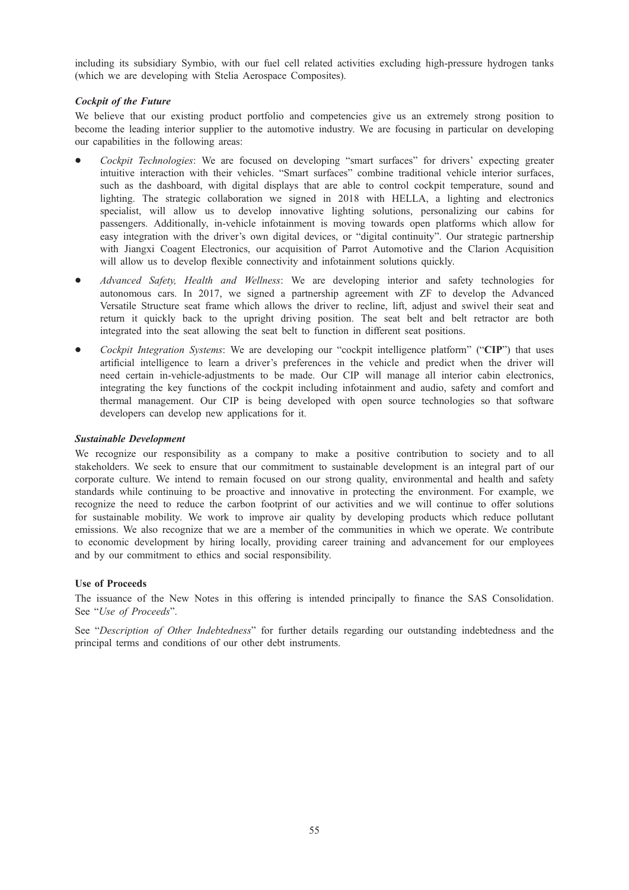including its subsidiary Symbio, with our fuel cell related activities excluding high-pressure hydrogen tanks (which we are developing with Stelia Aerospace Composites).

***Cockpit of the Future***

We believe that our existing product portfolio and competencies give us an extremely strong position to become the leading interior supplier to the automotive industry. We are focusing in particular on developing our capabilities in the following areas:

- *Cockpit Technologies*: We are focused on developing "smart surfaces" for drivers' expecting greater intuitive interaction with their vehicles. "Smart surfaces" combine traditional vehicle interior surfaces, such as the dashboard, with digital displays that are able to control cockpit temperature, sound and lighting. The strategic collaboration we signed in 2018 with HELLA, a lighting and electronics specialist, will allow us to develop innovative lighting solutions, personalizing our cabins for passengers. Additionally, in-vehicle infotainment is moving towards open platforms which allow for easy integration with the driver's own digital devices, or "digital continuity". Our strategic partnership with Jiangxi Coagent Electronics, our acquisition of Parrot Automotive and the Clarion Acquisition will allow us to develop flexible connectivity and infotainment solutions quickly.
- *Advanced Safety, Health and Wellness*: We are developing interior and safety technologies for autonomous cars. In 2017, we signed a partnership agreement with ZF to develop the Advanced Versatile Structure seat frame which allows the driver to recline, lift, adjust and swivel their seat and return it quickly back to the upright driving position. The seat belt and belt retractor are both integrated into the seat allowing the seat belt to function in different seat positions.
- *Cockpit Integration Systems*: We are developing our "cockpit intelligence platform" ("**CIP**") that uses artificial intelligence to learn a driver's preferences in the vehicle and predict when the driver will need certain in-vehicle-adjustments to be made. Our CIP will manage all interior cabin electronics, integrating the key functions of the cockpit including infotainment and audio, safety and comfort and thermal management. Our CIP is being developed with open source technologies so that software developers can develop new applications for it.

***Sustainable Development***

We recognize our responsibility as a company to make a positive contribution to society and to all stakeholders. We seek to ensure that our commitment to sustainable development is an integral part of our corporate culture. We intend to remain focused on our strong quality, environmental and health and safety standards while continuing to be proactive and innovative in protecting the environment. For example, we recognize the need to reduce the carbon footprint of our activities and we will continue to offer solutions for sustainable mobility. We work to improve air quality by developing products which reduce pollutant emissions. We also recognize that we are a member of the communities in which we operate. We contribute to economic development by hiring locally, providing career training and advancement for our employees and by our commitment to ethics and social responsibility.

**Use of Proceeds**

The issuance of the New Notes in this offering is intended principally to finance the SAS Consolidation. See "*Use of Proceeds*".

See "*Description of Other Indebtedness*" for further details regarding our outstanding indebtedness and the principal terms and conditions of our other debt instruments.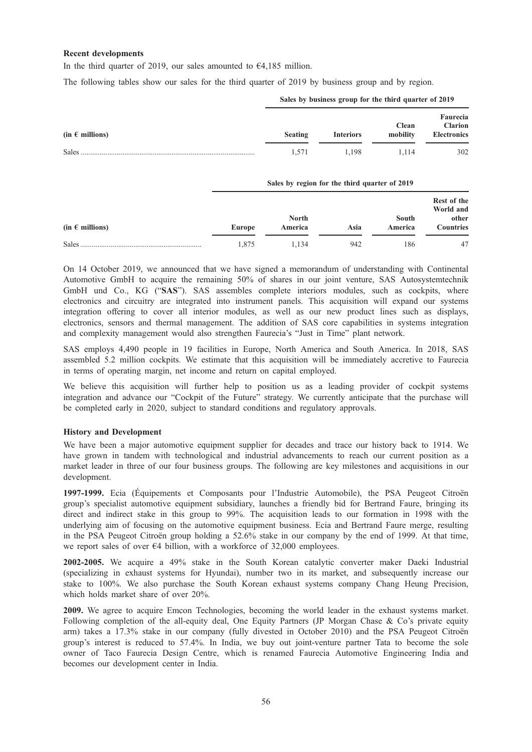**Recent developments**

In the third quarter of 2019, our sales amounted to €4,185 million.

The following tables show our sales for the third quarter of 2019 by business group and by region.

| | Sales by business group for the third quarter of 2019 | | | |
|---|---|---|---|---|
| (in € millions) | Seating | Interiors | Clean mobility | Faurecia Clarion Electronics |
| Sales | 1,571 | 1,198 | 1,114 | 302 |

| | Sales by region for the third quarter of 2019 | | | | |
|---|---|---|---|---|---|
| (in € millions) | Europe | North America | Asia | South America | Rest of the World and other Countries |
| Sales | 1,875 | 1,134 | 942 | 186 | 47 |

On 14 October 2019, we announced that we have signed a memorandum of understanding with Continental Automotive GmbH to acquire the remaining 50% of shares in our joint venture, SAS Autosystemtechnik GmbH und Co., KG ("**SAS**"). SAS assembles complete interiors modules, such as cockpits, where electronics and circuitry are integrated into instrument panels. This acquisition will expand our systems integration offering to cover all interior modules, as well as our new product lines such as displays, electronics, sensors and thermal management. The addition of SAS core capabilities in systems integration and complexity management would also strengthen Faurecia's "Just in Time" plant network.

SAS employs 4,490 people in 19 facilities in Europe, North America and South America. In 2018, SAS assembled 5.2 million cockpits. We estimate that this acquisition will be immediately accretive to Faurecia in terms of operating margin, net income and return on capital employed.

We believe this acquisition will further help to position us as a leading provider of cockpit systems integration and advance our "Cockpit of the Future" strategy. We currently anticipate that the purchase will be completed early in 2020, subject to standard conditions and regulatory approvals.

**History and Development**

We have been a major automotive equipment supplier for decades and trace our history back to 1914. We have grown in tandem with technological and industrial advancements to reach our current position as a market leader in three of our four business groups. The following are key milestones and acquisitions in our development.

**1997-1999.** Ecia (Équipements et Composants pour l'Industrie Automobile), the PSA Peugeot Citroën group's specialist automotive equipment subsidiary, launches a friendly bid for Bertrand Faure, bringing its direct and indirect stake in this group to 99%. The acquisition leads to our formation in 1998 with the underlying aim of focusing on the automotive equipment business. Ecia and Bertrand Faure merge, resulting in the PSA Peugeot Citroën group holding a 52.6% stake in our company by the end of 1999. At that time, we report sales of over €4 billion, with a workforce of 32,000 employees.

**2002-2005.** We acquire a 49% stake in the South Korean catalytic converter maker Daeki Industrial (specializing in exhaust systems for Hyundai), number two in its market, and subsequently increase our stake to 100%. We also purchase the South Korean exhaust systems company Chang Heung Precision, which holds market share of over 20%.

**2009.** We agree to acquire Emcon Technologies, becoming the world leader in the exhaust systems market. Following completion of the all-equity deal, One Equity Partners (JP Morgan Chase & Co's private equity arm) takes a 17.3% stake in our company (fully divested in October 2010) and the PSA Peugeot Citroën group's interest is reduced to 57.4%. In India, we buy out joint-venture partner Tata to become the sole owner of Taco Faurecia Design Centre, which is renamed Faurecia Automotive Engineering India and becomes our development center in India.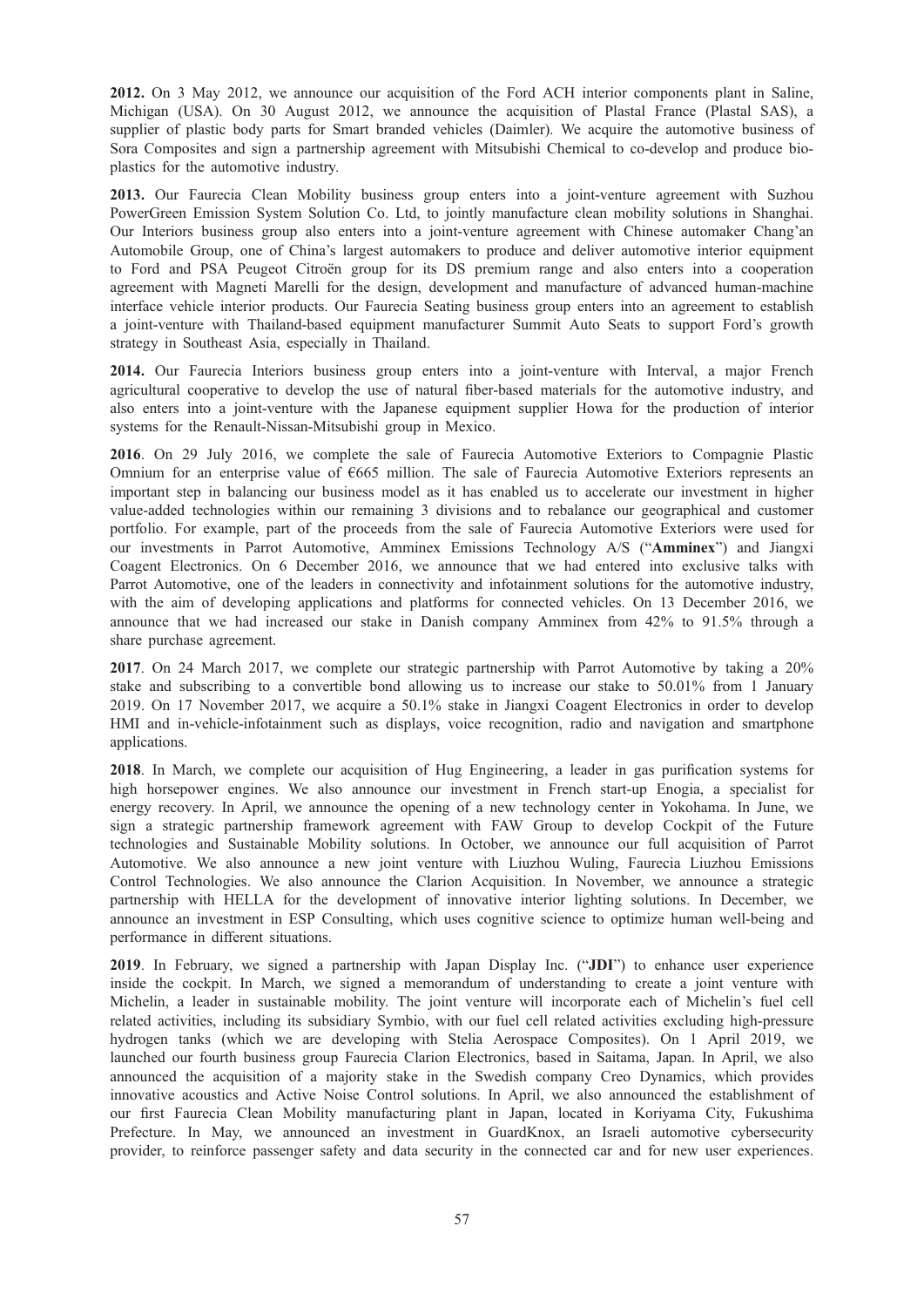**2012.** On 3 May 2012, we announce our acquisition of the Ford ACH interior components plant in Saline, Michigan (USA). On 30 August 2012, we announce the acquisition of Plastal France (Plastal SAS), a supplier of plastic body parts for Smart branded vehicles (Daimler). We acquire the automotive business of Sora Composites and sign a partnership agreement with Mitsubishi Chemical to co-develop and produce bio-plastics for the automotive industry.

**2013.** Our Faurecia Clean Mobility business group enters into a joint-venture agreement with Suzhou PowerGreen Emission System Solution Co. Ltd, to jointly manufacture clean mobility solutions in Shanghai. Our Interiors business group also enters into a joint-venture agreement with Chinese automaker Chang'an Automobile Group, one of China's largest automakers to produce and deliver automotive interior equipment to Ford and PSA Peugeot Citroën group for its DS premium range and also enters into a cooperation agreement with Magneti Marelli for the design, development and manufacture of advanced human-machine interface vehicle interior products. Our Faurecia Seating business group enters into an agreement to establish a joint-venture with Thailand-based equipment manufacturer Summit Auto Seats to support Ford's growth strategy in Southeast Asia, especially in Thailand.

**2014.** Our Faurecia Interiors business group enters into a joint-venture with Interval, a major French agricultural cooperative to develop the use of natural fiber-based materials for the automotive industry, and also enters into a joint-venture with the Japanese equipment supplier Howa for the production of interior systems for the Renault-Nissan-Mitsubishi group in Mexico.

**2016**. On 29 July 2016, we complete the sale of Faurecia Automotive Exteriors to Compagnie Plastic Omnium for an enterprise value of €665 million. The sale of Faurecia Automotive Exteriors represents an important step in balancing our business model as it has enabled us to accelerate our investment in higher value-added technologies within our remaining 3 divisions and to rebalance our geographical and customer portfolio. For example, part of the proceeds from the sale of Faurecia Automotive Exteriors were used for our investments in Parrot Automotive, Amminex Emissions Technology A/S ("**Amminex**") and Jiangxi Coagent Electronics. On 6 December 2016, we announce that we had entered into exclusive talks with Parrot Automotive, one of the leaders in connectivity and infotainment solutions for the automotive industry, with the aim of developing applications and platforms for connected vehicles. On 13 December 2016, we announce that we had increased our stake in Danish company Amminex from 42% to 91.5% through a share purchase agreement.

**2017**. On 24 March 2017, we complete our strategic partnership with Parrot Automotive by taking a 20% stake and subscribing to a convertible bond allowing us to increase our stake to 50.01% from 1 January 2019. On 17 November 2017, we acquire a 50.1% stake in Jiangxi Coagent Electronics in order to develop HMI and in-vehicle-infotainment such as displays, voice recognition, radio and navigation and smartphone applications.

**2018**. In March, we complete our acquisition of Hug Engineering, a leader in gas purification systems for high horsepower engines. We also announce our investment in French start-up Enogia, a specialist for energy recovery. In April, we announce the opening of a new technology center in Yokohama. In June, we sign a strategic partnership framework agreement with FAW Group to develop Cockpit of the Future technologies and Sustainable Mobility solutions. In October, we announce our full acquisition of Parrot Automotive. We also announce a new joint venture with Liuzhou Wuling, Faurecia Liuzhou Emissions Control Technologies. We also announce the Clarion Acquisition. In November, we announce a strategic partnership with HELLA for the development of innovative interior lighting solutions. In December, we announce an investment in ESP Consulting, which uses cognitive science to optimize human well-being and performance in different situations.

**2019**. In February, we signed a partnership with Japan Display Inc. ("**JDI**") to enhance user experience inside the cockpit. In March, we signed a memorandum of understanding to create a joint venture with Michelin, a leader in sustainable mobility. The joint venture will incorporate each of Michelin's fuel cell related activities, including its subsidiary Symbio, with our fuel cell related activities excluding high-pressure hydrogen tanks (which we are developing with Stelia Aerospace Composites). On 1 April 2019, we launched our fourth business group Faurecia Clarion Electronics, based in Saitama, Japan. In April, we also announced the acquisition of a majority stake in the Swedish company Creo Dynamics, which provides innovative acoustics and Active Noise Control solutions. In April, we also announced the establishment of our first Faurecia Clean Mobility manufacturing plant in Japan, located in Koriyama City, Fukushima Prefecture. In May, we announced an investment in GuardKnox, an Israeli automotive cybersecurity provider, to reinforce passenger safety and data security in the connected car and for new user experiences.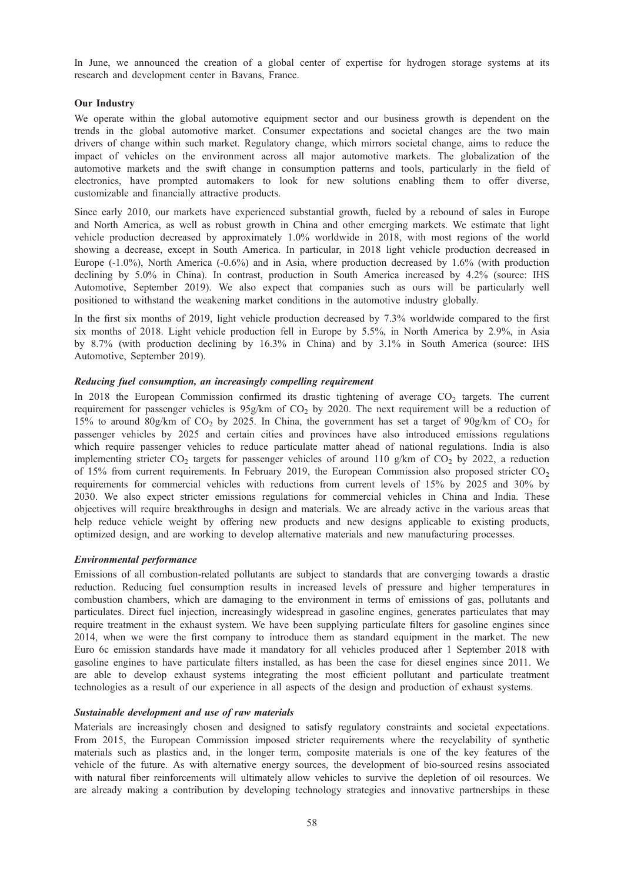In June, we announced the creation of a global center of expertise for hydrogen storage systems at its research and development center in Bavans, France.

**Our Industry**

We operate within the global automotive equipment sector and our business growth is dependent on the trends in the global automotive market. Consumer expectations and societal changes are the two main drivers of change within such market. Regulatory change, which mirrors societal change, aims to reduce the impact of vehicles on the environment across all major automotive markets. The globalization of the automotive markets and the swift change in consumption patterns and tools, particularly in the field of electronics, have prompted automakers to look for new solutions enabling them to offer diverse, customizable and financially attractive products.

Since early 2010, our markets have experienced substantial growth, fueled by a rebound of sales in Europe and North America, as well as robust growth in China and other emerging markets. We estimate that light vehicle production decreased by approximately 1.0% worldwide in 2018, with most regions of the world showing a decrease, except in South America. In particular, in 2018 light vehicle production decreased in Europe (-1.0%), North America (-0.6%) and in Asia, where production decreased by 1.6% (with production declining by 5.0% in China). In contrast, production in South America increased by 4.2% (source: IHS Automotive, September 2019). We also expect that companies such as ours will be particularly well positioned to withstand the weakening market conditions in the automotive industry globally.

In the first six months of 2019, light vehicle production decreased by 7.3% worldwide compared to the first six months of 2018. Light vehicle production fell in Europe by 5.5%, in North America by 2.9%, in Asia by 8.7% (with production declining by 16.3% in China) and by 3.1% in South America (source: IHS Automotive, September 2019).

***Reducing fuel consumption, an increasingly compelling requirement***

In 2018 the European Commission confirmed its drastic tightening of average $CO_2$ targets. The current requirement for passenger vehicles is 95g/km of $CO_2$ by 2020. The next requirement will be a reduction of 15% to around 80g/km of $CO_2$ by 2025. In China, the government has set a target of 90g/km of $CO_2$ for passenger vehicles by 2025 and certain cities and provinces have also introduced emissions regulations which require passenger vehicles to reduce particulate matter ahead of national regulations. India is also implementing stricter $CO_2$ targets for passenger vehicles of around 110 g/km of $CO_2$ by 2022, a reduction of 15% from current requirements. In February 2019, the European Commission also proposed stricter $CO_2$ requirements for commercial vehicles with reductions from current levels of 15% by 2025 and 30% by 2030. We also expect stricter emissions regulations for commercial vehicles in China and India. These objectives will require breakthroughs in design and materials. We are already active in the various areas that help reduce vehicle weight by offering new products and new designs applicable to existing products, optimized design, and are working to develop alternative materials and new manufacturing processes.

***Environmental performance***

Emissions of all combustion-related pollutants are subject to standards that are converging towards a drastic reduction. Reducing fuel consumption results in increased levels of pressure and higher temperatures in combustion chambers, which are damaging to the environment in terms of emissions of gas, pollutants and particulates. Direct fuel injection, increasingly widespread in gasoline engines, generates particulates that may require treatment in the exhaust system. We have been supplying particulate filters for gasoline engines since 2014, when we were the first company to introduce them as standard equipment in the market. The new Euro 6c emission standards have made it mandatory for all vehicles produced after 1 September 2018 with gasoline engines to have particulate filters installed, as has been the case for diesel engines since 2011. We are able to develop exhaust systems integrating the most efficient pollutant and particulate treatment technologies as a result of our experience in all aspects of the design and production of exhaust systems.

***Sustainable development and use of raw materials***

Materials are increasingly chosen and designed to satisfy regulatory constraints and societal expectations. From 2015, the European Commission imposed stricter requirements where the recyclability of synthetic materials such as plastics and, in the longer term, composite materials is one of the key features of the vehicle of the future. As with alternative energy sources, the development of bio-sourced resins associated with natural fiber reinforcements will ultimately allow vehicles to survive the depletion of oil resources. We are already making a contribution by developing technology strategies and innovative partnerships in these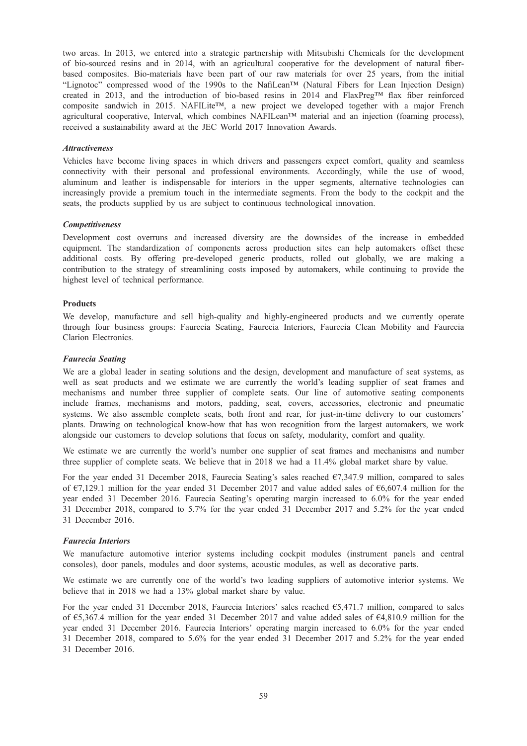two areas. In 2013, we entered into a strategic partnership with Mitsubishi Chemicals for the development of bio-sourced resins and in 2014, with an agricultural cooperative for the development of natural fiber-based composites. Bio-materials have been part of our raw materials for over 25 years, from the initial "Lignotoc" compressed wood of the 1990s to the NafiLean™ (Natural Fibers for Lean Injection Design) created in 2013, and the introduction of bio-based resins in 2014 and FlaxPreg™ flax fiber reinforced composite sandwich in 2015. NAFILite™, a new project we developed together with a major French agricultural cooperative, Interval, which combines NAFILean™ material and an injection (foaming process), received a sustainability award at the JEC World 2017 Innovation Awards.

***Attractiveness***

Vehicles have become living spaces in which drivers and passengers expect comfort, quality and seamless connectivity with their personal and professional environments. Accordingly, while the use of wood, aluminum and leather is indispensable for interiors in the upper segments, alternative technologies can increasingly provide a premium touch in the intermediate segments. From the body to the cockpit and the seats, the products supplied by us are subject to continuous technological innovation.

***Competitiveness***

Development cost overruns and increased diversity are the downsides of the increase in embedded equipment. The standardization of components across production sites can help automakers offset these additional costs. By offering pre-developed generic products, rolled out globally, we are making a contribution to the strategy of streamlining costs imposed by automakers, while continuing to provide the highest level of technical performance.

**Products**

We develop, manufacture and sell high-quality and highly-engineered products and we currently operate through four business groups: Faurecia Seating, Faurecia Interiors, Faurecia Clean Mobility and Faurecia Clarion Electronics.

***Faurecia Seating***

We are a global leader in seating solutions and the design, development and manufacture of seat systems, as well as seat products and we estimate we are currently the world's leading supplier of seat frames and mechanisms and number three supplier of complete seats. Our line of automotive seating components include frames, mechanisms and motors, padding, seat, covers, accessories, electronic and pneumatic systems. We also assemble complete seats, both front and rear, for just-in-time delivery to our customers' plants. Drawing on technological know-how that has won recognition from the largest automakers, we work alongside our customers to develop solutions that focus on safety, modularity, comfort and quality.

We estimate we are currently the world's number one supplier of seat frames and mechanisms and number three supplier of complete seats. We believe that in 2018 we had a 11.4% global market share by value.

For the year ended 31 December 2018, Faurecia Seating's sales reached €7,347.9 million, compared to sales of €7,129.1 million for the year ended 31 December 2017 and value added sales of €6,607.4 million for the year ended 31 December 2016. Faurecia Seating's operating margin increased to 6.0% for the year ended 31 December 2018, compared to 5.7% for the year ended 31 December 2017 and 5.2% for the year ended 31 December 2016.

***Faurecia Interiors***

We manufacture automotive interior systems including cockpit modules (instrument panels and central consoles), door panels, modules and door systems, acoustic modules, as well as decorative parts.

We estimate we are currently one of the world's two leading suppliers of automotive interior systems. We believe that in 2018 we had a 13% global market share by value.

For the year ended 31 December 2018, Faurecia Interiors' sales reached €5,471.7 million, compared to sales of €5,367.4 million for the year ended 31 December 2017 and value added sales of €4,810.9 million for the year ended 31 December 2016. Faurecia Interiors' operating margin increased to 6.0% for the year ended 31 December 2018, compared to 5.6% for the year ended 31 December 2017 and 5.2% for the year ended 31 December 2016.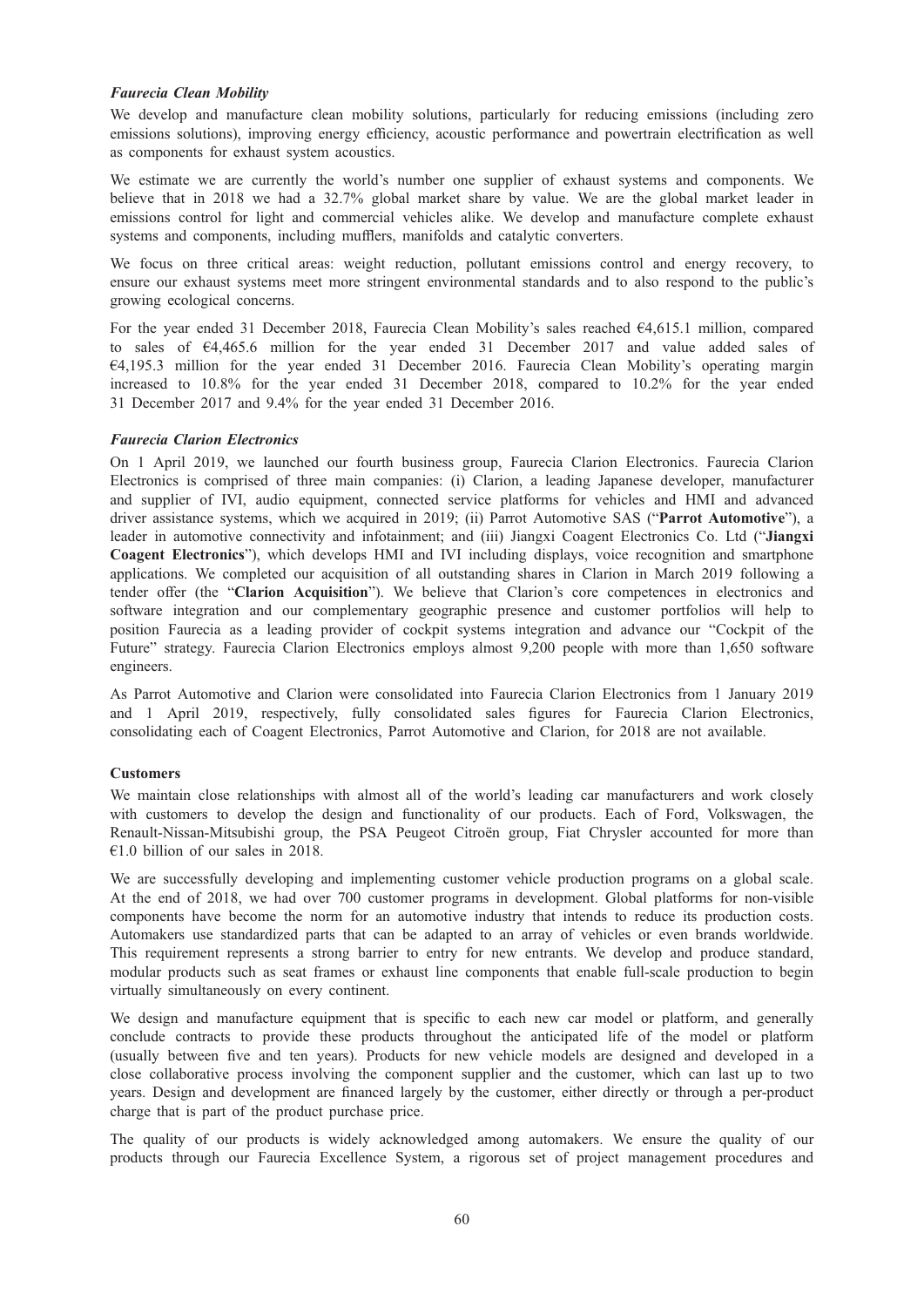### *Faurecia Clean Mobility*

We develop and manufacture clean mobility solutions, particularly for reducing emissions (including zero emissions solutions), improving energy efficiency, acoustic performance and powertrain electrification as well as components for exhaust system acoustics.

We estimate we are currently the world's number one supplier of exhaust systems and components. We believe that in 2018 we had a 32.7% global market share by value. We are the global market leader in emissions control for light and commercial vehicles alike. We develop and manufacture complete exhaust systems and components, including mufflers, manifolds and catalytic converters.

We focus on three critical areas: weight reduction, pollutant emissions control and energy recovery, to ensure our exhaust systems meet more stringent environmental standards and to also respond to the public's growing ecological concerns.

For the year ended 31 December 2018, Faurecia Clean Mobility's sales reached €4,615.1 million, compared to sales of €4,465.6 million for the year ended 31 December 2017 and value added sales of €4,195.3 million for the year ended 31 December 2016. Faurecia Clean Mobility's operating margin increased to 10.8% for the year ended 31 December 2018, compared to 10.2% for the year ended 31 December 2017 and 9.4% for the year ended 31 December 2016.

### *Faurecia Clarion Electronics*

On 1 April 2019, we launched our fourth business group, Faurecia Clarion Electronics. Faurecia Clarion Electronics is comprised of three main companies: (i) Clarion, a leading Japanese developer, manufacturer and supplier of IVI, audio equipment, connected service platforms for vehicles and HMI and advanced driver assistance systems, which we acquired in 2019; (ii) Parrot Automotive SAS ("**Parrot Automotive**"), a leader in automotive connectivity and infotainment; and (iii) Jiangxi Coagent Electronics Co. Ltd ("**Jiangxi Coagent Electronics**"), which develops HMI and IVI including displays, voice recognition and smartphone applications. We completed our acquisition of all outstanding shares in Clarion in March 2019 following a tender offer (the "**Clarion Acquisition**"). We believe that Clarion's core competences in electronics and software integration and our complementary geographic presence and customer portfolios will help to position Faurecia as a leading provider of cockpit systems integration and advance our "Cockpit of the Future" strategy. Faurecia Clarion Electronics employs almost 9,200 people with more than 1,650 software engineers.

As Parrot Automotive and Clarion were consolidated into Faurecia Clarion Electronics from 1 January 2019 and 1 April 2019, respectively, fully consolidated sales figures for Faurecia Clarion Electronics, consolidating each of Coagent Electronics, Parrot Automotive and Clarion, for 2018 are not available.

### Customers

We maintain close relationships with almost all of the world's leading car manufacturers and work closely with customers to develop the design and functionality of our products. Each of Ford, Volkswagen, the Renault-Nissan-Mitsubishi group, the PSA Peugeot Citroën group, Fiat Chrysler accounted for more than €1.0 billion of our sales in 2018.

We are successfully developing and implementing customer vehicle production programs on a global scale. At the end of 2018, we had over 700 customer programs in development. Global platforms for non-visible components have become the norm for an automotive industry that intends to reduce its production costs. Automakers use standardized parts that can be adapted to an array of vehicles or even brands worldwide. This requirement represents a strong barrier to entry for new entrants. We develop and produce standard, modular products such as seat frames or exhaust line components that enable full-scale production to begin virtually simultaneously on every continent.

We design and manufacture equipment that is specific to each new car model or platform, and generally conclude contracts to provide these products throughout the anticipated life of the model or platform (usually between five and ten years). Products for new vehicle models are designed and developed in a close collaborative process involving the component supplier and the customer, which can last up to two years. Design and development are financed largely by the customer, either directly or through a per-product charge that is part of the product purchase price.

The quality of our products is widely acknowledged among automakers. We ensure the quality of our products through our Faurecia Excellence System, a rigorous set of project management procedures and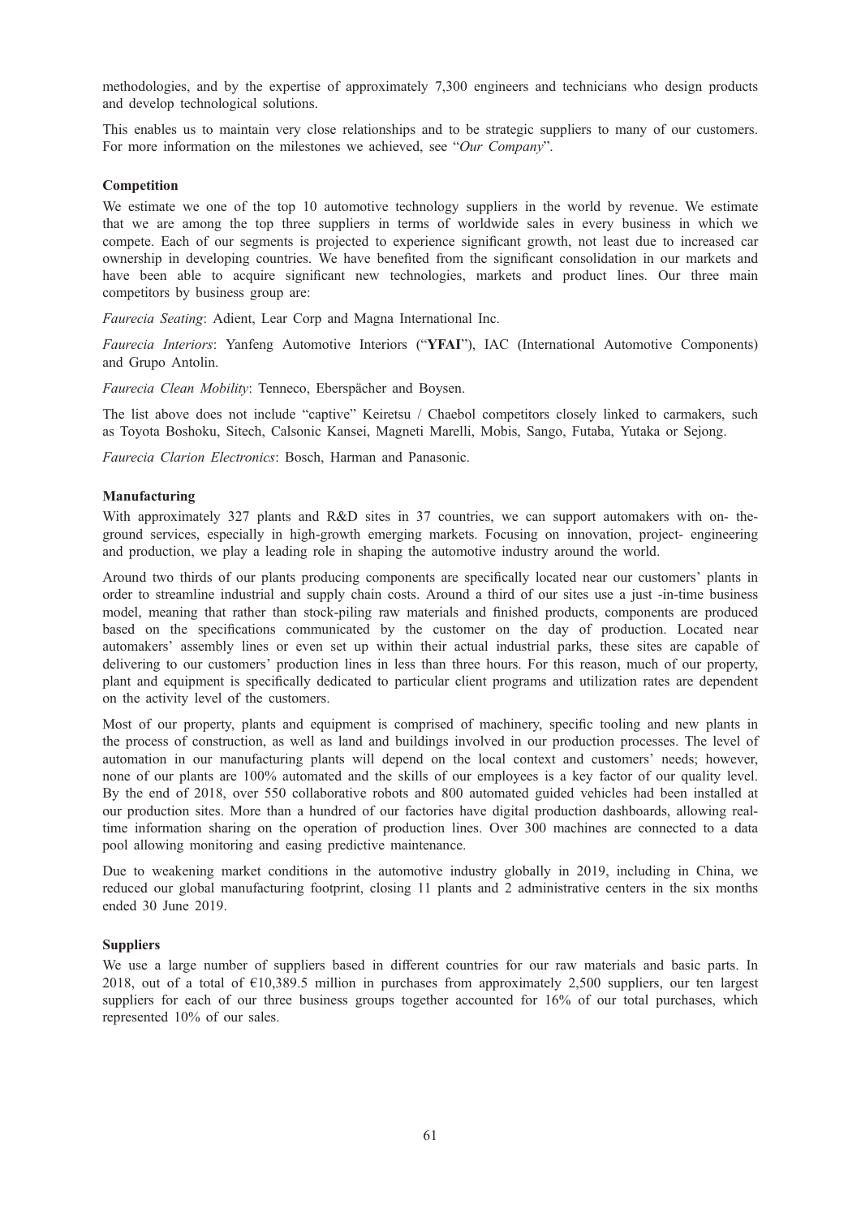methodologies, and by the expertise of approximately 7,300 engineers and technicians who design products and develop technological solutions.

This enables us to maintain very close relationships and to be strategic suppliers to many of our customers. For more information on the milestones we achieved, see "*Our Company*".

**Competition**

We estimate we one of the top 10 automotive technology suppliers in the world by revenue. We estimate that we are among the top three suppliers in terms of worldwide sales in every business in which we compete. Each of our segments is projected to experience significant growth, not least due to increased car ownership in developing countries. We have benefited from the significant consolidation in our markets and have been able to acquire significant new technologies, markets and product lines. Our three main competitors by business group are:

*Faurecia Seating*: Adient, Lear Corp and Magna International Inc.

*Faurecia Interiors*: Yanfeng Automotive Interiors ("**YFAI**"), IAC (International Automotive Components) and Grupo Antolin.

*Faurecia Clean Mobility*: Tenneco, Eberspächer and Boysen.

The list above does not include "captive" Keiretsu / Chaebol competitors closely linked to carmakers, such as Toyota Boshoku, Sitech, Calsonic Kansei, Magneti Marelli, Mobis, Sango, Futaba, Yutaka or Sejong.

*Faurecia Clarion Electronics*: Bosch, Harman and Panasonic.

**Manufacturing**

With approximately 327 plants and R&D sites in 37 countries, we can support automakers with on- the-ground services, especially in high-growth emerging markets. Focusing on innovation, project- engineering and production, we play a leading role in shaping the automotive industry around the world.

Around two thirds of our plants producing components are specifically located near our customers' plants in order to streamline industrial and supply chain costs. Around a third of our sites use a just -in-time business model, meaning that rather than stock-piling raw materials and finished products, components are produced based on the specifications communicated by the customer on the day of production. Located near automakers' assembly lines or even set up within their actual industrial parks, these sites are capable of delivering to our customers' production lines in less than three hours. For this reason, much of our property, plant and equipment is specifically dedicated to particular client programs and utilization rates are dependent on the activity level of the customers.

Most of our property, plants and equipment is comprised of machinery, specific tooling and new plants in the process of construction, as well as land and buildings involved in our production processes. The level of automation in our manufacturing plants will depend on the local context and customers' needs; however, none of our plants are 100% automated and the skills of our employees is a key factor of our quality level. By the end of 2018, over 550 collaborative robots and 800 automated guided vehicles had been installed at our production sites. More than a hundred of our factories have digital production dashboards, allowing real-time information sharing on the operation of production lines. Over 300 machines are connected to a data pool allowing monitoring and easing predictive maintenance.

Due to weakening market conditions in the automotive industry globally in 2019, including in China, we reduced our global manufacturing footprint, closing 11 plants and 2 administrative centers in the six months ended 30 June 2019.

**Suppliers**

We use a large number of suppliers based in different countries for our raw materials and basic parts. In 2018, out of a total of €10,389.5 million in purchases from approximately 2,500 suppliers, our ten largest suppliers for each of our three business groups together accounted for 16% of our total purchases, which represented 10% of our sales.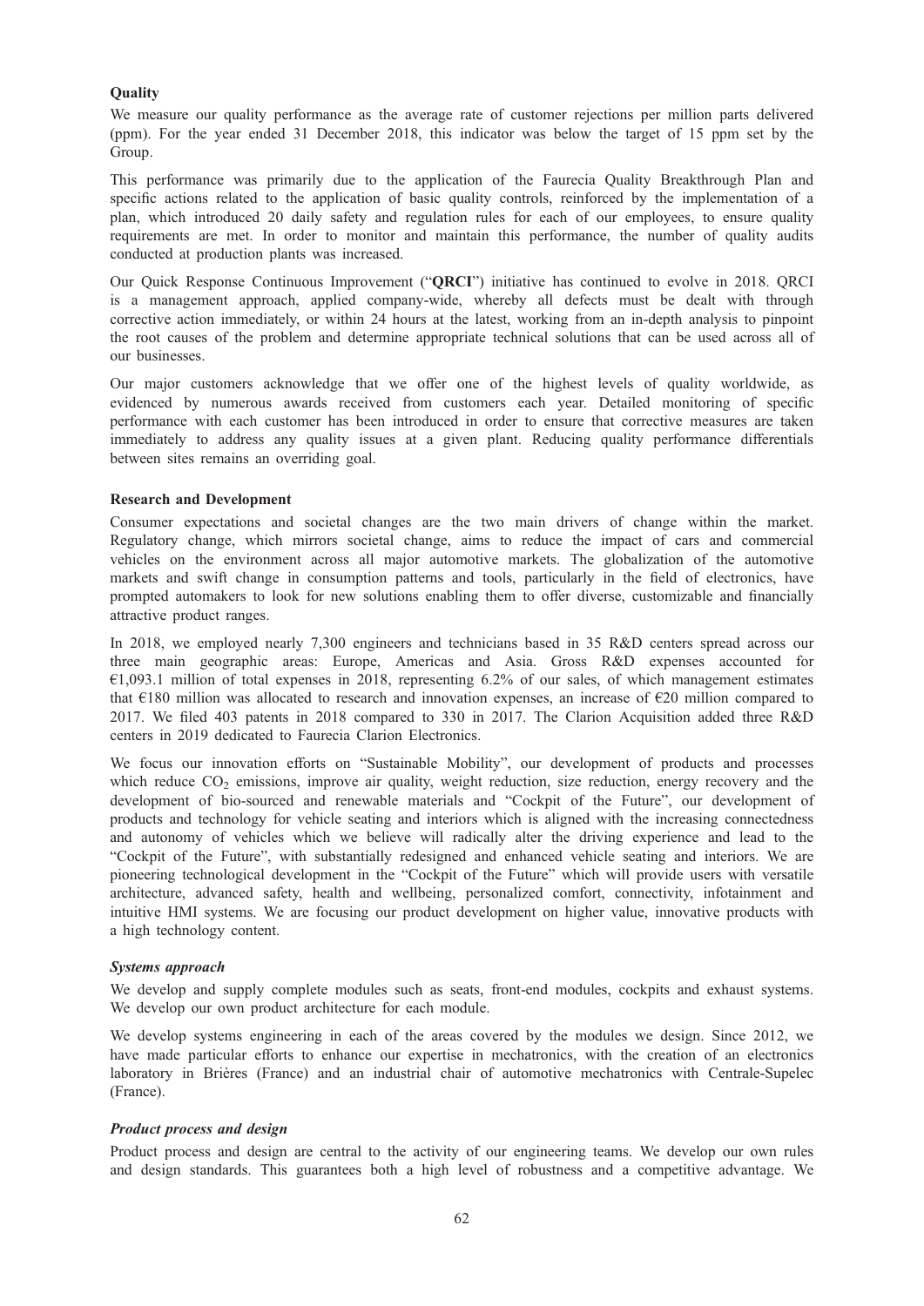**Quality**

We measure our quality performance as the average rate of customer rejections per million parts delivered (ppm). For the year ended 31 December 2018, this indicator was below the target of 15 ppm set by the Group.

This performance was primarily due to the application of the Faurecia Quality Breakthrough Plan and specific actions related to the application of basic quality controls, reinforced by the implementation of a plan, which introduced 20 daily safety and regulation rules for each of our employees, to ensure quality requirements are met. In order to monitor and maintain this performance, the number of quality audits conducted at production plants was increased.

Our Quick Response Continuous Improvement ("**QRCI**") initiative has continued to evolve in 2018. QRCI is a management approach, applied company-wide, whereby all defects must be dealt with through corrective action immediately, or within 24 hours at the latest, working from an in-depth analysis to pinpoint the root causes of the problem and determine appropriate technical solutions that can be used across all of our businesses.

Our major customers acknowledge that we offer one of the highest levels of quality worldwide, as evidenced by numerous awards received from customers each year. Detailed monitoring of specific performance with each customer has been introduced in order to ensure that corrective measures are taken immediately to address any quality issues at a given plant. Reducing quality performance differentials between sites remains an overriding goal.

**Research and Development**

Consumer expectations and societal changes are the two main drivers of change within the market. Regulatory change, which mirrors societal change, aims to reduce the impact of cars and commercial vehicles on the environment across all major automotive markets. The globalization of the automotive markets and swift change in consumption patterns and tools, particularly in the field of electronics, have prompted automakers to look for new solutions enabling them to offer diverse, customizable and financially attractive product ranges.

In 2018, we employed nearly 7,300 engineers and technicians based in 35 R&D centers spread across our three main geographic areas: Europe, Americas and Asia. Gross R&D expenses accounted for €1,093.1 million of total expenses in 2018, representing 6.2% of our sales, of which management estimates that €180 million was allocated to research and innovation expenses, an increase of €20 million compared to 2017. We filed 403 patents in 2018 compared to 330 in 2017. The Clarion Acquisition added three R&D centers in 2019 dedicated to Faurecia Clarion Electronics.

We focus our innovation efforts on "Sustainable Mobility", our development of products and processes which reduce $CO_2$ emissions, improve air quality, weight reduction, size reduction, energy recovery and the development of bio-sourced and renewable materials and "Cockpit of the Future", our development of products and technology for vehicle seating and interiors which is aligned with the increasing connectedness and autonomy of vehicles which we believe will radically alter the driving experience and lead to the "Cockpit of the Future", with substantially redesigned and enhanced vehicle seating and interiors. We are pioneering technological development in the "Cockpit of the Future" which will provide users with versatile architecture, advanced safety, health and wellbeing, personalized comfort, connectivity, infotainment and intuitive HMI systems. We are focusing our product development on higher value, innovative products with a high technology content.

***Systems approach***

We develop and supply complete modules such as seats, front-end modules, cockpits and exhaust systems. We develop our own product architecture for each module.

We develop systems engineering in each of the areas covered by the modules we design. Since 2012, we have made particular efforts to enhance our expertise in mechatronics, with the creation of an electronics laboratory in Brières (France) and an industrial chair of automotive mechatronics with Centrale-Supelec (France).

***Product process and design***

Product process and design are central to the activity of our engineering teams. We develop our own rules and design standards. This guarantees both a high level of robustness and a competitive advantage. We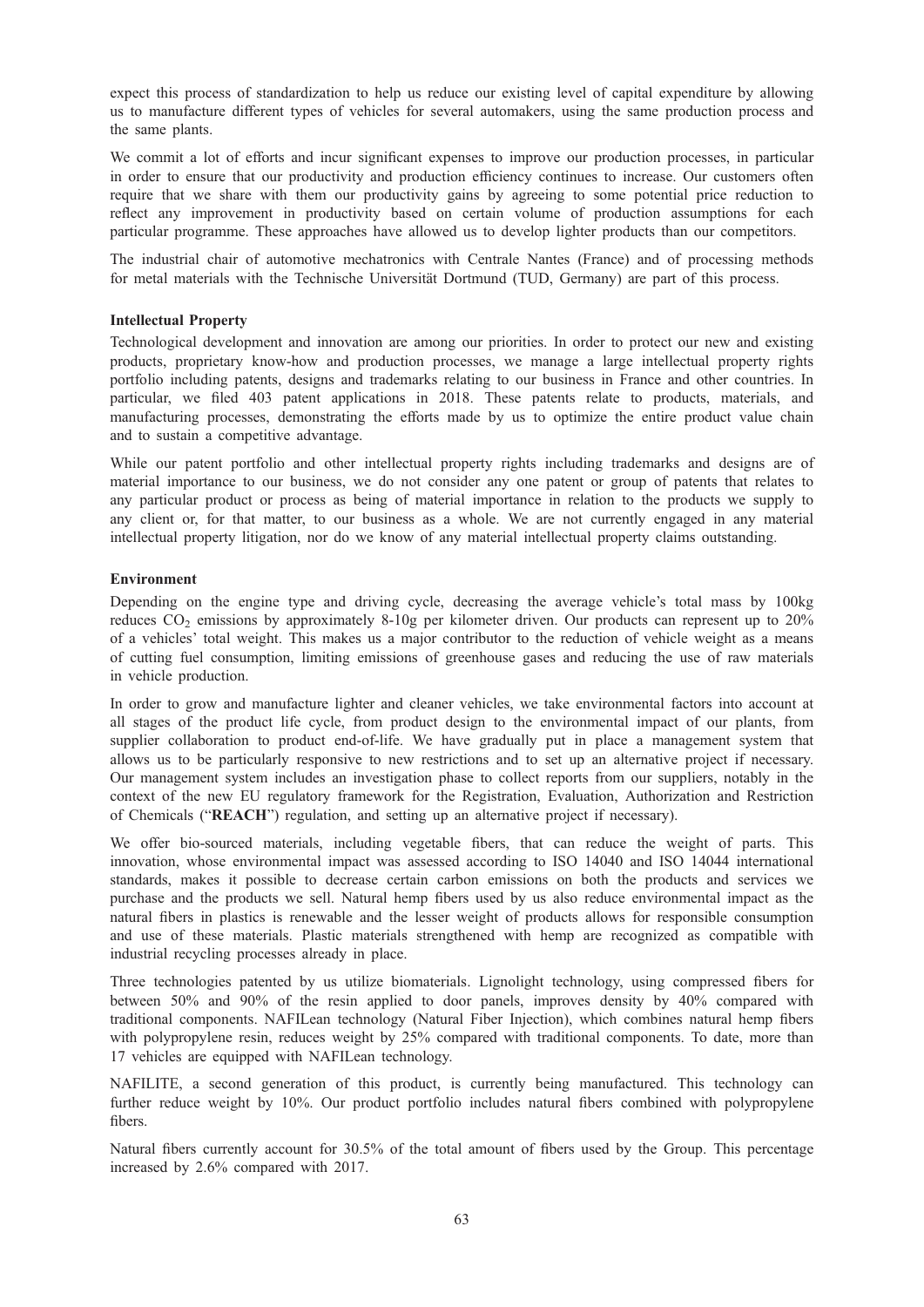expect this process of standardization to help us reduce our existing level of capital expenditure by allowing us to manufacture different types of vehicles for several automakers, using the same production process and the same plants.

We commit a lot of efforts and incur significant expenses to improve our production processes, in particular in order to ensure that our productivity and production efficiency continues to increase. Our customers often require that we share with them our productivity gains by agreeing to some potential price reduction to reflect any improvement in productivity based on certain volume of production assumptions for each particular programme. These approaches have allowed us to develop lighter products than our competitors.

The industrial chair of automotive mechatronics with Centrale Nantes (France) and of processing methods for metal materials with the Technische Universität Dortmund (TUD, Germany) are part of this process.

**Intellectual Property**

Technological development and innovation are among our priorities. In order to protect our new and existing products, proprietary know-how and production processes, we manage a large intellectual property rights portfolio including patents, designs and trademarks relating to our business in France and other countries. In particular, we filed 403 patent applications in 2018. These patents relate to products, materials, and manufacturing processes, demonstrating the efforts made by us to optimize the entire product value chain and to sustain a competitive advantage.

While our patent portfolio and other intellectual property rights including trademarks and designs are of material importance to our business, we do not consider any one patent or group of patents that relates to any particular product or process as being of material importance in relation to the products we supply to any client or, for that matter, to our business as a whole. We are not currently engaged in any material intellectual property litigation, nor do we know of any material intellectual property claims outstanding.

**Environment**

Depending on the engine type and driving cycle, decreasing the average vehicle's total mass by 100kg reduces $CO_2$ emissions by approximately 8-10g per kilometer driven. Our products can represent up to 20% of a vehicles' total weight. This makes us a major contributor to the reduction of vehicle weight as a means of cutting fuel consumption, limiting emissions of greenhouse gases and reducing the use of raw materials in vehicle production.

In order to grow and manufacture lighter and cleaner vehicles, we take environmental factors into account at all stages of the product life cycle, from product design to the environmental impact of our plants, from supplier collaboration to product end-of-life. We have gradually put in place a management system that allows us to be particularly responsive to new restrictions and to set up an alternative project if necessary. Our management system includes an investigation phase to collect reports from our suppliers, notably in the context of the new EU regulatory framework for the Registration, Evaluation, Authorization and Restriction of Chemicals ("**REACH**") regulation, and setting up an alternative project if necessary).

We offer bio-sourced materials, including vegetable fibers, that can reduce the weight of parts. This innovation, whose environmental impact was assessed according to ISO 14040 and ISO 14044 international standards, makes it possible to decrease certain carbon emissions on both the products and services we purchase and the products we sell. Natural hemp fibers used by us also reduce environmental impact as the natural fibers in plastics is renewable and the lesser weight of products allows for responsible consumption and use of these materials. Plastic materials strengthened with hemp are recognized as compatible with industrial recycling processes already in place.

Three technologies patented by us utilize biomaterials. Lignolight technology, using compressed fibers for between 50% and 90% of the resin applied to door panels, improves density by 40% compared with traditional components. NAFILean technology (Natural Fiber Injection), which combines natural hemp fibers with polypropylene resin, reduces weight by 25% compared with traditional components. To date, more than 17 vehicles are equipped with NAFILean technology.

NAFILITE, a second generation of this product, is currently being manufactured. This technology can further reduce weight by 10%. Our product portfolio includes natural fibers combined with polypropylene fibers.

Natural fibers currently account for 30.5% of the total amount of fibers used by the Group. This percentage increased by 2.6% compared with 2017.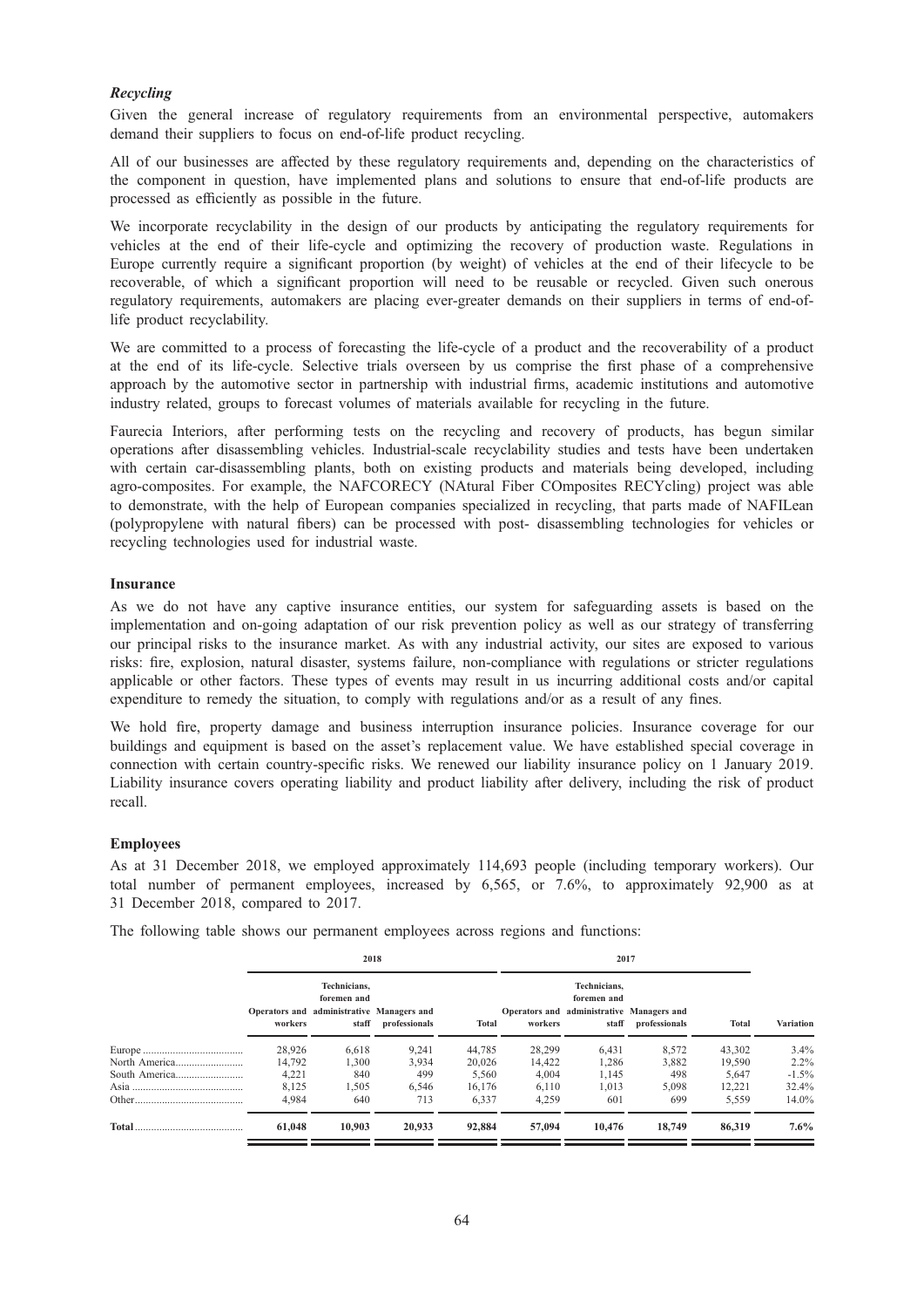### *Recycling*

Given the general increase of regulatory requirements from an environmental perspective, automakers demand their suppliers to focus on end-of-life product recycling.

All of our businesses are affected by these regulatory requirements and, depending on the characteristics of the component in question, have implemented plans and solutions to ensure that end-of-life products are processed as efficiently as possible in the future.

We incorporate recyclability in the design of our products by anticipating the regulatory requirements for vehicles at the end of their life-cycle and optimizing the recovery of production waste. Regulations in Europe currently require a significant proportion (by weight) of vehicles at the end of their lifecycle to be recoverable, of which a significant proportion will need to be reusable or recycled. Given such onerous regulatory requirements, automakers are placing ever-greater demands on their suppliers in terms of end-of-life product recyclability.

We are committed to a process of forecasting the life-cycle of a product and the recoverability of a product at the end of its life-cycle. Selective trials overseen by us comprise the first phase of a comprehensive approach by the automotive sector in partnership with industrial firms, academic institutions and automotive industry related, groups to forecast volumes of materials available for recycling in the future.

Faurecia Interiors, after performing tests on the recycling and recovery of products, has begun similar operations after disassembling vehicles. Industrial-scale recyclability studies and tests have been undertaken with certain car-disassembling plants, both on existing products and materials being developed, including agro-composites. For example, the NAFCORECY (NAtural Fiber COmposites RECYcling) project was able to demonstrate, with the help of European companies specialized in recycling, that parts made of NAFILean (polypropylene with natural fibers) can be processed with post- disassembling technologies for vehicles or recycling technologies used for industrial waste.

### Insurance

As we do not have any captive insurance entities, our system for safeguarding assets is based on the implementation and on-going adaptation of our risk prevention policy as well as our strategy of transferring our principal risks to the insurance market. As with any industrial activity, our sites are exposed to various risks: fire, explosion, natural disaster, systems failure, non-compliance with regulations or stricter regulations applicable or other factors. These types of events may result in us incurring additional costs and/or capital expenditure to remedy the situation, to comply with regulations and/or as a result of any fines.

We hold fire, property damage and business interruption insurance policies. Insurance coverage for our buildings and equipment is based on the asset's replacement value. We have established special coverage in connection with certain country-specific risks. We renewed our liability insurance policy on 1 January 2019. Liability insurance covers operating liability and product liability after delivery, including the risk of product recall.

### Employees

As at 31 December 2018, we employed approximately 114,693 people (including temporary workers). Our total number of permanent employees, increased by 6,565, or 7.6%, to approximately 92,900 as at 31 December 2018, compared to 2017.

The following table shows our permanent employees across regions and functions:

| | 2018 | | | | 2017 | | | | |
|---|---|---|---|---|---|---|---|---|---|
| | Operators and workers | Technicians, foremen and administrative staff | Managers and professionals | Total | Operators and workers | Technicians, foremen and administrative staff | Managers and professionals | Total | Variation |
| Europe | 28,926 | 6,618 | 9,241 | 44,785 | 28,299 | 6,431 | 8,572 | 43,302 | 3.4% |
| North America | 14,792 | 1,300 | 3,934 | 20,026 | 14,422 | 1,286 | 3,882 | 19,590 | 2.2% |
| South America | 4,221 | 840 | 499 | 5,560 | 4,004 | 1,145 | 498 | 5,647 | -1.5% |
| Asia | 8,125 | 1,505 | 6,546 | 16,176 | 6,110 | 1,013 | 5,098 | 12,221 | 32.4% |
| Other | 4,984 | 640 | 713 | 6,337 | 4,259 | 601 | 699 | 5,559 | 14.0% |
| **Total** | **61,048** | **10,903** | **20,933** | **92,884** | **57,094** | **10,476** | **18,749** | **86,319** | **7.6%** |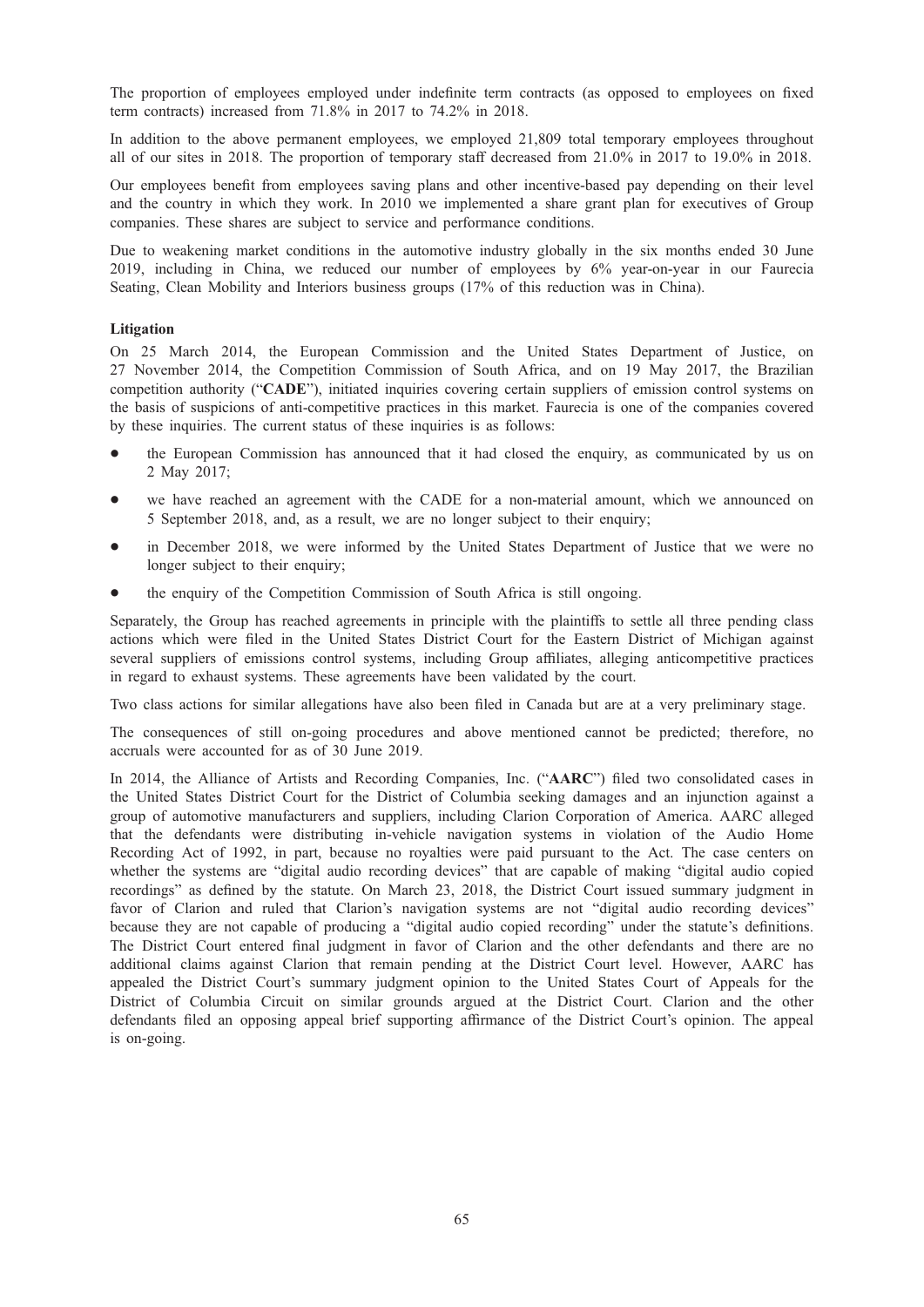The proportion of employees employed under indefinite term contracts (as opposed to employees on fixed term contracts) increased from 71.8% in 2017 to 74.2% in 2018.

In addition to the above permanent employees, we employed 21,809 total temporary employees throughout all of our sites in 2018. The proportion of temporary staff decreased from 21.0% in 2017 to 19.0% in 2018.

Our employees benefit from employees saving plans and other incentive-based pay depending on their level and the country in which they work. In 2010 we implemented a share grant plan for executives of Group companies. These shares are subject to service and performance conditions.

Due to weakening market conditions in the automotive industry globally in the six months ended 30 June 2019, including in China, we reduced our number of employees by 6% year-on-year in our Faurecia Seating, Clean Mobility and Interiors business groups (17% of this reduction was in China).

**Litigation**

On 25 March 2014, the European Commission and the United States Department of Justice, on 27 November 2014, the Competition Commission of South Africa, and on 19 May 2017, the Brazilian competition authority ("**CADE**"), initiated inquiries covering certain suppliers of emission control systems on the basis of suspicions of anti-competitive practices in this market. Faurecia is one of the companies covered by these inquiries. The current status of these inquiries is as follows:

- the European Commission has announced that it had closed the enquiry, as communicated by us on 2 May 2017;
- we have reached an agreement with the CADE for a non-material amount, which we announced on 5 September 2018, and, as a result, we are no longer subject to their enquiry;
- in December 2018, we were informed by the United States Department of Justice that we were no longer subject to their enquiry;
- the enquiry of the Competition Commission of South Africa is still ongoing.

Separately, the Group has reached agreements in principle with the plaintiffs to settle all three pending class actions which were filed in the United States District Court for the Eastern District of Michigan against several suppliers of emissions control systems, including Group affiliates, alleging anticompetitive practices in regard to exhaust systems. These agreements have been validated by the court.

Two class actions for similar allegations have also been filed in Canada but are at a very preliminary stage.

The consequences of still on-going procedures and above mentioned cannot be predicted; therefore, no accruals were accounted for as of 30 June 2019.

In 2014, the Alliance of Artists and Recording Companies, Inc. ("**AARC**") filed two consolidated cases in the United States District Court for the District of Columbia seeking damages and an injunction against a group of automotive manufacturers and suppliers, including Clarion Corporation of America. AARC alleged that the defendants were distributing in-vehicle navigation systems in violation of the Audio Home Recording Act of 1992, in part, because no royalties were paid pursuant to the Act. The case centers on whether the systems are "digital audio recording devices" that are capable of making "digital audio copied recordings" as defined by the statute. On March 23, 2018, the District Court issued summary judgment in favor of Clarion and ruled that Clarion's navigation systems are not "digital audio recording devices" because they are not capable of producing a "digital audio copied recording" under the statute's definitions. The District Court entered final judgment in favor of Clarion and the other defendants and there are no additional claims against Clarion that remain pending at the District Court level. However, AARC has appealed the District Court's summary judgment opinion to the United States Court of Appeals for the District of Columbia Circuit on similar grounds argued at the District Court. Clarion and the other defendants filed an opposing appeal brief supporting affirmance of the District Court's opinion. The appeal is on-going.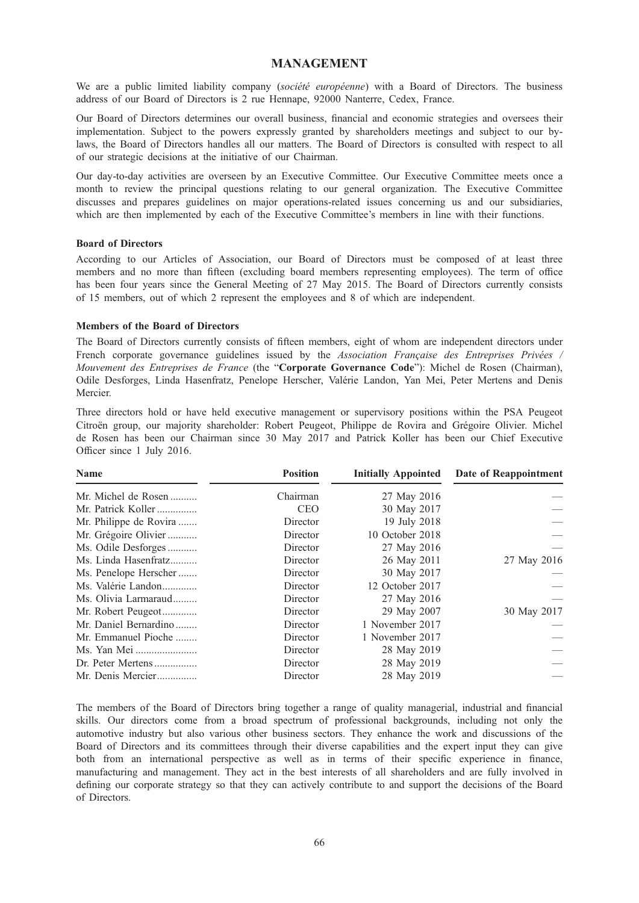# MANAGEMENT

We are a public limited liability company (*société européenne*) with a Board of Directors. The business address of our Board of Directors is 2 rue Hennape, 92000 Nanterre, Cedex, France.

Our Board of Directors determines our overall business, financial and economic strategies and oversees their implementation. Subject to the powers expressly granted by shareholders meetings and subject to our by-laws, the Board of Directors handles all our matters. The Board of Directors is consulted with respect to all of our strategic decisions at the initiative of our Chairman.

Our day-to-day activities are overseen by an Executive Committee. Our Executive Committee meets once a month to review the principal questions relating to our general organization. The Executive Committee discusses and prepares guidelines on major operations-related issues concerning us and our subsidiaries, which are then implemented by each of the Executive Committee's members in line with their functions.

### Board of Directors

According to our Articles of Association, our Board of Directors must be composed of at least three members and no more than fifteen (excluding board members representing employees). The term of office has been four years since the General Meeting of 27 May 2015. The Board of Directors currently consists of 15 members, out of which 2 represent the employees and 8 of which are independent.

### Members of the Board of Directors

The Board of Directors currently consists of fifteen members, eight of whom are independent directors under French corporate governance guidelines issued by the *Association Française des Entreprises Privées / Mouvement des Entreprises de France* (the "**Corporate Governance Code**"): Michel de Rosen (Chairman), Odile Desforges, Linda Hasenfratz, Penelope Herscher, Valérie Landon, Yan Mei, Peter Mertens and Denis Mercier.

Three directors hold or have held executive management or supervisory positions within the PSA Peugeot Citroën group, our majority shareholder: Robert Peugeot, Philippe de Rovira and Grégoire Olivier. Michel de Rosen has been our Chairman since 30 May 2017 and Patrick Koller has been our Chief Executive Officer since 1 July 2016.

| Name | Position | Initially Appointed | Date of Reappointment |
|---|---|---|---|
| Mr. Michel de Rosen | Chairman | 27 May 2016 | — |
| Mr. Patrick Koller | CEO | 30 May 2017 | — |
| Mr. Philippe de Rovira | Director | 19 July 2018 | — |
| Mr. Grégoire Olivier | Director | 10 October 2018 | — |
| Ms. Odile Desforges | Director | 27 May 2016 | — |
| Ms. Linda Hasenfratz | Director | 26 May 2011 | 27 May 2016 |
| Ms. Penelope Herscher | Director | 30 May 2017 | — |
| Ms. Valérie Landon | Director | 12 October 2017 | — |
| Ms. Olivia Larmaraud | Director | 27 May 2016 | — |
| Mr. Robert Peugeot | Director | 29 May 2007 | 30 May 2017 |
| Mr. Daniel Bernardino | Director | 1 November 2017 | — |
| Mr. Emmanuel Pioche | Director | 1 November 2017 | — |
| Ms. Yan Mei | Director | 28 May 2019 | — |
| Dr. Peter Mertens | Director | 28 May 2019 | — |
| Mr. Denis Mercier | Director | 28 May 2019 | — |

The members of the Board of Directors bring together a range of quality managerial, industrial and financial skills. Our directors come from a broad spectrum of professional backgrounds, including not only the automotive industry but also various other business sectors. They enhance the work and discussions of the Board of Directors and its committees through their diverse capabilities and the expert input they can give both from an international perspective as well as in terms of their specific experience in finance, manufacturing and management. They act in the best interests of all shareholders and are fully involved in defining our corporate strategy so that they can actively contribute to and support the decisions of the Board of Directors.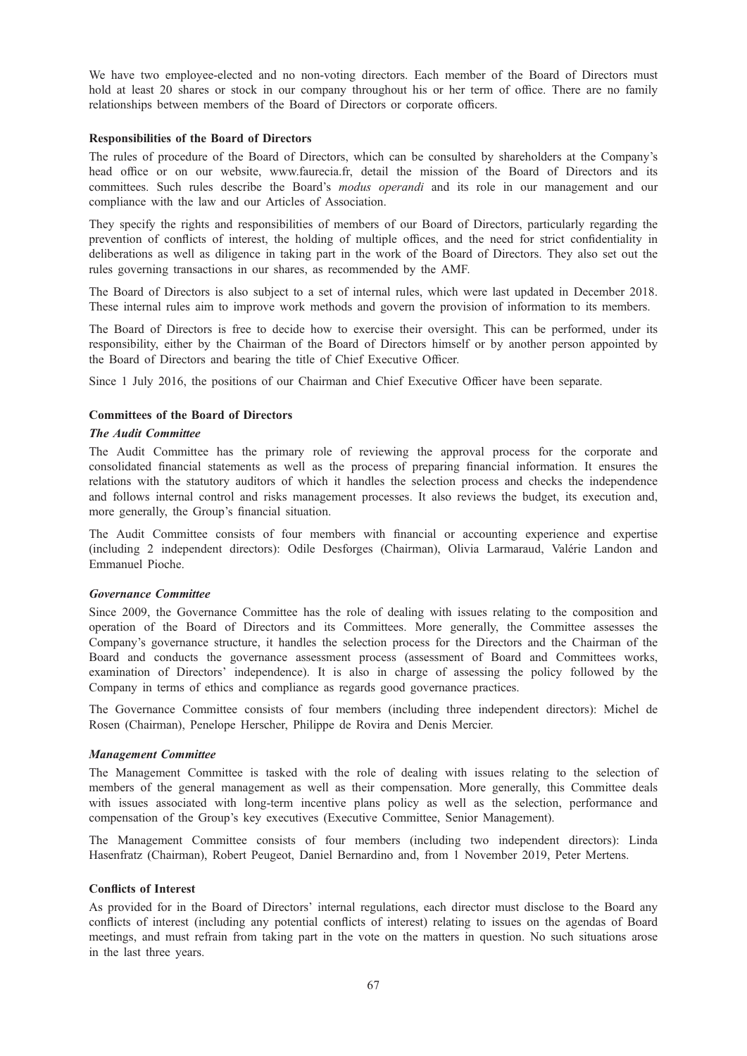We have two employee-elected and no non-voting directors. Each member of the Board of Directors must hold at least 20 shares or stock in our company throughout his or her term of office. There are no family relationships between members of the Board of Directors or corporate officers.

**Responsibilities of the Board of Directors**

The rules of procedure of the Board of Directors, which can be consulted by shareholders at the Company's head office or on our website, www.faurecia.fr, detail the mission of the Board of Directors and its committees. Such rules describe the Board's *modus operandi* and its role in our management and our compliance with the law and our Articles of Association.

They specify the rights and responsibilities of members of our Board of Directors, particularly regarding the prevention of conflicts of interest, the holding of multiple offices, and the need for strict confidentiality in deliberations as well as diligence in taking part in the work of the Board of Directors. They also set out the rules governing transactions in our shares, as recommended by the AMF.

The Board of Directors is also subject to a set of internal rules, which were last updated in December 2018. These internal rules aim to improve work methods and govern the provision of information to its members.

The Board of Directors is free to decide how to exercise their oversight. This can be performed, under its responsibility, either by the Chairman of the Board of Directors himself or by another person appointed by the Board of Directors and bearing the title of Chief Executive Officer.

Since 1 July 2016, the positions of our Chairman and Chief Executive Officer have been separate.

**Committees of the Board of Directors**

***The Audit Committee***

The Audit Committee has the primary role of reviewing the approval process for the corporate and consolidated financial statements as well as the process of preparing financial information. It ensures the relations with the statutory auditors of which it handles the selection process and checks the independence and follows internal control and risks management processes. It also reviews the budget, its execution and, more generally, the Group's financial situation.

The Audit Committee consists of four members with financial or accounting experience and expertise (including 2 independent directors): Odile Desforges (Chairman), Olivia Larmaraud, Valérie Landon and Emmanuel Pioche.

***Governance Committee***

Since 2009, the Governance Committee has the role of dealing with issues relating to the composition and operation of the Board of Directors and its Committees. More generally, the Committee assesses the Company's governance structure, it handles the selection process for the Directors and the Chairman of the Board and conducts the governance assessment process (assessment of Board and Committees works, examination of Directors' independence). It is also in charge of assessing the policy followed by the Company in terms of ethics and compliance as regards good governance practices.

The Governance Committee consists of four members (including three independent directors): Michel de Rosen (Chairman), Penelope Herscher, Philippe de Rovira and Denis Mercier.

***Management Committee***

The Management Committee is tasked with the role of dealing with issues relating to the selection of members of the general management as well as their compensation. More generally, this Committee deals with issues associated with long-term incentive plans policy as well as the selection, performance and compensation of the Group's key executives (Executive Committee, Senior Management).

The Management Committee consists of four members (including two independent directors): Linda Hasenfratz (Chairman), Robert Peugeot, Daniel Bernardino and, from 1 November 2019, Peter Mertens.

**Conflicts of Interest**

As provided for in the Board of Directors' internal regulations, each director must disclose to the Board any conflicts of interest (including any potential conflicts of interest) relating to issues on the agendas of Board meetings, and must refrain from taking part in the vote on the matters in question. No such situations arose in the last three years.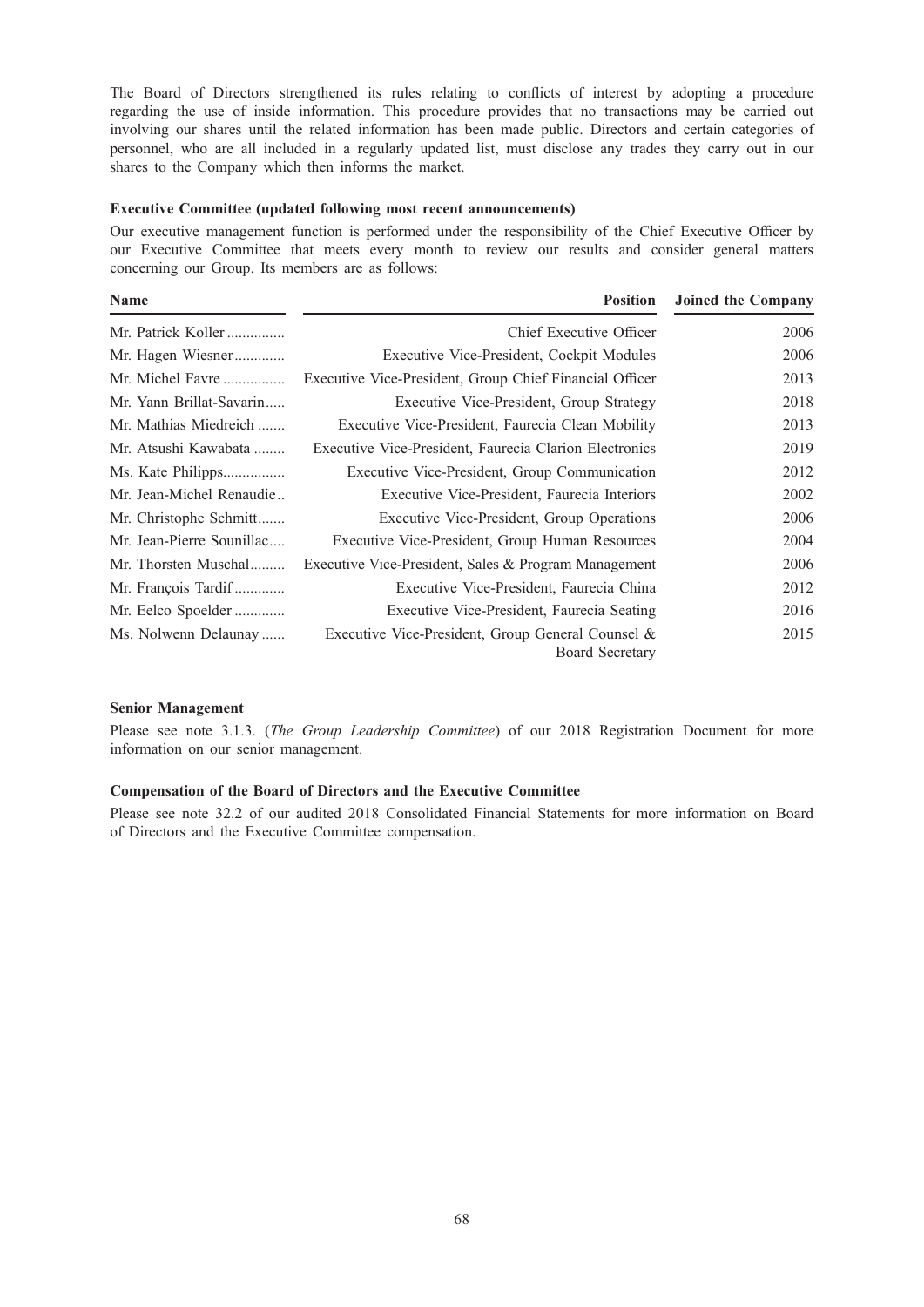The Board of Directors strengthened its rules relating to conflicts of interest by adopting a procedure regarding the use of inside information. This procedure provides that no transactions may be carried out involving our shares until the related information has been made public. Directors and certain categories of personnel, who are all included in a regularly updated list, must disclose any trades they carry out in our shares to the Company which then informs the market.

**Executive Committee (updated following most recent announcements)**

Our executive management function is performed under the responsibility of the Chief Executive Officer by our Executive Committee that meets every month to review our results and consider general matters concerning our Group. Its members are as follows:

| Name | Position | Joined the Company |
|---|---|---|
| Mr. Patrick Koller | Chief Executive Officer | 2006 |
| Mr. Hagen Wiesner | Executive Vice-President, Cockpit Modules | 2006 |
| Mr. Michel Favre | Executive Vice-President, Group Chief Financial Officer | 2013 |
| Mr. Yann Brillat-Savarin | Executive Vice-President, Group Strategy | 2018 |
| Mr. Mathias Miedreich | Executive Vice-President, Faurecia Clean Mobility | 2013 |
| Mr. Atsushi Kawabata | Executive Vice-President, Faurecia Clarion Electronics | 2019 |
| Ms. Kate Philipps | Executive Vice-President, Group Communication | 2012 |
| Mr. Jean-Michel Renaudie | Executive Vice-President, Faurecia Interiors | 2002 |
| Mr. Christophe Schmitt | Executive Vice-President, Group Operations | 2006 |
| Mr. Jean-Pierre Sounillac | Executive Vice-President, Group Human Resources | 2004 |
| Mr. Thorsten Muschal | Executive Vice-President, Sales & Program Management | 2006 |
| Mr. François Tardif | Executive Vice-President, Faurecia China | 2012 |
| Mr. Eelco Spoelder | Executive Vice-President, Faurecia Seating | 2016 |
| Ms. Nolwenn Delaunay | Executive Vice-President, Group General Counsel & Board Secretary | 2015 |

**Senior Management**

Please see note 3.1.3. (*The Group Leadership Committee*) of our 2018 Registration Document for more information on our senior management.

**Compensation of the Board of Directors and the Executive Committee**

Please see note 32.2 of our audited 2018 Consolidated Financial Statements for more information on Board of Directors and the Executive Committee compensation.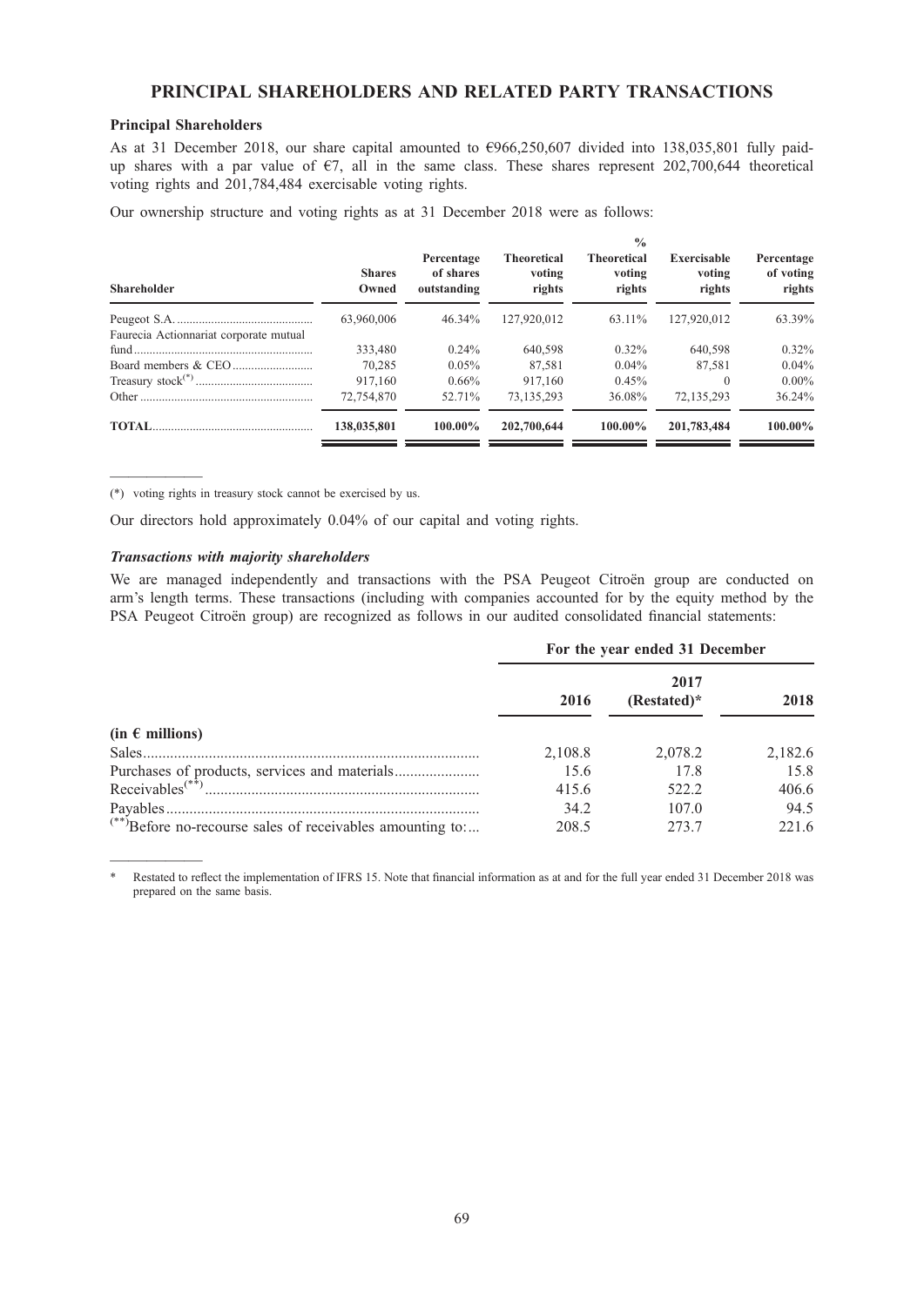# PRINCIPAL SHAREHOLDERS AND RELATED PARTY TRANSACTIONS

### Principal Shareholders

As at 31 December 2018, our share capital amounted to €966,250,607 divided into 138,035,801 fully paid-up shares with a par value of €7, all in the same class. These shares represent 202,700,644 theoretical voting rights and 201,784,484 exercisable voting rights.

Our ownership structure and voting rights as at 31 December 2018 were as follows:

| Shareholder | Shares Owned | Percentage of shares outstanding | Theoretical voting rights | % Theoretical voting rights | Exercisable voting rights | Percentage of voting rights |
|---|---|---|---|---|---|---|
| Peugeot S.A. | 63,960,006 | 46.34% | 127,920,012 | 63.11% | 127,920,012 | 63.39% |
| Faurecia Actionnariat corporate mutual fund | 333,480 | 0.24% | 640,598 | 0.32% | 640,598 | 0.32% |
| Board members & CEO | 70,285 | 0.05% | 87,581 | 0.04% | 87,581 | 0.04% |
| Treasury stock(*) | 917,160 | 0.66% | 917,160 | 0.45% | 0 | 0.00% |
| Other | 72,754,870 | 52.71% | 73,135,293 | 36.08% | 72,135,293 | 36.24% |
| **TOTAL** | **138,035,801** | **100.00%** | **202,700,644** | **100.00%** | **201,783,484** | **100.00%** |

(*) voting rights in treasury stock cannot be exercised by us.

Our directors hold approximately 0.04% of our capital and voting rights.

### *Transactions with majority shareholders*

We are managed independently and transactions with the PSA Peugeot Citroën group are conducted on arm's length terms. These transactions (including with companies accounted for by the equity method by the PSA Peugeot Citroën group) are recognized as follows in our audited consolidated financial statements:

| | For the year ended 31 December | | |
|---|---|---|---|
| | 2016 | 2017 (Restated)* | 2018 |
| **(in € millions)** | | | |
| Sales | 2,108.8 | 2,078.2 | 2,182.6 |
| Purchases of products, services and materials | 15.6 | 17.8 | 15.8 |
| Receivables(**) | 415.6 | 522.2 | 406.6 |
| Payables | 34.2 | 107.0 | 94.5 |
| (**)Before no-recourse sales of receivables amounting to: | 208.5 | 273.7 | 221.6 |

\* Restated to reflect the implementation of IFRS 15. Note that financial information as at and for the full year ended 31 December 2018 was prepared on the same basis.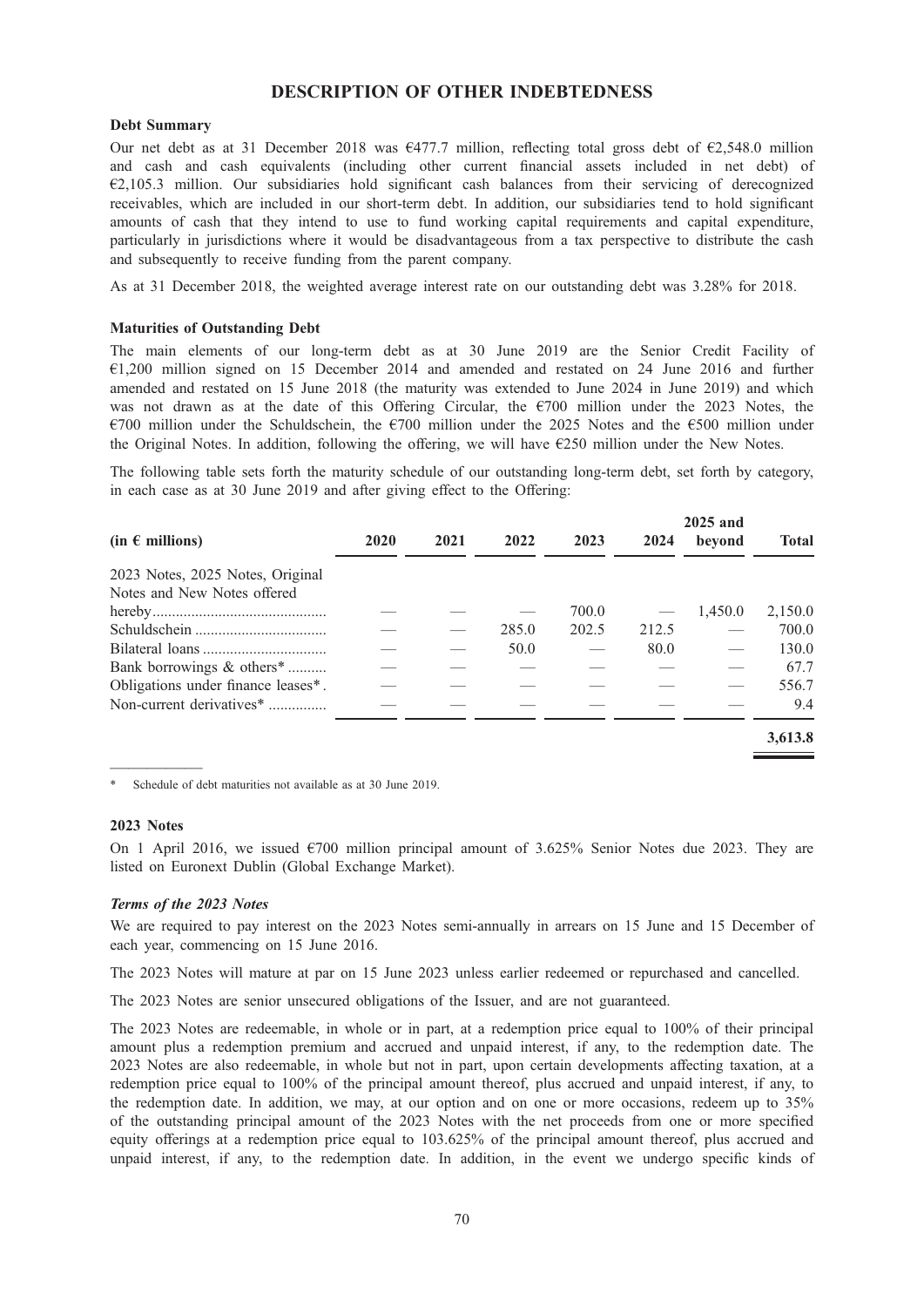# DESCRIPTION OF OTHER INDEBTEDNESS

**Debt Summary**

Our net debt as at 31 December 2018 was €477.7 million, reflecting total gross debt of €2,548.0 million and cash and cash equivalents (including other current financial assets included in net debt) of €2,105.3 million. Our subsidiaries hold significant cash balances from their servicing of derecognized receivables, which are included in our short-term debt. In addition, our subsidiaries tend to hold significant amounts of cash that they intend to use to fund working capital requirements and capital expenditure, particularly in jurisdictions where it would be disadvantageous from a tax perspective to distribute the cash and subsequently to receive funding from the parent company.

As at 31 December 2018, the weighted average interest rate on our outstanding debt was 3.28% for 2018.

**Maturities of Outstanding Debt**

The main elements of our long-term debt as at 30 June 2019 are the Senior Credit Facility of €1,200 million signed on 15 December 2014 and amended and restated on 24 June 2016 and further amended and restated on 15 June 2018 (the maturity was extended to June 2024 in June 2019) and which was not drawn as at the date of this Offering Circular, the €700 million under the 2023 Notes, the €700 million under the Schuldschein, the €700 million under the 2025 Notes and the €500 million under the Original Notes. In addition, following the offering, we will have €250 million under the New Notes.

The following table sets forth the maturity schedule of our outstanding long-term debt, set forth by category, in each case as at 30 June 2019 and after giving effect to the Offering:

| (in € millions) | 2020 | 2021 | 2022 | 2023 | 2024 | 2025 and beyond | Total |
|---|---|---|---|---|---|---|---|
| 2023 Notes, 2025 Notes, Original Notes and New Notes offered hereby | — | — | — | 700.0 | — | 1,450.0 | 2,150.0 |
| Schuldschein | — | — | 285.0 | 202.5 | 212.5 | — | 700.0 |
| Bilateral loans | — | — | 50.0 | — | 80.0 | — | 130.0 |
| Bank borrowings & others* | — | — | — | — | — | — | 67.7 |
| Obligations under finance leases* | — | — | — | — | — | — | 556.7 |
| Non-current derivatives* | — | — | — | — | — | — | 9.4 |
| | | | | | | | **3,613.8** |

\* Schedule of debt maturities not available as at 30 June 2019.

**2023 Notes**

On 1 April 2016, we issued €700 million principal amount of 3.625% Senior Notes due 2023. They are listed on Euronext Dublin (Global Exchange Market).

***Terms of the 2023 Notes***

We are required to pay interest on the 2023 Notes semi-annually in arrears on 15 June and 15 December of each year, commencing on 15 June 2016.

The 2023 Notes will mature at par on 15 June 2023 unless earlier redeemed or repurchased and cancelled.

The 2023 Notes are senior unsecured obligations of the Issuer, and are not guaranteed.

The 2023 Notes are redeemable, in whole or in part, at a redemption price equal to 100% of their principal amount plus a redemption premium and accrued and unpaid interest, if any, to the redemption date. The 2023 Notes are also redeemable, in whole but not in part, upon certain developments affecting taxation, at a redemption price equal to 100% of the principal amount thereof, plus accrued and unpaid interest, if any, to the redemption date. In addition, we may, at our option and on one or more occasions, redeem up to 35% of the outstanding principal amount of the 2023 Notes with the net proceeds from one or more specified equity offerings at a redemption price equal to 103.625% of the principal amount thereof, plus accrued and unpaid interest, if any, to the redemption date. In addition, in the event we undergo specific kinds of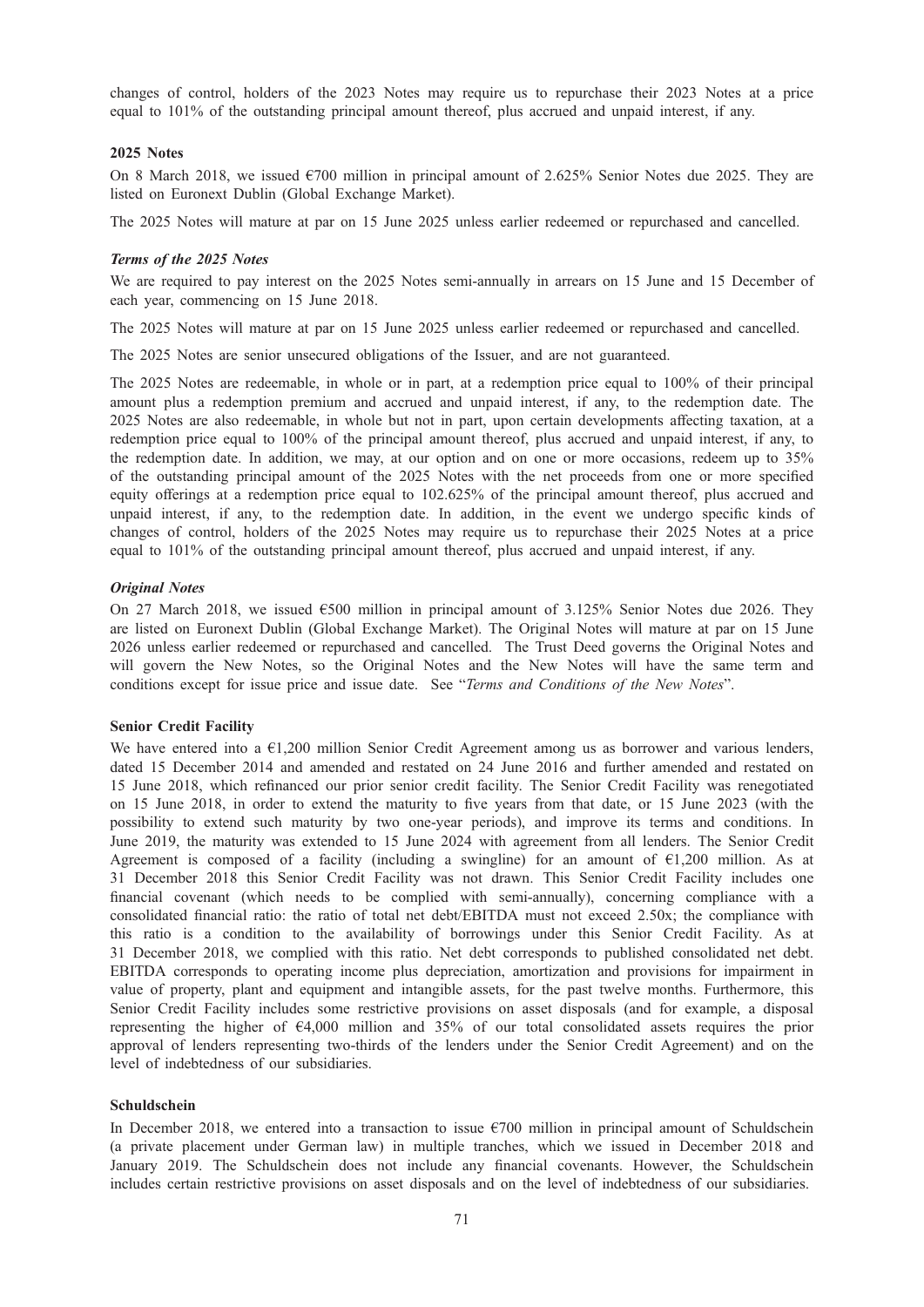changes of control, holders of the 2023 Notes may require us to repurchase their 2023 Notes at a price equal to 101% of the outstanding principal amount thereof, plus accrued and unpaid interest, if any.

**2025 Notes**

On 8 March 2018, we issued €700 million in principal amount of 2.625% Senior Notes due 2025. They are listed on Euronext Dublin (Global Exchange Market).

The 2025 Notes will mature at par on 15 June 2025 unless earlier redeemed or repurchased and cancelled.

***Terms of the 2025 Notes***

We are required to pay interest on the 2025 Notes semi-annually in arrears on 15 June and 15 December of each year, commencing on 15 June 2018.

The 2025 Notes will mature at par on 15 June 2025 unless earlier redeemed or repurchased and cancelled.

The 2025 Notes are senior unsecured obligations of the Issuer, and are not guaranteed.

The 2025 Notes are redeemable, in whole or in part, at a redemption price equal to 100% of their principal amount plus a redemption premium and accrued and unpaid interest, if any, to the redemption date. The 2025 Notes are also redeemable, in whole but not in part, upon certain developments affecting taxation, at a redemption price equal to 100% of the principal amount thereof, plus accrued and unpaid interest, if any, to the redemption date. In addition, we may, at our option and on one or more occasions, redeem up to 35% of the outstanding principal amount of the 2025 Notes with the net proceeds from one or more specified equity offerings at a redemption price equal to 102.625% of the principal amount thereof, plus accrued and unpaid interest, if any, to the redemption date. In addition, in the event we undergo specific kinds of changes of control, holders of the 2025 Notes may require us to repurchase their 2025 Notes at a price equal to 101% of the outstanding principal amount thereof, plus accrued and unpaid interest, if any.

***Original Notes***

On 27 March 2018, we issued €500 million in principal amount of 3.125% Senior Notes due 2026. They are listed on Euronext Dublin (Global Exchange Market). The Original Notes will mature at par on 15 June 2026 unless earlier redeemed or repurchased and cancelled. The Trust Deed governs the Original Notes and will govern the New Notes, so the Original Notes and the New Notes will have the same term and conditions except for issue price and issue date. See "*Terms and Conditions of the New Notes*".

**Senior Credit Facility**

We have entered into a €1,200 million Senior Credit Agreement among us as borrower and various lenders, dated 15 December 2014 and amended and restated on 24 June 2016 and further amended and restated on 15 June 2018, which refinanced our prior senior credit facility. The Senior Credit Facility was renegotiated on 15 June 2018, in order to extend the maturity to five years from that date, or 15 June 2023 (with the possibility to extend such maturity by two one-year periods), and improve its terms and conditions. In June 2019, the maturity was extended to 15 June 2024 with agreement from all lenders. The Senior Credit Agreement is composed of a facility (including a swingline) for an amount of €1,200 million. As at 31 December 2018 this Senior Credit Facility was not drawn. This Senior Credit Facility includes one financial covenant (which needs to be complied with semi-annually), concerning compliance with a consolidated financial ratio: the ratio of total net debt/EBITDA must not exceed 2.50x; the compliance with this ratio is a condition to the availability of borrowings under this Senior Credit Facility. As at 31 December 2018, we complied with this ratio. Net debt corresponds to published consolidated net debt. EBITDA corresponds to operating income plus depreciation, amortization and provisions for impairment in value of property, plant and equipment and intangible assets, for the past twelve months. Furthermore, this Senior Credit Facility includes some restrictive provisions on asset disposals (and for example, a disposal representing the higher of €4,000 million and 35% of our total consolidated assets requires the prior approval of lenders representing two-thirds of the lenders under the Senior Credit Agreement) and on the level of indebtedness of our subsidiaries.

**Schuldschein**

In December 2018, we entered into a transaction to issue €700 million in principal amount of Schuldschein (a private placement under German law) in multiple tranches, which we issued in December 2018 and January 2019. The Schuldschein does not include any financial covenants. However, the Schuldschein includes certain restrictive provisions on asset disposals and on the level of indebtedness of our subsidiaries.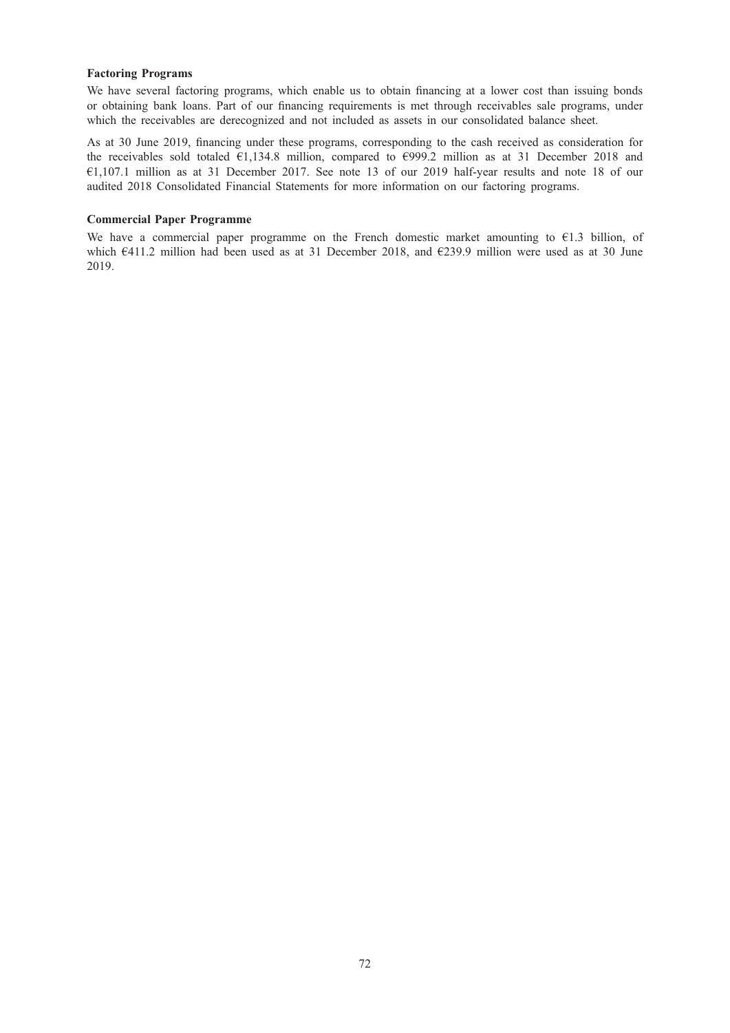### Factoring Programs

We have several factoring programs, which enable us to obtain financing at a lower cost than issuing bonds or obtaining bank loans. Part of our financing requirements is met through receivables sale programs, under which the receivables are derecognized and not included as assets in our consolidated balance sheet.

As at 30 June 2019, financing under these programs, corresponding to the cash received as consideration for the receivables sold totaled €1,134.8 million, compared to €999.2 million as at 31 December 2018 and €1,107.1 million as at 31 December 2017. See note 13 of our 2019 half-year results and note 18 of our audited 2018 Consolidated Financial Statements for more information on our factoring programs.

### Commercial Paper Programme

We have a commercial paper programme on the French domestic market amounting to €1.3 billion, of which €411.2 million had been used as at 31 December 2018, and €239.9 million were used as at 30 June 2019.